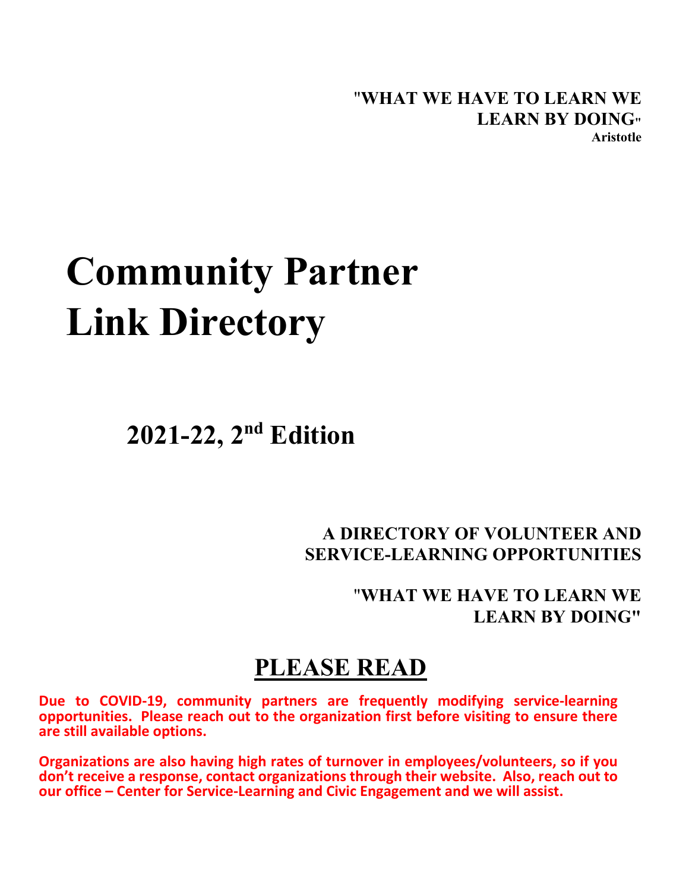**"WHAT WE HAVE TO LEARN WE LEARN BY DOING"**
**Aristotle**

# Community Partner Link Directory

## 2021-22, 2nd Edition

**A DIRECTORY OF VOLUNTEER AND SERVICE-LEARNING OPPORTUNITIES**

**"WHAT WE HAVE TO LEARN WE LEARN BY DOING"**

## PLEASE READ

**Due to COVID-19, community partners are frequently modifying service-learning opportunities. Please reach out to the organization first before visiting to ensure there are still available options.**

**Organizations are also having high rates of turnover in employees/volunteers, so if you don't receive a response, contact organizations through their website. Also, reach out to our office – Center for Service-Learning and Civic Engagement and we will assist.**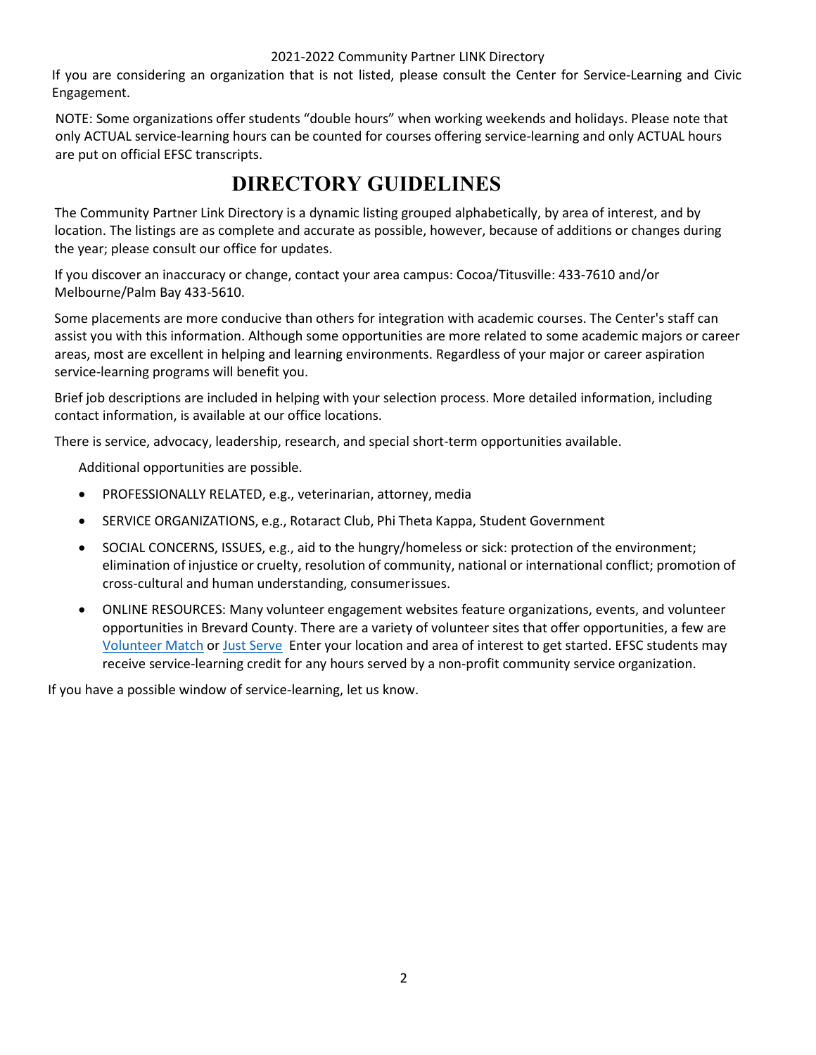2021-2022 Community Partner LINK Directory

If you are considering an organization that is not listed, please consult the Center for Service-Learning and Civic Engagement.

NOTE: Some organizations offer students "double hours" when working weekends and holidays. Please note that only ACTUAL service-learning hours can be counted for courses offering service-learning and only ACTUAL hours are put on official EFSC transcripts.

# DIRECTORY GUIDELINES

The Community Partner Link Directory is a dynamic listing grouped alphabetically, by area of interest, and by location. The listings are as complete and accurate as possible, however, because of additions or changes during the year; please consult our office for updates.

If you discover an inaccuracy or change, contact your area campus: Cocoa/Titusville: 433-7610 and/or Melbourne/Palm Bay 433-5610.

Some placements are more conducive than others for integration with academic courses. The Center's staff can assist you with this information. Although some opportunities are more related to some academic majors or career areas, most are excellent in helping and learning environments. Regardless of your major or career aspiration service-learning programs will benefit you.

Brief job descriptions are included in helping with your selection process. More detailed information, including contact information, is available at our office locations.

There is service, advocacy, leadership, research, and special short-term opportunities available.

Additional opportunities are possible.

- PROFESSIONALLY RELATED, e.g., veterinarian, attorney, media
- SERVICE ORGANIZATIONS, e.g., Rotaract Club, Phi Theta Kappa, Student Government
- SOCIAL CONCERNS, ISSUES, e.g., aid to the hungry/homeless or sick: protection of the environment; elimination of injustice or cruelty, resolution of community, national or international conflict; promotion of cross-cultural and human understanding, consumer issues.
- ONLINE RESOURCES: Many volunteer engagement websites feature organizations, events, and volunteer opportunities in Brevard County. There are a variety of volunteer sites that offer opportunities, a few are Volunteer Match or Just Serve Enter your location and area of interest to get started. EFSC students may receive service-learning credit for any hours served by a non-profit community service organization.

If you have a possible window of service-learning, let us know.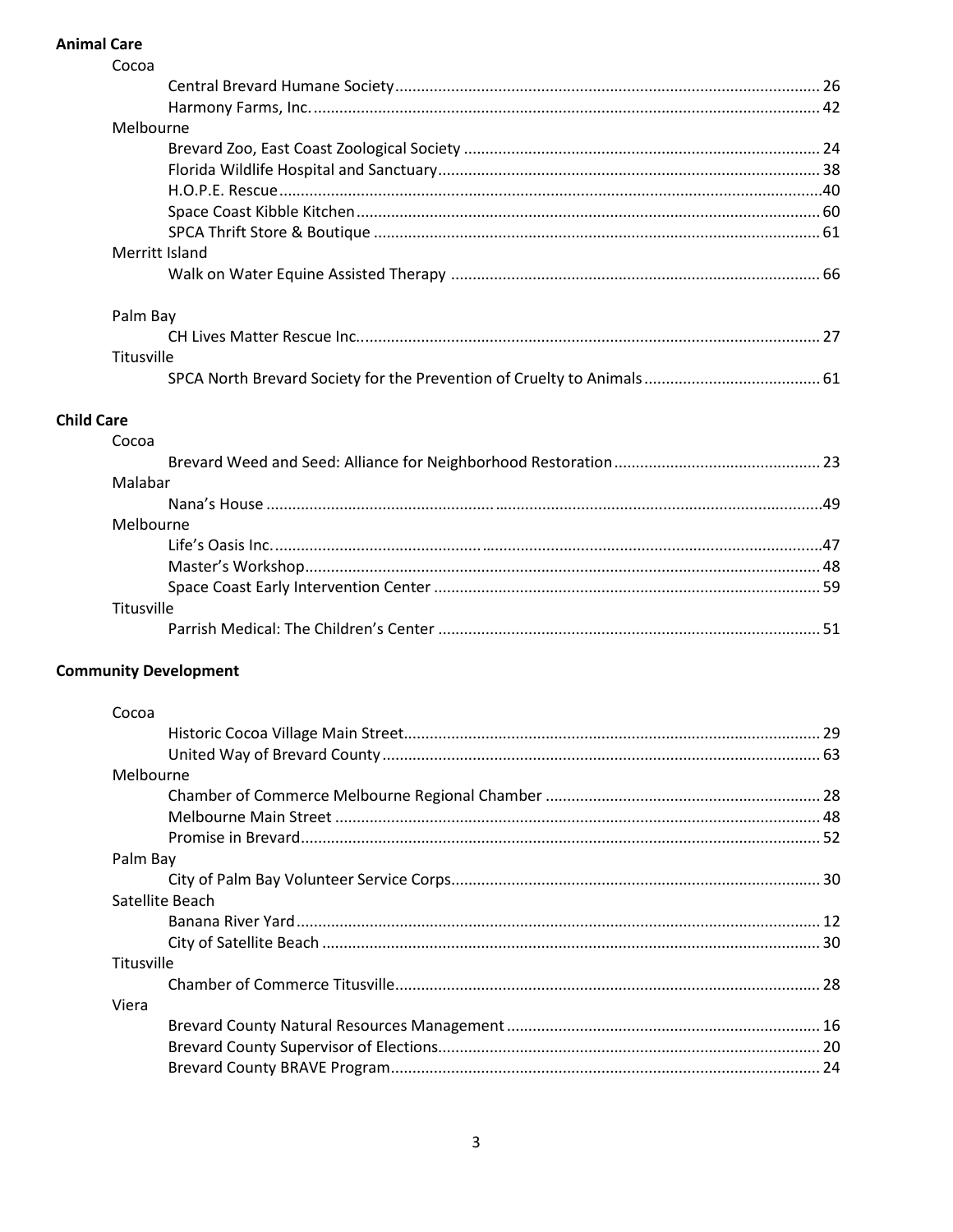**Animal Care**

Cocoa

- Central Brevard Humane Society .......... 26
- Harmony Farms, Inc. .......... 42

Melbourne

- Brevard Zoo, East Coast Zoological Society .......... 24
- Florida Wildlife Hospital and Sanctuary .......... 38
- H.O.P.E. Rescue .......... 40
- Space Coast Kibble Kitchen .......... 60
- SPCA Thrift Store & Boutique .......... 61

Merritt Island

- Walk on Water Equine Assisted Therapy .......... 66

Palm Bay

- CH Lives Matter Rescue Inc. .......... 27

Titusville

- SPCA North Brevard Society for the Prevention of Cruelty to Animals .......... 61

**Child Care**

Cocoa

- Brevard Weed and Seed: Alliance for Neighborhood Restoration .......... 23

Malabar

- Nana's House .......... 49

Melbourne

- Life's Oasis Inc. .......... 47
- Master's Workshop .......... 48
- Space Coast Early Intervention Center .......... 59

Titusville

- Parrish Medical: The Children's Center .......... 51

**Community Development**

Cocoa

- Historic Cocoa Village Main Street .......... 29
- United Way of Brevard County .......... 63

Melbourne

- Chamber of Commerce Melbourne Regional Chamber .......... 28
- Melbourne Main Street .......... 48
- Promise in Brevard .......... 52

Palm Bay

- City of Palm Bay Volunteer Service Corps .......... 30

Satellite Beach

- Banana River Yard .......... 12
- City of Satellite Beach .......... 30

Titusville

- Chamber of Commerce Titusville .......... 28

Viera

- Brevard County Natural Resources Management .......... 16
- Brevard County Supervisor of Elections .......... 20
- Brevard County BRAVE Program .......... 24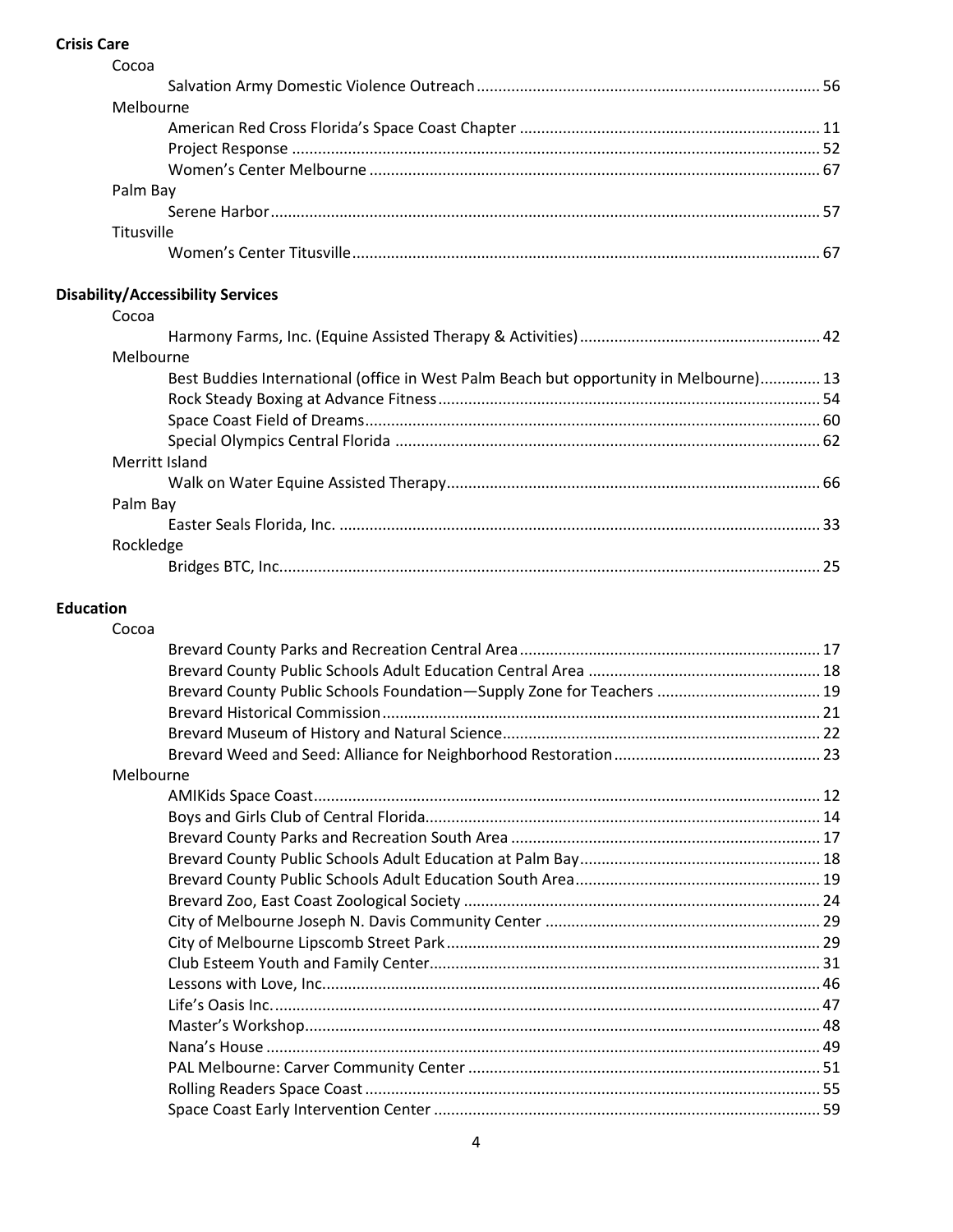**Crisis Care**

Cocoa

- Salvation Army Domestic Violence Outreach ... 56

Melbourne

- American Red Cross Florida's Space Coast Chapter ... 11
- Project Response ... 52
- Women's Center Melbourne ... 67

Palm Bay

- Serene Harbor ... 57

Titusville

- Women's Center Titusville ... 67

**Disability/Accessibility Services**

Cocoa

- Harmony Farms, Inc. (Equine Assisted Therapy & Activities) ... 42

Melbourne

- Best Buddies International (office in West Palm Beach but opportunity in Melbourne) ... 13
- Rock Steady Boxing at Advance Fitness ... 54
- Space Coast Field of Dreams ... 60
- Special Olympics Central Florida ... 62

Merritt Island

- Walk on Water Equine Assisted Therapy ... 66

Palm Bay

- Easter Seals Florida, Inc. ... 33

Rockledge

- Bridges BTC, Inc. ... 25

**Education**

Cocoa

- Brevard County Parks and Recreation Central Area ... 17
- Brevard County Public Schools Adult Education Central Area ... 18
- Brevard County Public Schools Foundation—Supply Zone for Teachers ... 19
- Brevard Historical Commission ... 21
- Brevard Museum of History and Natural Science ... 22
- Brevard Weed and Seed: Alliance for Neighborhood Restoration ... 23

Melbourne

- AMIKids Space Coast ... 12
- Boys and Girls Club of Central Florida ... 14
- Brevard County Parks and Recreation South Area ... 17
- Brevard County Public Schools Adult Education at Palm Bay ... 18
- Brevard County Public Schools Adult Education South Area ... 19
- Brevard Zoo, East Coast Zoological Society ... 24
- City of Melbourne Joseph N. Davis Community Center ... 29
- City of Melbourne Lipscomb Street Park ... 29
- Club Esteem Youth and Family Center ... 31
- Lessons with Love, Inc. ... 46
- Life's Oasis Inc. ... 47
- Master's Workshop ... 48
- Nana's House ... 49
- PAL Melbourne: Carver Community Center ... 51
- Rolling Readers Space Coast ... 55
- Space Coast Early Intervention Center ... 59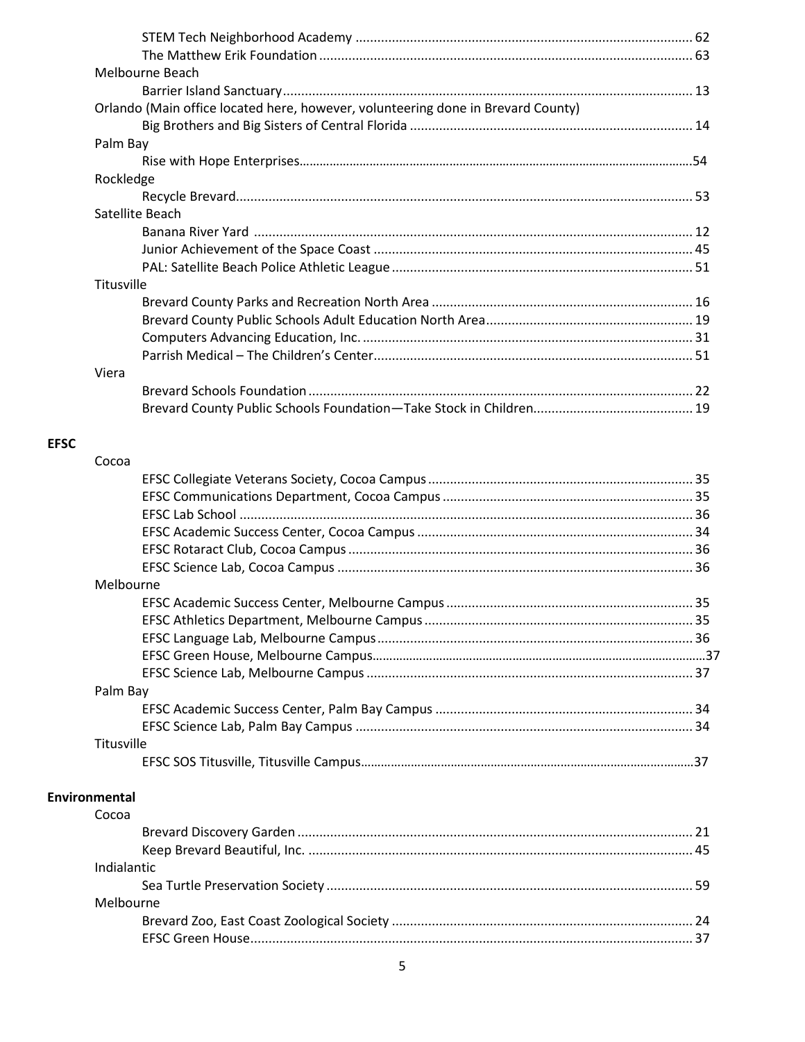- STEM Tech Neighborhood Academy ............................................................................................ 62
- The Matthew Erik Foundation ....................................................................................................... 63

Melbourne Beach

- Barrier Island Sanctuary................................................................................................................ 13

Orlando (Main office located here, however, volunteering done in Brevard County)

- Big Brothers and Big Sisters of Central Florida ............................................................................. 14

Palm Bay

- Rise with Hope Enterprises.....................................................................................................................54

Rockledge

- Recycle Brevard............................................................................................................................. 53

Satellite Beach

- Banana River Yard ........................................................................................................................ 12
- Junior Achievement of the Space Coast ........................................................................................ 45
- PAL: Satellite Beach Police Athletic League ................................................................................... 51

Titusville

- Brevard County Parks and Recreation North Area ........................................................................ 16
- Brevard County Public Schools Adult Education North Area......................................................... 19
- Computers Advancing Education, Inc. ........................................................................................... 31
- Parrish Medical – The Children's Center........................................................................................ 51

Viera

- Brevard Schools Foundation ......................................................................................................... 22
- Brevard County Public Schools Foundation—Take Stock in Children............................................ 19

**EFSC**

Cocoa

- EFSC Collegiate Veterans Society, Cocoa Campus ......................................................................... 35
- EFSC Communications Department, Cocoa Campus ..................................................................... 35
- EFSC Lab School ............................................................................................................................ 36
- EFSC Academic Success Center, Cocoa Campus ............................................................................ 34
- EFSC Rotaract Club, Cocoa Campus ............................................................................................... 36
- EFSC Science Lab, Cocoa Campus .................................................................................................. 36

Melbourne

- EFSC Academic Success Center, Melbourne Campus .................................................................... 35
- EFSC Athletics Department, Melbourne Campus .......................................................................... 35
- EFSC Language Lab, Melbourne Campus ....................................................................................... 36
- EFSC Green House, Melbourne Campus.......................................................................................................37
- EFSC Science Lab, Melbourne Campus .......................................................................................... 37

Palm Bay

- EFSC Academic Success Center, Palm Bay Campus ....................................................................... 34
- EFSC Science Lab, Palm Bay Campus ............................................................................................. 34

Titusville

- EFSC SOS Titusville, Titusville Campus.........................................................................................................37

**Environmental**

Cocoa

- Brevard Discovery Garden ............................................................................................................ 21
- Keep Brevard Beautiful, Inc. .......................................................................................................... 45

Indialantic

- Sea Turtle Preservation Society .................................................................................................... 59

Melbourne

- Brevard Zoo, East Coast Zoological Society ................................................................................... 24
- EFSC Green House.......................................................................................................................... 37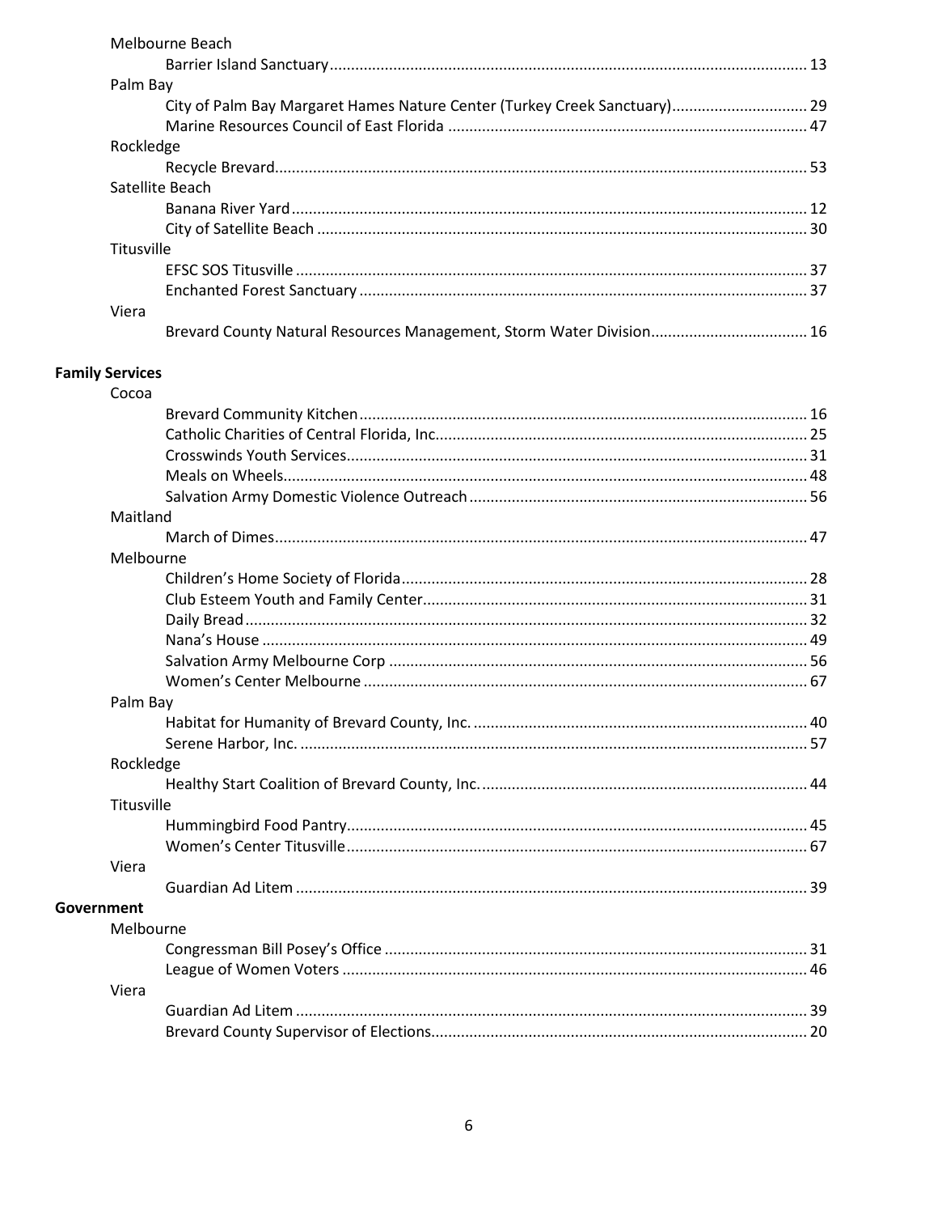Melbourne Beach

- Barrier Island Sanctuary ... 13

Palm Bay

- City of Palm Bay Margaret Hames Nature Center (Turkey Creek Sanctuary) ... 29
- Marine Resources Council of East Florida ... 47

Rockledge

- Recycle Brevard ... 53

Satellite Beach

- Banana River Yard ... 12
- City of Satellite Beach ... 30

Titusville

- EFSC SOS Titusville ... 37
- Enchanted Forest Sanctuary ... 37

Viera

- Brevard County Natural Resources Management, Storm Water Division ... 16

**Family Services**

Cocoa

- Brevard Community Kitchen ... 16
- Catholic Charities of Central Florida, Inc. ... 25
- Crosswinds Youth Services ... 31
- Meals on Wheels ... 48
- Salvation Army Domestic Violence Outreach ... 56

Maitland

- March of Dimes ... 47

Melbourne

- Children's Home Society of Florida ... 28
- Club Esteem Youth and Family Center ... 31
- Daily Bread ... 32
- Nana's House ... 49
- Salvation Army Melbourne Corp ... 56
- Women's Center Melbourne ... 67

Palm Bay

- Habitat for Humanity of Brevard County, Inc. ... 40
- Serene Harbor, Inc. ... 57

Rockledge

- Healthy Start Coalition of Brevard County, Inc. ... 44

Titusville

- Hummingbird Food Pantry ... 45
- Women's Center Titusville ... 67

Viera

- Guardian Ad Litem ... 39

**Government**

Melbourne

- Congressman Bill Posey's Office ... 31
- League of Women Voters ... 46

Viera

- Guardian Ad Litem ... 39
- Brevard County Supervisor of Elections ... 20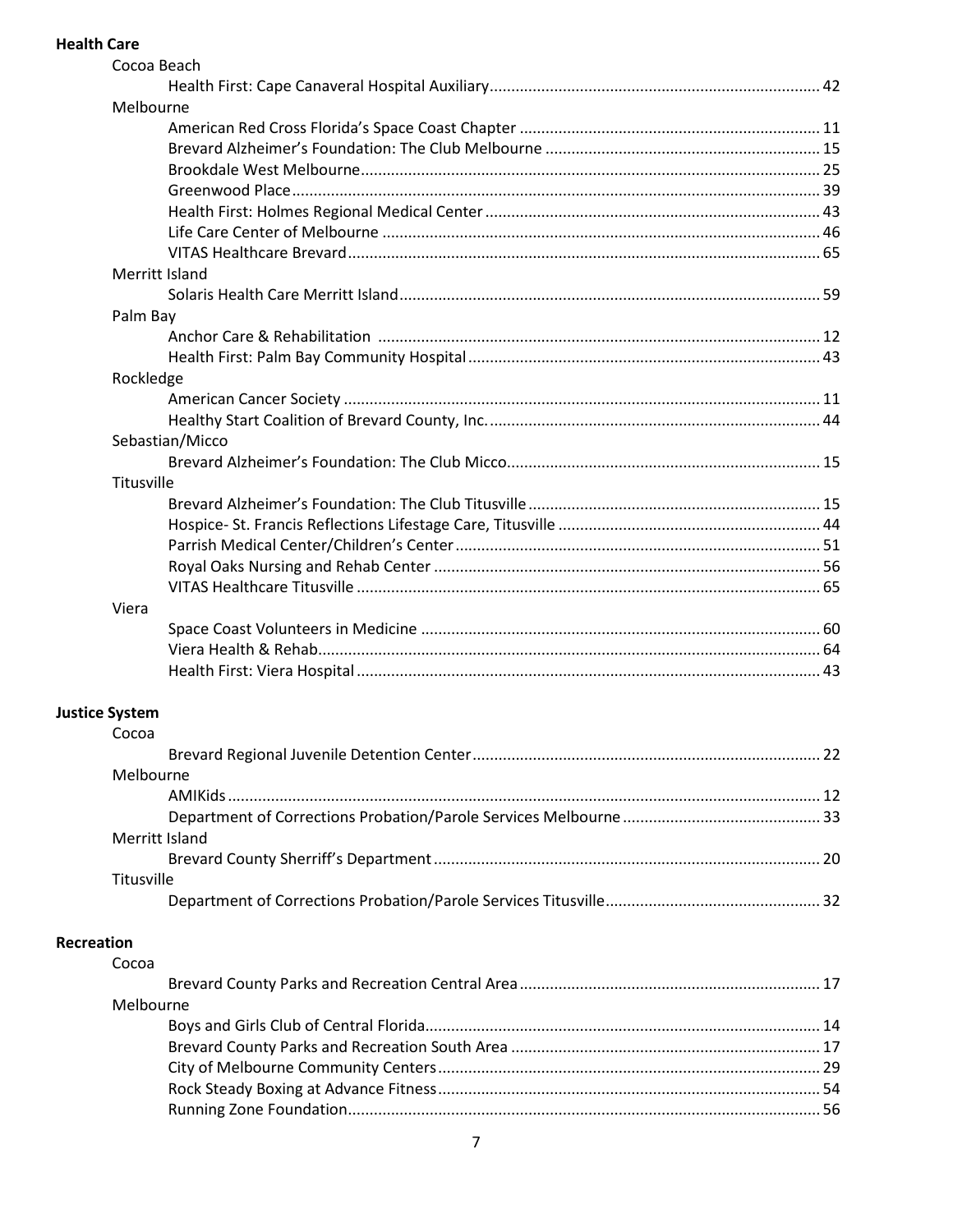**Health Care**

Cocoa Beach

- Health First: Cape Canaveral Hospital Auxiliary ..... 42

Melbourne

- American Red Cross Florida's Space Coast Chapter ..... 11
- Brevard Alzheimer's Foundation: The Club Melbourne ..... 15
- Brookdale West Melbourne ..... 25
- Greenwood Place ..... 39
- Health First: Holmes Regional Medical Center ..... 43
- Life Care Center of Melbourne ..... 46
- VITAS Healthcare Brevard ..... 65

Merritt Island

- Solaris Health Care Merritt Island ..... 59

Palm Bay

- Anchor Care & Rehabilitation ..... 12
- Health First: Palm Bay Community Hospital ..... 43

Rockledge

- American Cancer Society ..... 11
- Healthy Start Coalition of Brevard County, Inc. ..... 44

Sebastian/Micco

- Brevard Alzheimer's Foundation: The Club Micco ..... 15

Titusville

- Brevard Alzheimer's Foundation: The Club Titusville ..... 15
- Hospice- St. Francis Reflections Lifestage Care, Titusville ..... 44
- Parrish Medical Center/Children's Center ..... 51
- Royal Oaks Nursing and Rehab Center ..... 56
- VITAS Healthcare Titusville ..... 65

Viera

- Space Coast Volunteers in Medicine ..... 60
- Viera Health & Rehab ..... 64
- Health First: Viera Hospital ..... 43

**Justice System**

Cocoa

- Brevard Regional Juvenile Detention Center ..... 22

Melbourne

- AMIKids ..... 12
- Department of Corrections Probation/Parole Services Melbourne ..... 33

Merritt Island

- Brevard County Sherriff's Department ..... 20

Titusville

- Department of Corrections Probation/Parole Services Titusville ..... 32

**Recreation**

Cocoa

- Brevard County Parks and Recreation Central Area ..... 17

Melbourne

- Boys and Girls Club of Central Florida ..... 14
- Brevard County Parks and Recreation South Area ..... 17
- City of Melbourne Community Centers ..... 29
- Rock Steady Boxing at Advance Fitness ..... 54
- Running Zone Foundation ..... 56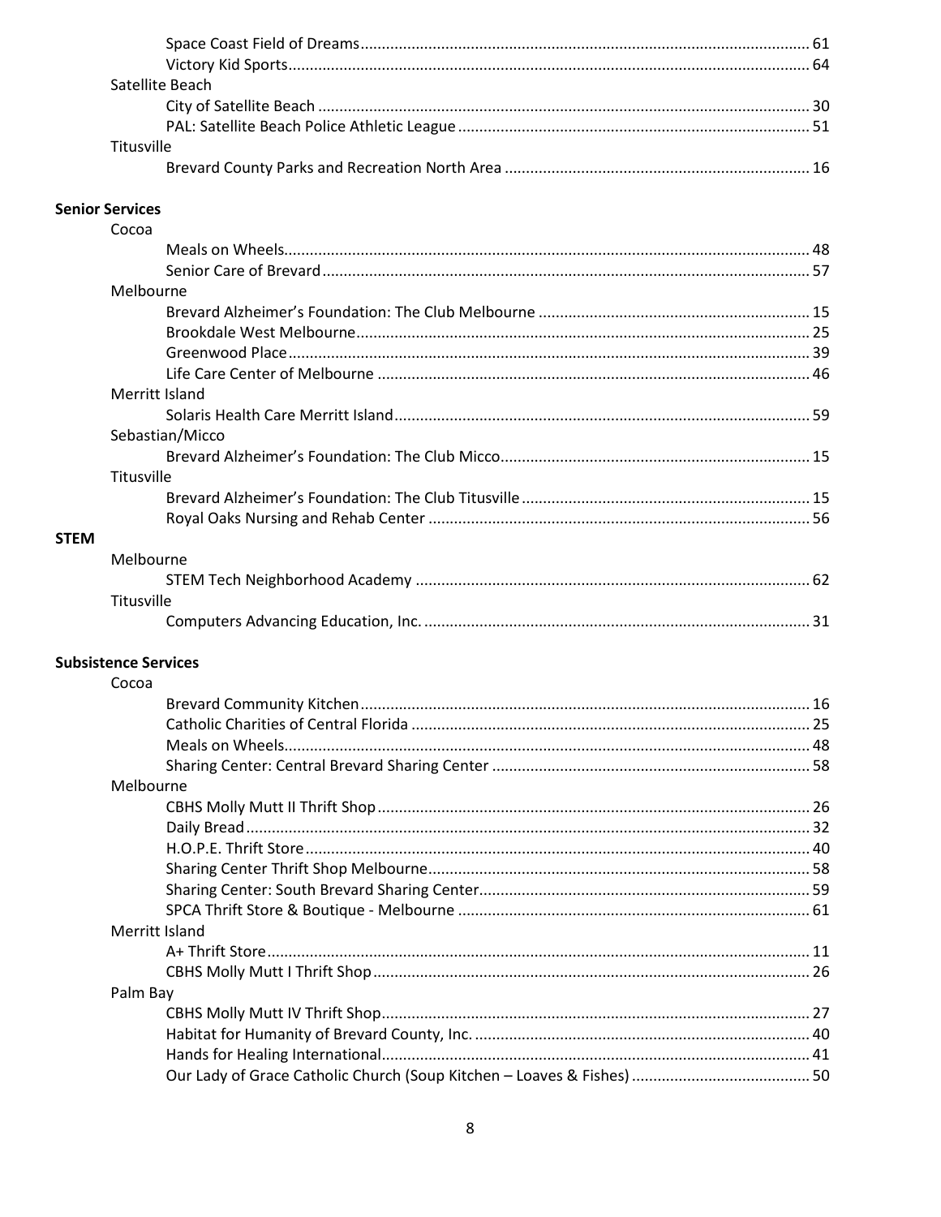- Space Coast Field of Dreams ... 61
- Victory Kid Sports ... 64

Satellite Beach

- City of Satellite Beach ... 30
- PAL: Satellite Beach Police Athletic League ... 51

Titusville

- Brevard County Parks and Recreation North Area ... 16

**Senior Services**

Cocoa

- Meals on Wheels ... 48
- Senior Care of Brevard ... 57

Melbourne

- Brevard Alzheimer's Foundation: The Club Melbourne ... 15
- Brookdale West Melbourne ... 25
- Greenwood Place ... 39
- Life Care Center of Melbourne ... 46

Merritt Island

- Solaris Health Care Merritt Island ... 59

Sebastian/Micco

- Brevard Alzheimer's Foundation: The Club Micco ... 15

Titusville

- Brevard Alzheimer's Foundation: The Club Titusville ... 15
- Royal Oaks Nursing and Rehab Center ... 56

**STEM**

Melbourne

- STEM Tech Neighborhood Academy ... 62

Titusville

- Computers Advancing Education, Inc. ... 31

**Subsistence Services**

Cocoa

- Brevard Community Kitchen ... 16
- Catholic Charities of Central Florida ... 25
- Meals on Wheels ... 48
- Sharing Center: Central Brevard Sharing Center ... 58

Melbourne

- CBHS Molly Mutt II Thrift Shop ... 26
- Daily Bread ... 32
- H.O.P.E. Thrift Store ... 40
- Sharing Center Thrift Shop Melbourne ... 58
- Sharing Center: South Brevard Sharing Center ... 59
- SPCA Thrift Store & Boutique - Melbourne ... 61

Merritt Island

- A+ Thrift Store ... 11
- CBHS Molly Mutt I Thrift Shop ... 26

Palm Bay

- CBHS Molly Mutt IV Thrift Shop ... 27
- Habitat for Humanity of Brevard County, Inc. ... 40
- Hands for Healing International ... 41
- Our Lady of Grace Catholic Church (Soup Kitchen – Loaves & Fishes) ... 50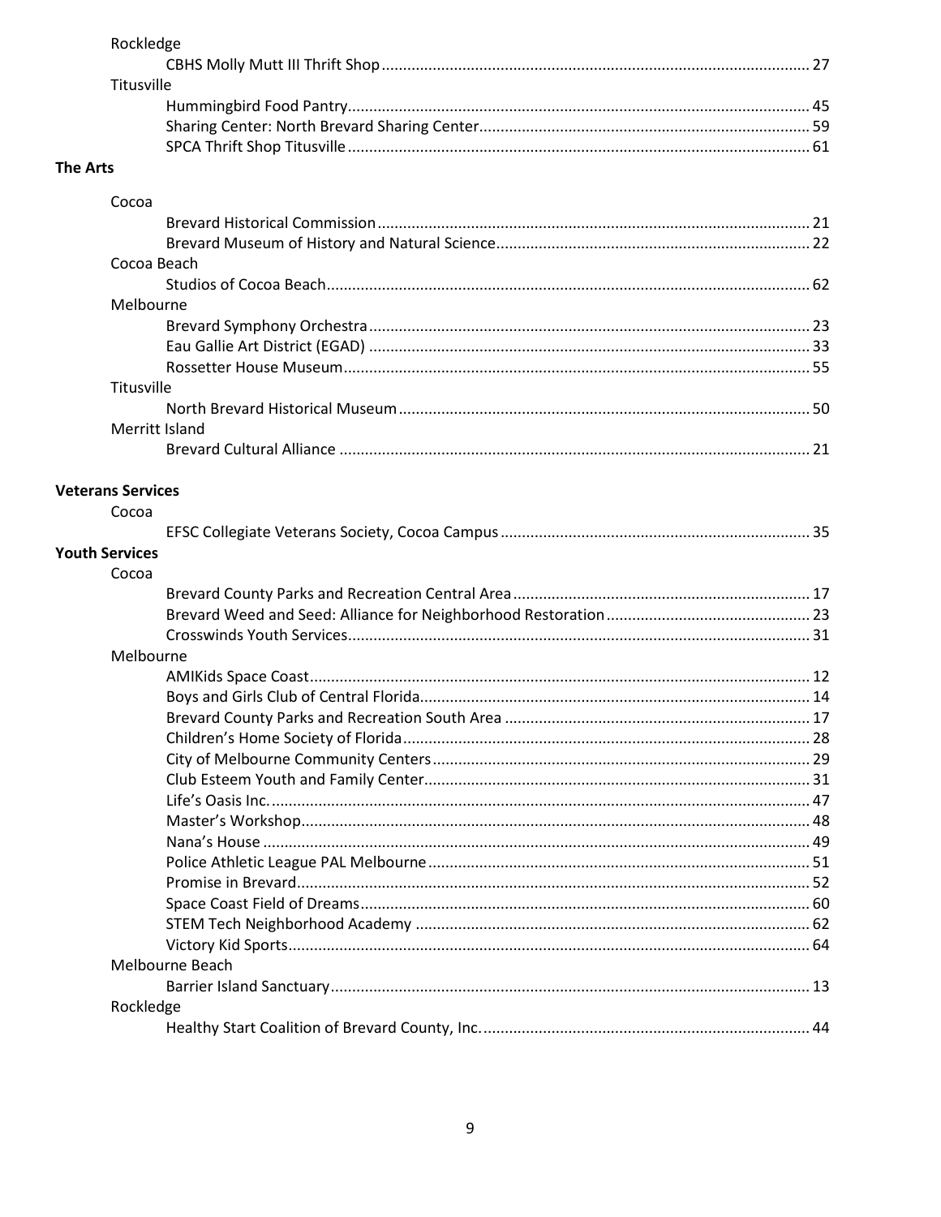Rockledge

- CBHS Molly Mutt III Thrift Shop ........ 27

Titusville

- Hummingbird Food Pantry ........ 45
- Sharing Center: North Brevard Sharing Center ........ 59
- SPCA Thrift Shop Titusville ........ 61

**The Arts**

Cocoa

- Brevard Historical Commission ........ 21
- Brevard Museum of History and Natural Science ........ 22

Cocoa Beach

- Studios of Cocoa Beach ........ 62

Melbourne

- Brevard Symphony Orchestra ........ 23
- Eau Gallie Art District (EGAD) ........ 33
- Rossetter House Museum ........ 55

Titusville

- North Brevard Historical Museum ........ 50

Merritt Island

- Brevard Cultural Alliance ........ 21

**Veterans Services**

Cocoa

- EFSC Collegiate Veterans Society, Cocoa Campus ........ 35

**Youth Services**

Cocoa

- Brevard County Parks and Recreation Central Area ........ 17
- Brevard Weed and Seed: Alliance for Neighborhood Restoration ........ 23
- Crosswinds Youth Services ........ 31

Melbourne

- AMIKids Space Coast ........ 12
- Boys and Girls Club of Central Florida ........ 14
- Brevard County Parks and Recreation South Area ........ 17
- Children's Home Society of Florida ........ 28
- City of Melbourne Community Centers ........ 29
- Club Esteem Youth and Family Center ........ 31
- Life's Oasis Inc. ........ 47
- Master's Workshop ........ 48
- Nana's House ........ 49
- Police Athletic League PAL Melbourne ........ 51
- Promise in Brevard ........ 52
- Space Coast Field of Dreams ........ 60
- STEM Tech Neighborhood Academy ........ 62
- Victory Kid Sports ........ 64

Melbourne Beach

- Barrier Island Sanctuary ........ 13

Rockledge

- Healthy Start Coalition of Brevard County, Inc. ........ 44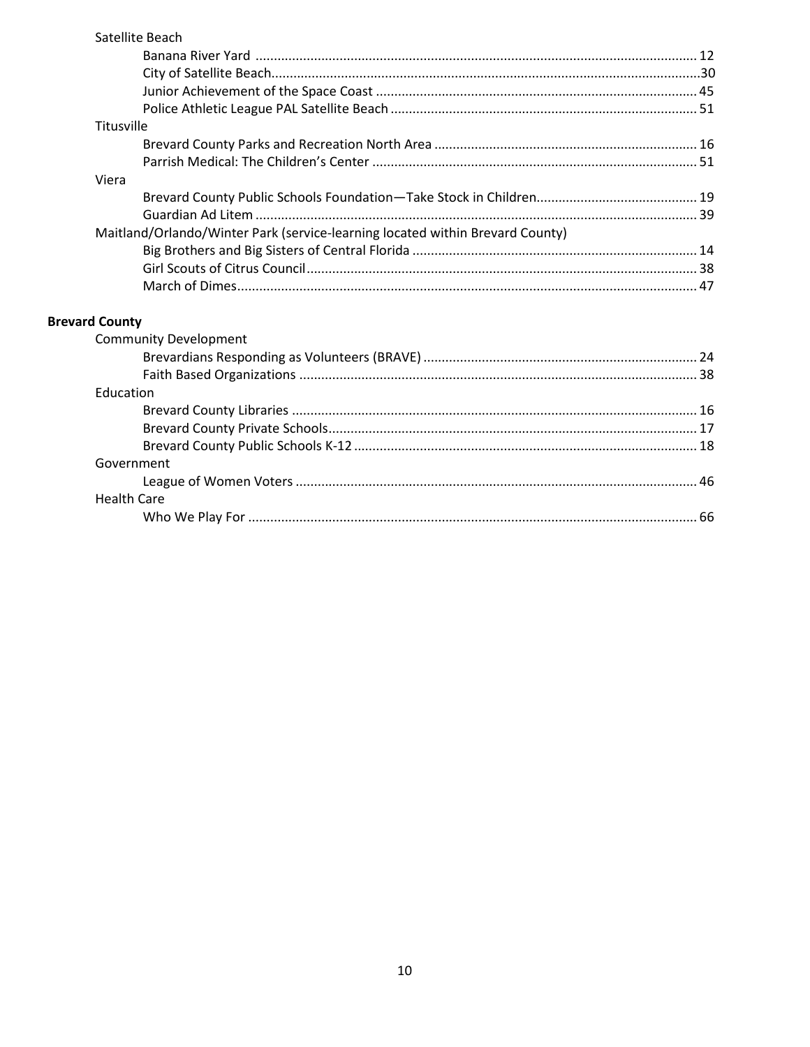Satellite Beach

- Banana River Yard ........................................................................................................ 12
- City of Satellite Beach....................................................................................................30
- Junior Achievement of the Space Coast ....................................................................... 45
- Police Athletic League PAL Satellite Beach ................................................................... 51

Titusville

- Brevard County Parks and Recreation North Area ....................................................... 16
- Parrish Medical: The Children's Center ........................................................................ 51

Viera

- Brevard County Public Schools Foundation—Take Stock in Children............................ 19
- Guardian Ad Litem ........................................................................................................ 39

Maitland/Orlando/Winter Park (service-learning located within Brevard County)

- Big Brothers and Big Sisters of Central Florida ............................................................. 14
- Girl Scouts of Citrus Council.......................................................................................... 38
- March of Dimes............................................................................................................. 47

**Brevard County**

Community Development

- Brevardians Responding as Volunteers (BRAVE) .......................................................... 24
- Faith Based Organizations ............................................................................................ 38

Education

- Brevard County Libraries .............................................................................................. 16
- Brevard County Private Schools.................................................................................... 17
- Brevard County Public Schools K-12 ............................................................................. 18

Government

- League of Women Voters ............................................................................................. 46

Health Care

- Who We Play For .......................................................................................................... 66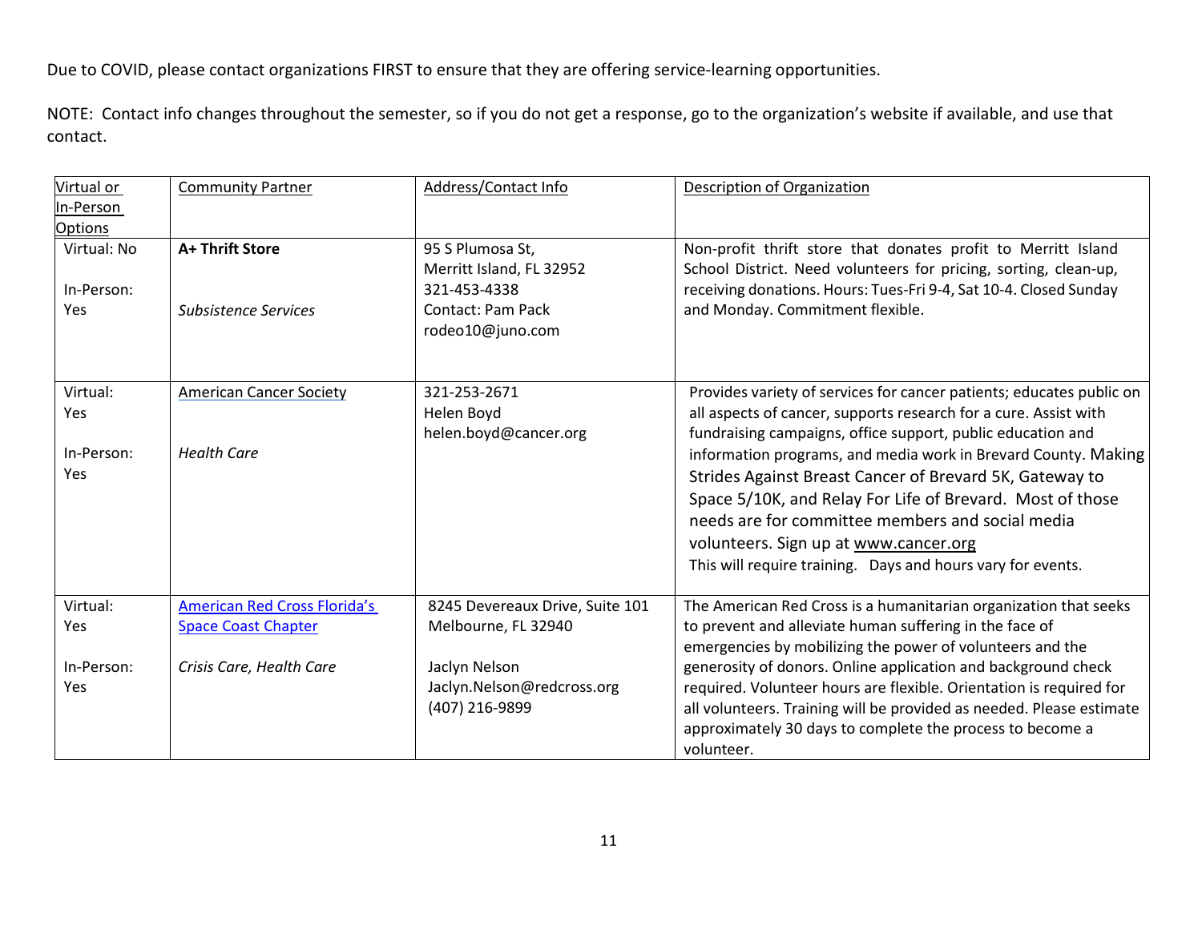Due to COVID, please contact organizations FIRST to ensure that they are offering service-learning opportunities.

NOTE: Contact info changes throughout the semester, so if you do not get a response, go to the organization's website if available, and use that contact.

| Virtual or In-Person Options | Community Partner | Address/Contact Info | Description of Organization |
|---|---|---|---|
| Virtual: No<br><br>In-Person: Yes | **A+ Thrift Store**<br><br>*Subsistence Services* | 95 S Plumosa St,<br>Merritt Island, FL 32952<br>321-453-4338<br>Contact: Pam Pack<br>rodeo10@juno.com | Non-profit thrift store that donates profit to Merritt Island School District. Need volunteers for pricing, sorting, clean-up, receiving donations. Hours: Tues-Fri 9-4, Sat 10-4. Closed Sunday and Monday. Commitment flexible. |
| Virtual: Yes<br><br>In-Person: Yes | American Cancer Society<br><br>*Health Care* | 321-253-2671<br>Helen Boyd<br>helen.boyd@cancer.org | Provides variety of services for cancer patients; educates public on all aspects of cancer, supports research for a cure. Assist with fundraising campaigns, office support, public education and information programs, and media work in Brevard County. Making Strides Against Breast Cancer of Brevard 5K, Gateway to Space 5/10K, and Relay For Life of Brevard. Most of those needs are for committee members and social media volunteers. Sign up at www.cancer.org<br>This will require training. Days and hours vary for events. |
| Virtual: Yes<br><br>In-Person: Yes | American Red Cross Florida's Space Coast Chapter<br><br>*Crisis Care, Health Care* | 8245 Devereaux Drive, Suite 101<br>Melbourne, FL 32940<br><br>Jaclyn Nelson<br>Jaclyn.Nelson@redcross.org<br>(407) 216-9899 | The American Red Cross is a humanitarian organization that seeks to prevent and alleviate human suffering in the face of emergencies by mobilizing the power of volunteers and the generosity of donors. Online application and background check required. Volunteer hours are flexible. Orientation is required for all volunteers. Training will be provided as needed. Please estimate approximately 30 days to complete the process to become a volunteer. |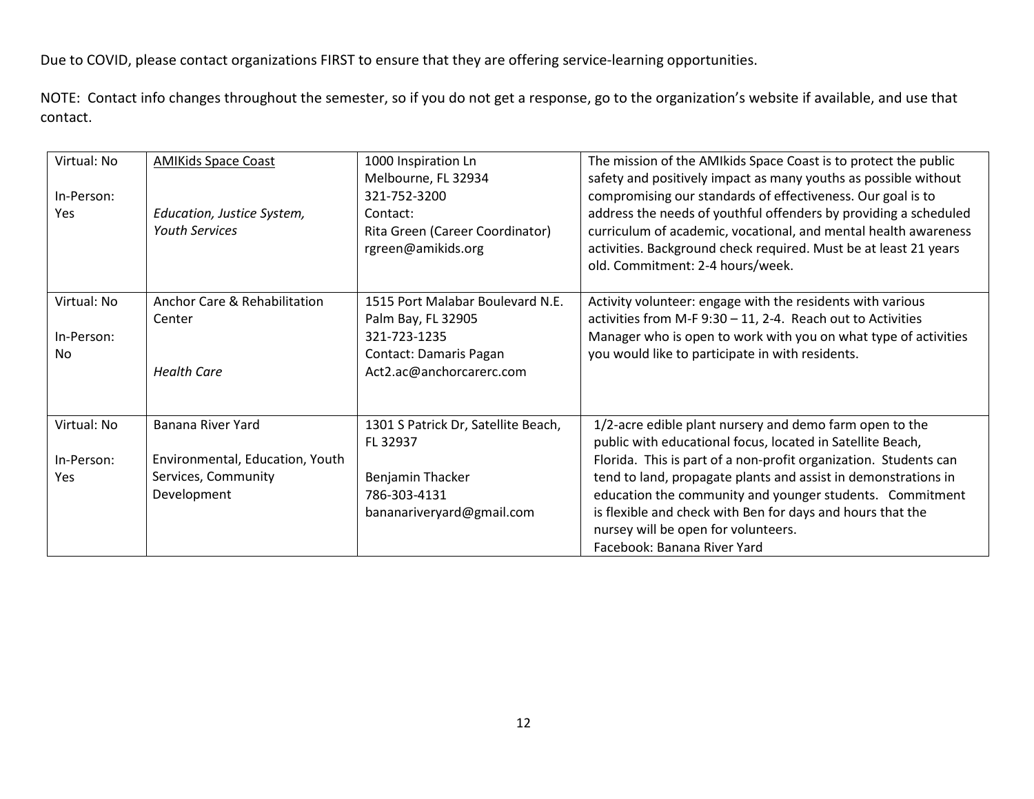Due to COVID, please contact organizations FIRST to ensure that they are offering service-learning opportunities.

NOTE: Contact info changes throughout the semester, so if you do not get a response, go to the organization's website if available, and use that contact.

| | | | |
|---|---|---|---|
| Virtual: No<br><br>In-Person: Yes | AMIKids Space Coast<br><br>*Education, Justice System, Youth Services* | 1000 Inspiration Ln<br>Melbourne, FL 32934<br>321-752-3200<br>Contact:<br>Rita Green (Career Coordinator)<br>rgreen@amikids.org | The mission of the AMIkids Space Coast is to protect the public safety and positively impact as many youths as possible without compromising our standards of effectiveness. Our goal is to address the needs of youthful offenders by providing a scheduled curriculum of academic, vocational, and mental health awareness activities. Background check required. Must be at least 21 years old. Commitment: 2-4 hours/week. |
| Virtual: No<br><br>In-Person: No | Anchor Care & Rehabilitation Center<br><br>*Health Care* | 1515 Port Malabar Boulevard N.E.<br>Palm Bay, FL 32905<br>321-723-1235<br>Contact: Damaris Pagan<br>Act2.ac@anchorcarerc.com | Activity volunteer: engage with the residents with various activities from M-F 9:30 – 11, 2-4. Reach out to Activities Manager who is open to work with you on what type of activities you would like to participate in with residents. |
| Virtual: No<br><br>In-Person: Yes | Banana River Yard<br><br>Environmental, Education, Youth Services, Community Development | 1301 S Patrick Dr, Satellite Beach, FL 32937<br><br>Benjamin Thacker<br>786-303-4131<br>bananariveryard@gmail.com | 1/2-acre edible plant nursery and demo farm open to the public with educational focus, located in Satellite Beach, Florida. This is part of a non-profit organization. Students can tend to land, propagate plants and assist in demonstrations in education the community and younger students. Commitment is flexible and check with Ben for days and hours that the nursey will be open for volunteers.<br>Facebook: Banana River Yard |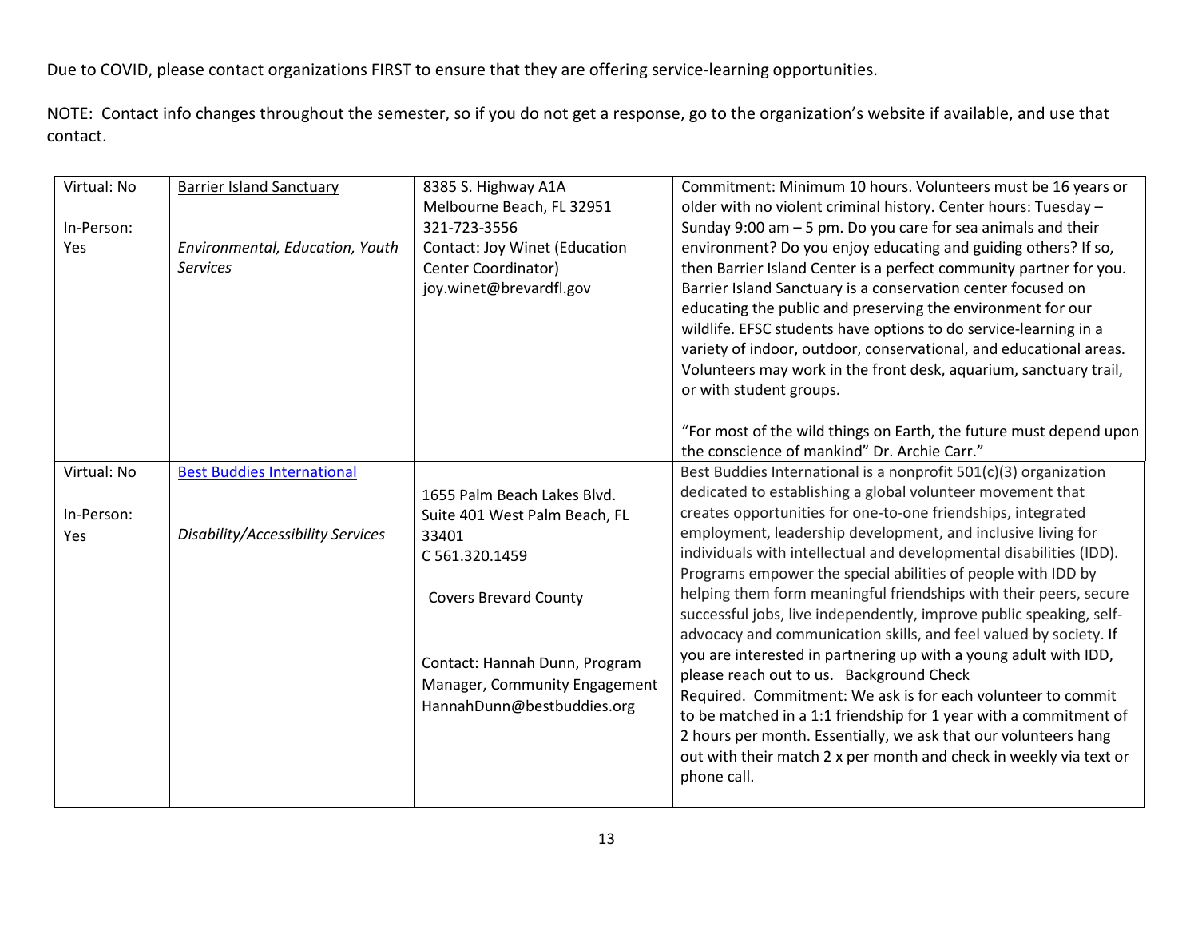Due to COVID, please contact organizations FIRST to ensure that they are offering service-learning opportunities.

NOTE: Contact info changes throughout the semester, so if you do not get a response, go to the organization's website if available, and use that contact.

| | | | |
|---|---|---|---|
| Virtual: No<br><br>In-Person: Yes | Barrier Island Sanctuary<br><br>*Environmental, Education, Youth Services* | 8385 S. Highway A1A<br>Melbourne Beach, FL 32951<br>321-723-3556<br>Contact: Joy Winet (Education Center Coordinator)<br>joy.winet@brevardfl.gov | Commitment: Minimum 10 hours. Volunteers must be 16 years or older with no violent criminal history. Center hours: Tuesday – Sunday 9:00 am – 5 pm. Do you care for sea animals and their environment? Do you enjoy educating and guiding others? If so, then Barrier Island Center is a perfect community partner for you. Barrier Island Sanctuary is a conservation center focused on educating the public and preserving the environment for our wildlife. EFSC students have options to do service-learning in a variety of indoor, outdoor, conservational, and educational areas. Volunteers may work in the front desk, aquarium, sanctuary trail, or with student groups.<br><br>"For most of the wild things on Earth, the future must depend upon the conscience of mankind" Dr. Archie Carr." |
| Virtual: No<br><br>In-Person: Yes | Best Buddies International<br><br>*Disability/Accessibility Services* | 1655 Palm Beach Lakes Blvd. Suite 401 West Palm Beach, FL 33401<br>C 561.320.1459<br><br>Covers Brevard County<br><br>Contact: Hannah Dunn, Program Manager, Community Engagement<br>HannahDunn@bestbuddies.org | Best Buddies International is a nonprofit 501(c)(3) organization dedicated to establishing a global volunteer movement that creates opportunities for one-to-one friendships, integrated employment, leadership development, and inclusive living for individuals with intellectual and developmental disabilities (IDD). Programs empower the special abilities of people with IDD by helping them form meaningful friendships with their peers, secure successful jobs, live independently, improve public speaking, self-advocacy and communication skills, and feel valued by society. If you are interested in partnering up with a young adult with IDD, please reach out to us. Background Check Required. Commitment: We ask is for each volunteer to commit to be matched in a 1:1 friendship for 1 year with a commitment of 2 hours per month. Essentially, we ask that our volunteers hang out with their match 2 x per month and check in weekly via text or phone call. |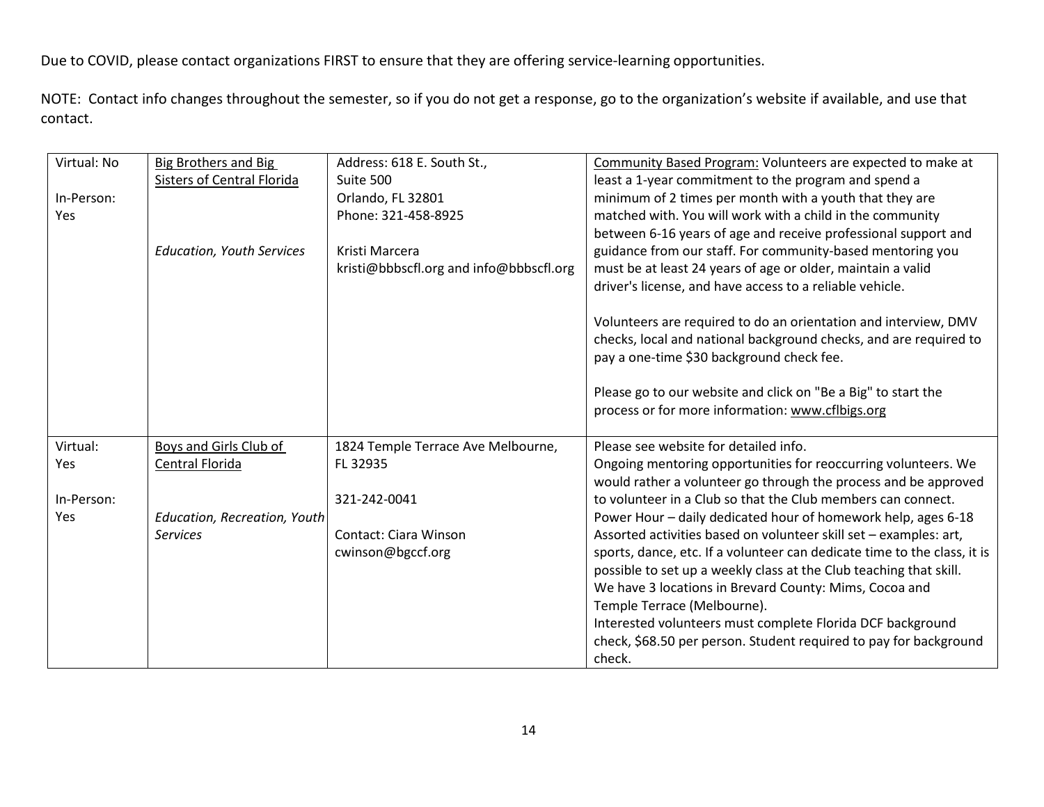Due to COVID, please contact organizations FIRST to ensure that they are offering service-learning opportunities.

NOTE: Contact info changes throughout the semester, so if you do not get a response, go to the organization's website if available, and use that contact.

| | | | |
|---|---|---|---|
| Virtual: No<br><br>In-Person: Yes | Big Brothers and Big Sisters of Central Florida<br><br>*Education, Youth Services* | Address: 618 E. South St., Suite 500<br>Orlando, FL 32801<br>Phone: 321-458-8925<br><br>Kristi Marcera<br>kristi@bbbscfl.org and info@bbbscfl.org | Community Based Program: Volunteers are expected to make at least a 1-year commitment to the program and spend a minimum of 2 times per month with a youth that they are matched with. You will work with a child in the community between 6-16 years of age and receive professional support and guidance from our staff. For community-based mentoring you must be at least 24 years of age or older, maintain a valid driver's license, and have access to a reliable vehicle.<br><br>Volunteers are required to do an orientation and interview, DMV checks, local and national background checks, and are required to pay a one-time $30 background check fee.<br><br>Please go to our website and click on "Be a Big" to start the process or for more information: www.cflbigs.org |
| Virtual: Yes<br><br>In-Person: Yes | Boys and Girls Club of Central Florida<br><br>*Education, Recreation, Youth Services* | 1824 Temple Terrace Ave Melbourne, FL 32935<br><br>321-242-0041<br><br>Contact: Ciara Winson<br>cwinson@bgccf.org | Please see website for detailed info.<br>Ongoing mentoring opportunities for reoccurring volunteers. We would rather a volunteer go through the process and be approved to volunteer in a Club so that the Club members can connect.<br>Power Hour – daily dedicated hour of homework help, ages 6-18<br>Assorted activities based on volunteer skill set – examples: art, sports, dance, etc. If a volunteer can dedicate time to the class, it is possible to set up a weekly class at the Club teaching that skill.<br>We have 3 locations in Brevard County: Mims, Cocoa and Temple Terrace (Melbourne).<br>Interested volunteers must complete Florida DCF background check, $68.50 per person. Student required to pay for background check. |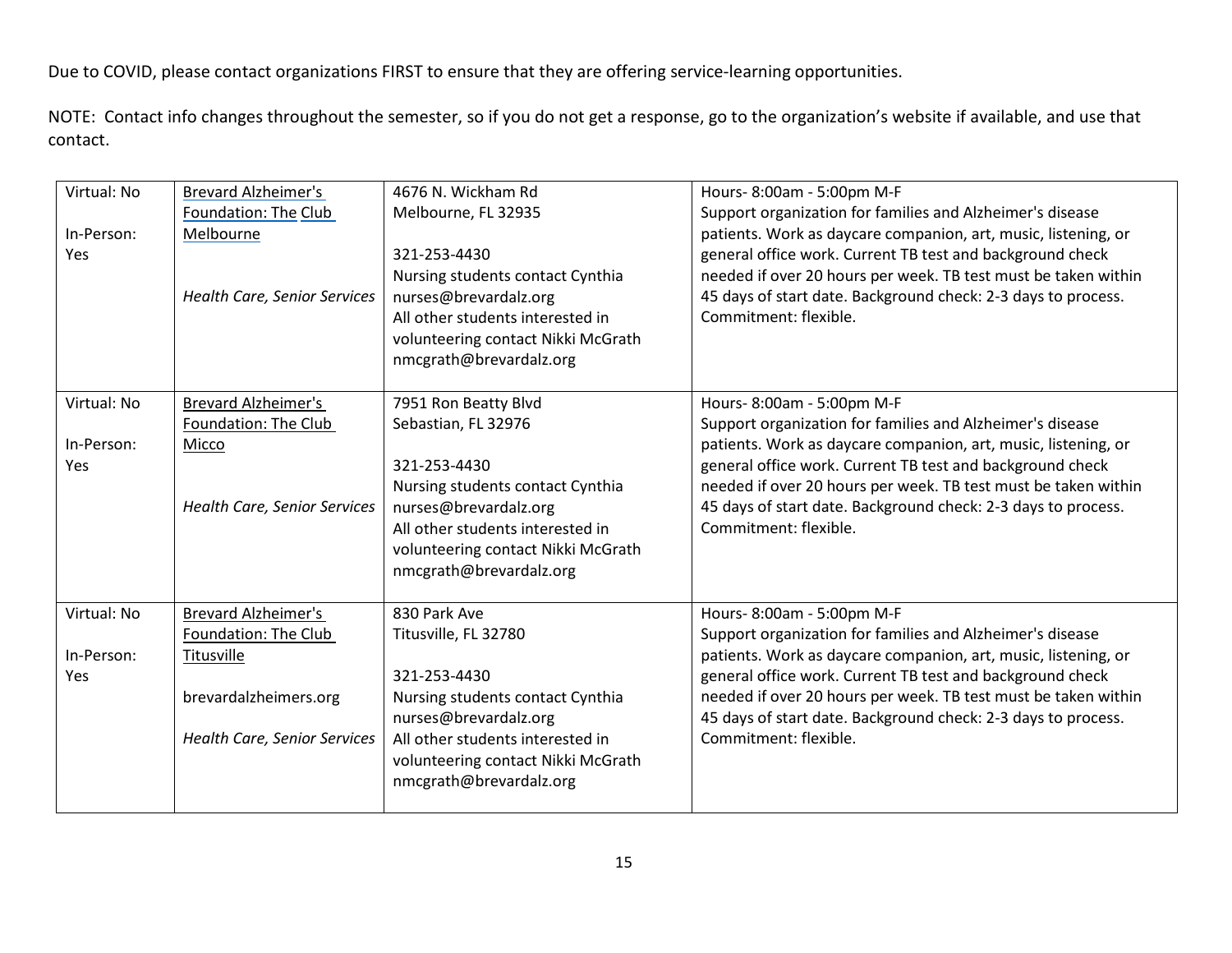Due to COVID, please contact organizations FIRST to ensure that they are offering service-learning opportunities.

NOTE: Contact info changes throughout the semester, so if you do not get a response, go to the organization's website if available, and use that contact.

| | | | |
|---|---|---|---|
| Virtual: No<br><br>In-Person: Yes | Brevard Alzheimer's Foundation: The Club Melbourne<br><br>*Health Care, Senior Services* | 4676 N. Wickham Rd<br>Melbourne, FL 32935<br><br>321-253-4430<br>Nursing students contact Cynthia nurses@brevardalz.org<br>All other students interested in volunteering contact Nikki McGrath nmcgrath@brevardalz.org | Hours- 8:00am - 5:00pm M-F<br>Support organization for families and Alzheimer's disease patients. Work as daycare companion, art, music, listening, or general office work. Current TB test and background check needed if over 20 hours per week. TB test must be taken within 45 days of start date. Background check: 2-3 days to process. Commitment: flexible. |
| Virtual: No<br><br>In-Person: Yes | Brevard Alzheimer's Foundation: The Club Micco<br><br>*Health Care, Senior Services* | 7951 Ron Beatty Blvd<br>Sebastian, FL 32976<br><br>321-253-4430<br>Nursing students contact Cynthia nurses@brevardalz.org<br>All other students interested in volunteering contact Nikki McGrath nmcgrath@brevardalz.org | Hours- 8:00am - 5:00pm M-F<br>Support organization for families and Alzheimer's disease patients. Work as daycare companion, art, music, listening, or general office work. Current TB test and background check needed if over 20 hours per week. TB test must be taken within 45 days of start date. Background check: 2-3 days to process. Commitment: flexible. |
| Virtual: No<br><br>In-Person: Yes | Brevard Alzheimer's Foundation: The Club Titusville<br><br>brevardalzheimers.org<br><br>*Health Care, Senior Services* | 830 Park Ave<br>Titusville, FL 32780<br><br>321-253-4430<br>Nursing students contact Cynthia nurses@brevardalz.org<br>All other students interested in volunteering contact Nikki McGrath nmcgrath@brevardalz.org | Hours- 8:00am - 5:00pm M-F<br>Support organization for families and Alzheimer's disease patients. Work as daycare companion, art, music, listening, or general office work. Current TB test and background check needed if over 20 hours per week. TB test must be taken within 45 days of start date. Background check: 2-3 days to process. Commitment: flexible. |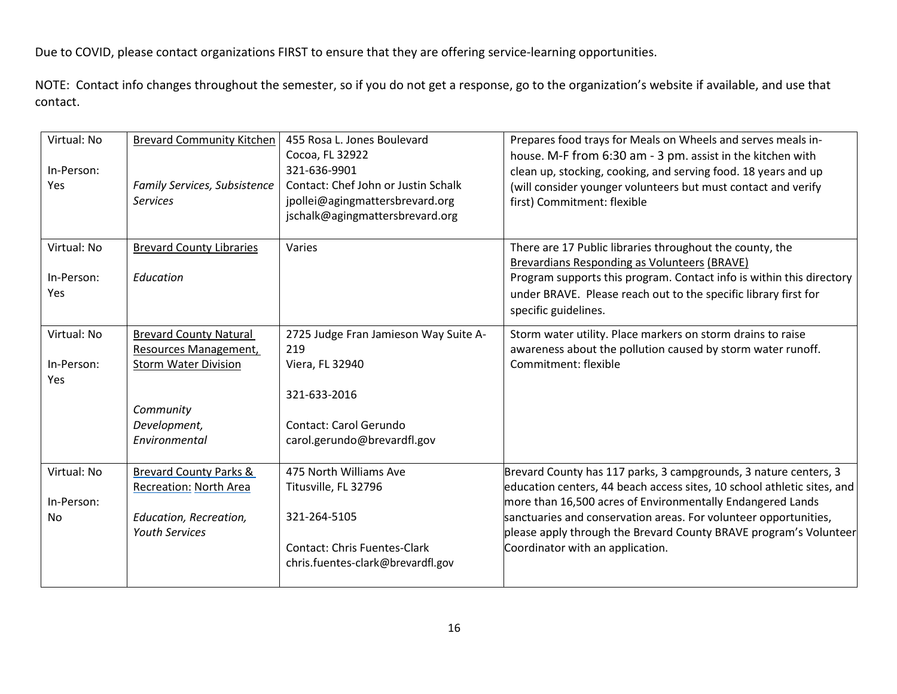Due to COVID, please contact organizations FIRST to ensure that they are offering service-learning opportunities.

NOTE: Contact info changes throughout the semester, so if you do not get a response, go to the organization's website if available, and use that contact.

| | | | |
|---|---|---|---|
| Virtual: No<br><br>In-Person: Yes | Brevard Community Kitchen<br><br>*Family Services, Subsistence Services* | 455 Rosa L. Jones Boulevard<br>Cocoa, FL 32922<br>321-636-9901<br>Contact: Chef John or Justin Schalk<br>jpollei@agingmattersbrevard.org<br>jschalk@agingmattersbrevard.org | Prepares food trays for Meals on Wheels and serves meals in-house. M-F from 6:30 am - 3 pm. assist in the kitchen with clean up, stocking, cooking, and serving food. 18 years and up (will consider younger volunteers but must contact and verify first) Commitment: flexible |
| Virtual: No<br><br>In-Person: Yes | Brevard County Libraries<br><br>*Education* | Varies | There are 17 Public libraries throughout the county, the Brevardians Responding as Volunteers (BRAVE) Program supports this program. Contact info is within this directory under BRAVE. Please reach out to the specific library first for specific guidelines. |
| Virtual: No<br><br>In-Person: Yes | Brevard County Natural Resources Management, Storm Water Division<br><br>*Community Development, Environmental* | 2725 Judge Fran Jamieson Way Suite A-219<br>Viera, FL 32940<br><br>321-633-2016<br><br>Contact: Carol Gerundo<br>carol.gerundo@brevardfl.gov | Storm water utility. Place markers on storm drains to raise awareness about the pollution caused by storm water runoff. Commitment: flexible |
| Virtual: No<br><br>In-Person: No | Brevard County Parks & Recreation: North Area<br><br>*Education, Recreation, Youth Services* | 475 North Williams Ave<br>Titusville, FL 32796<br><br>321-264-5105<br><br>Contact: Chris Fuentes-Clark<br>chris.fuentes-clark@brevardfl.gov | Brevard County has 117 parks, 3 campgrounds, 3 nature centers, 3 education centers, 44 beach access sites, 10 school athletic sites, and more than 16,500 acres of Environmentally Endangered Lands sanctuaries and conservation areas. For volunteer opportunities, please apply through the Brevard County BRAVE program's Volunteer Coordinator with an application. |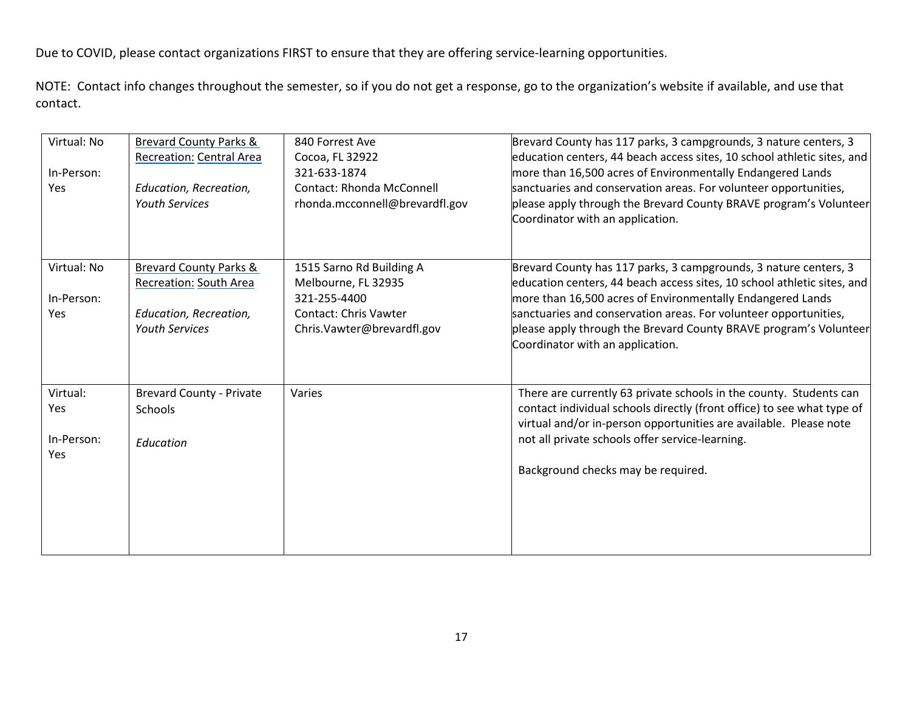Due to COVID, please contact organizations FIRST to ensure that they are offering service-learning opportunities.

NOTE: Contact info changes throughout the semester, so if you do not get a response, go to the organization's website if available, and use that contact.

| | | | |
|---|---|---|---|
| Virtual: No<br><br>In-Person: Yes | Brevard County Parks & Recreation: Central Area<br><br>*Education, Recreation, Youth Services* | 840 Forrest Ave<br>Cocoa, FL 32922<br>321-633-1874<br>Contact: Rhonda McConnell<br>rhonda.mcconnell@brevardfl.gov | Brevard County has 117 parks, 3 campgrounds, 3 nature centers, 3 education centers, 44 beach access sites, 10 school athletic sites, and more than 16,500 acres of Environmentally Endangered Lands sanctuaries and conservation areas. For volunteer opportunities, please apply through the Brevard County BRAVE program's Volunteer Coordinator with an application. |
| Virtual: No<br><br>In-Person: Yes | Brevard County Parks & Recreation: South Area<br><br>*Education, Recreation, Youth Services* | 1515 Sarno Rd Building A<br>Melbourne, FL 32935<br>321-255-4400<br>Contact: Chris Vawter<br>Chris.Vawter@brevardfl.gov | Brevard County has 117 parks, 3 campgrounds, 3 nature centers, 3 education centers, 44 beach access sites, 10 school athletic sites, and more than 16,500 acres of Environmentally Endangered Lands sanctuaries and conservation areas. For volunteer opportunities, please apply through the Brevard County BRAVE program's Volunteer Coordinator with an application. |
| Virtual: Yes<br><br>In-Person: Yes | Brevard County - Private Schools<br><br>*Education* | Varies | There are currently 63 private schools in the county. Students can contact individual schools directly (front office) to see what type of virtual and/or in-person opportunities are available. Please note not all private schools offer service-learning.<br><br>Background checks may be required. |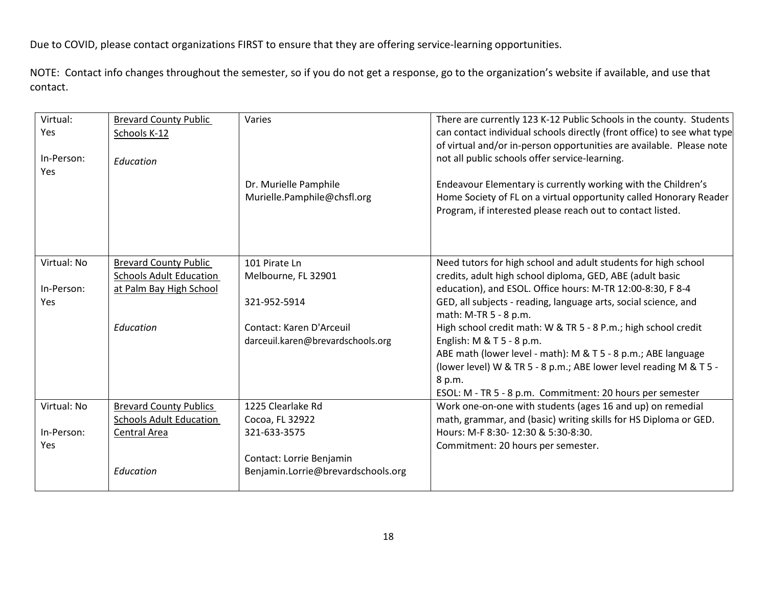Due to COVID, please contact organizations FIRST to ensure that they are offering service-learning opportunities.

NOTE: Contact info changes throughout the semester, so if you do not get a response, go to the organization's website if available, and use that contact.

| | | | |
|---|---|---|---|
| Virtual: Yes<br><br>In-Person: Yes | Brevard County Public Schools K-12<br><br>*Education* | Varies<br><br><br><br>Dr. Murielle Pamphile<br>Murielle.Pamphile@chsfl.org | There are currently 123 K-12 Public Schools in the county. Students can contact individual schools directly (front office) to see what type of virtual and/or in-person opportunities are available. Please note not all public schools offer service-learning.<br><br>Endeavour Elementary is currently working with the Children's Home Society of FL on a virtual opportunity called Honorary Reader Program, if interested please reach out to contact listed. |
| Virtual: No<br><br>In-Person: Yes | Brevard County Public Schools Adult Education at Palm Bay High School<br><br><br>*Education* | 101 Pirate Ln<br>Melbourne, FL 32901<br><br>321-952-5914<br><br>Contact: Karen D'Arceuil<br>darceuil.karen@brevardschools.org | Need tutors for high school and adult students for high school credits, adult high school diploma, GED, ABE (adult basic education), and ESOL. Office hours: M-TR 12:00-8:30, F 8-4<br>GED, all subjects - reading, language arts, social science, and math: M-TR 5 - 8 p.m.<br>High school credit math: W & TR 5 - 8 P.m.; high school credit English: M & T 5 - 8 p.m.<br>ABE math (lower level - math): M & T 5 - 8 p.m.; ABE language (lower level) W & TR 5 - 8 p.m.; ABE lower level reading M & T 5 - 8 p.m.<br>ESOL: M - TR 5 - 8 p.m. Commitment: 20 hours per semester |
| Virtual: No<br><br>In-Person: Yes | Brevard County Publics Schools Adult Education Central Area<br><br><br>*Education* | 1225 Clearlake Rd<br>Cocoa, FL 32922<br>321-633-3575<br><br>Contact: Lorrie Benjamin<br>Benjamin.Lorrie@brevardschools.org | Work one-on-one with students (ages 16 and up) on remedial math, grammar, and (basic) writing skills for HS Diploma or GED.<br>Hours: M-F 8:30- 12:30 & 5:30-8:30.<br>Commitment: 20 hours per semester. |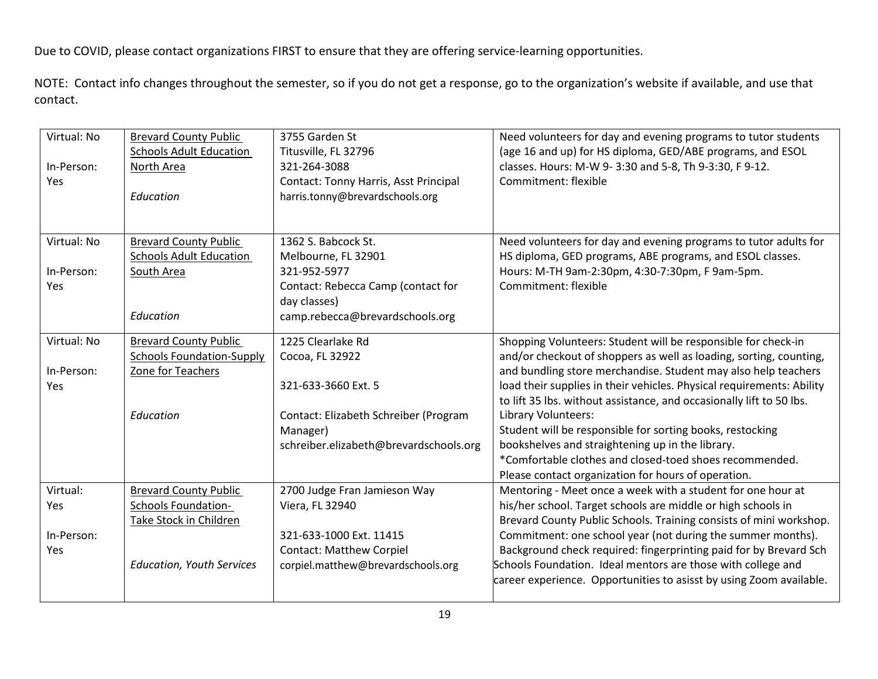Due to COVID, please contact organizations FIRST to ensure that they are offering service-learning opportunities.

NOTE: Contact info changes throughout the semester, so if you do not get a response, go to the organization's website if available, and use that contact.

| | | | |
|---|---|---|---|
| Virtual: No<br><br>In-Person: Yes | Brevard County Public Schools Adult Education North Area<br><br>*Education* | 3755 Garden St<br>Titusville, FL 32796<br>321-264-3088<br>Contact: Tonny Harris, Asst Principal<br>harris.tonny@brevardschools.org | Need volunteers for day and evening programs to tutor students (age 16 and up) for HS diploma, GED/ABE programs, and ESOL classes. Hours: M-W 9- 3:30 and 5-8, Th 9-3:30, F 9-12. Commitment: flexible |
| Virtual: No<br><br>In-Person: Yes | Brevard County Public Schools Adult Education South Area<br><br>*Education* | 1362 S. Babcock St.<br>Melbourne, FL 32901<br>321-952-5977<br>Contact: Rebecca Camp (contact for day classes)<br>camp.rebecca@brevardschools.org | Need volunteers for day and evening programs to tutor adults for HS diploma, GED programs, ABE programs, and ESOL classes. Hours: M-TH 9am-2:30pm, 4:30-7:30pm, F 9am-5pm. Commitment: flexible |
| Virtual: No<br><br>In-Person: Yes | Brevard County Public Schools Foundation-Supply Zone for Teachers<br><br>*Education* | 1225 Clearlake Rd<br>Cocoa, FL 32922<br><br>321-633-3660 Ext. 5<br><br>Contact: Elizabeth Schreiber (Program Manager)<br>schreiber.elizabeth@brevardschools.org | Shopping Volunteers: Student will be responsible for check-in and/or checkout of shoppers as well as loading, sorting, counting, and bundling store merchandise. Student may also help teachers load their supplies in their vehicles. Physical requirements: Ability to lift 35 lbs. without assistance, and occasionally lift to 50 lbs.<br>Library Volunteers:<br>Student will be responsible for sorting books, restocking bookshelves and straightening up in the library.<br>*Comfortable clothes and closed-toed shoes recommended.<br>Please contact organization for hours of operation. |
| Virtual: Yes<br><br>In-Person: Yes | Brevard County Public Schools Foundation-Take Stock in Children<br><br>*Education, Youth Services* | 2700 Judge Fran Jamieson Way<br>Viera, FL 32940<br><br>321-633-1000 Ext. 11415<br>Contact: Matthew Corpiel<br>corpiel.matthew@brevardschools.org | Mentoring - Meet once a week with a student for one hour at his/her school. Target schools are middle or high schools in Brevard County Public Schools. Training consists of mini workshop. Commitment: one school year (not during the summer months). Background check required: fingerprinting paid for by Brevard Sch Schools Foundation. Ideal mentors are those with college and career experience. Opportunities to asisst by using Zoom available. |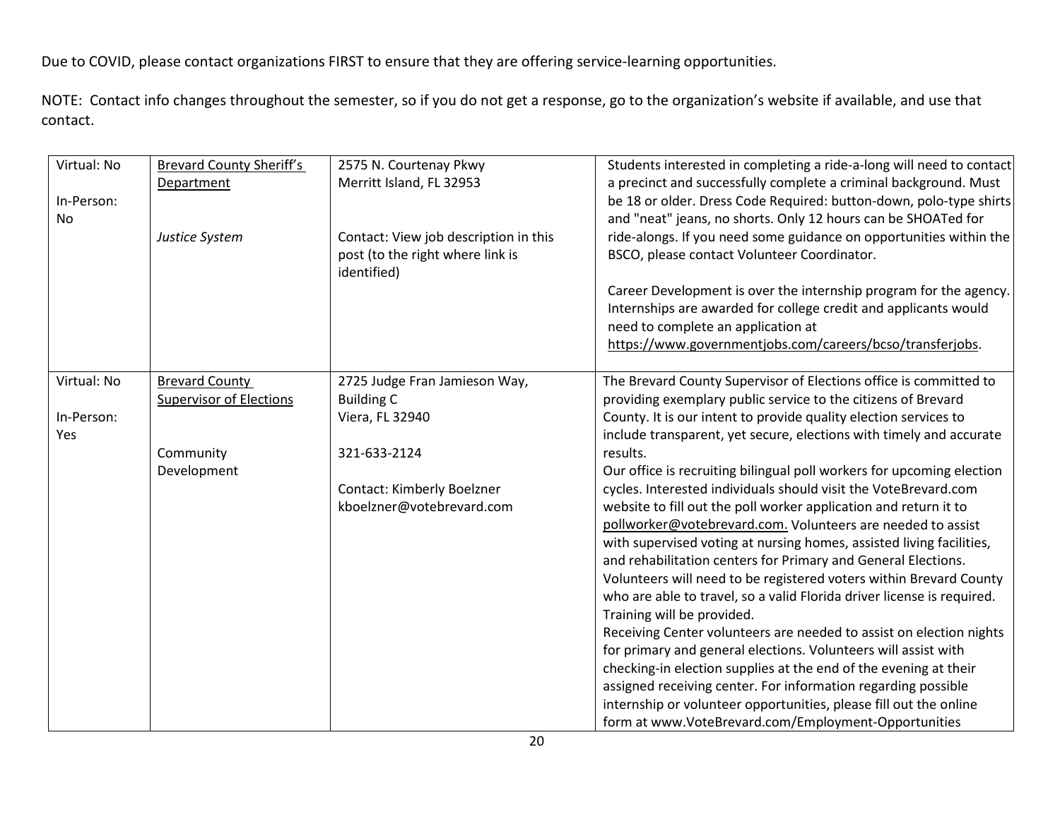Due to COVID, please contact organizations FIRST to ensure that they are offering service-learning opportunities.

NOTE: Contact info changes throughout the semester, so if you do not get a response, go to the organization's website if available, and use that contact.

| | | | |
|---|---|---|---|
| Virtual: No<br><br>In-Person: No | Brevard County Sheriff's Department<br><br>*Justice System* | 2575 N. Courtenay Pkwy<br>Merritt Island, FL 32953<br><br>Contact: View job description in this post (to the right where link is identified) | Students interested in completing a ride-a-long will need to contact a precinct and successfully complete a criminal background. Must be 18 or older. Dress Code Required: button-down, polo-type shirts and "neat" jeans, no shorts. Only 12 hours can be SHOATed for ride-alongs. If you need some guidance on opportunities within the BSCO, please contact Volunteer Coordinator.<br><br>Career Development is over the internship program for the agency. Internships are awarded for college credit and applicants would need to complete an application at https://www.governmentjobs.com/careers/bcso/transferjobs. |
| Virtual: No<br><br>In-Person: Yes | Brevard County Supervisor of Elections<br><br>Community Development | 2725 Judge Fran Jamieson Way, Building C<br>Viera, FL 32940<br><br>321-633-2124<br><br>Contact: Kimberly Boelzner<br>kboelzner@votebrevard.com | The Brevard County Supervisor of Elections office is committed to providing exemplary public service to the citizens of Brevard County. It is our intent to provide quality election services to include transparent, yet secure, elections with timely and accurate results.<br>Our office is recruiting bilingual poll workers for upcoming election cycles. Interested individuals should visit the VoteBrevard.com website to fill out the poll worker application and return it to pollworker@votebrevard.com. Volunteers are needed to assist with supervised voting at nursing homes, assisted living facilities, and rehabilitation centers for Primary and General Elections. Volunteers will need to be registered voters within Brevard County who are able to travel, so a valid Florida driver license is required. Training will be provided.<br>Receiving Center volunteers are needed to assist on election nights for primary and general elections. Volunteers will assist with checking-in election supplies at the end of the evening at their assigned receiving center. For information regarding possible internship or volunteer opportunities, please fill out the online form at www.VoteBrevard.com/Employment-Opportunities |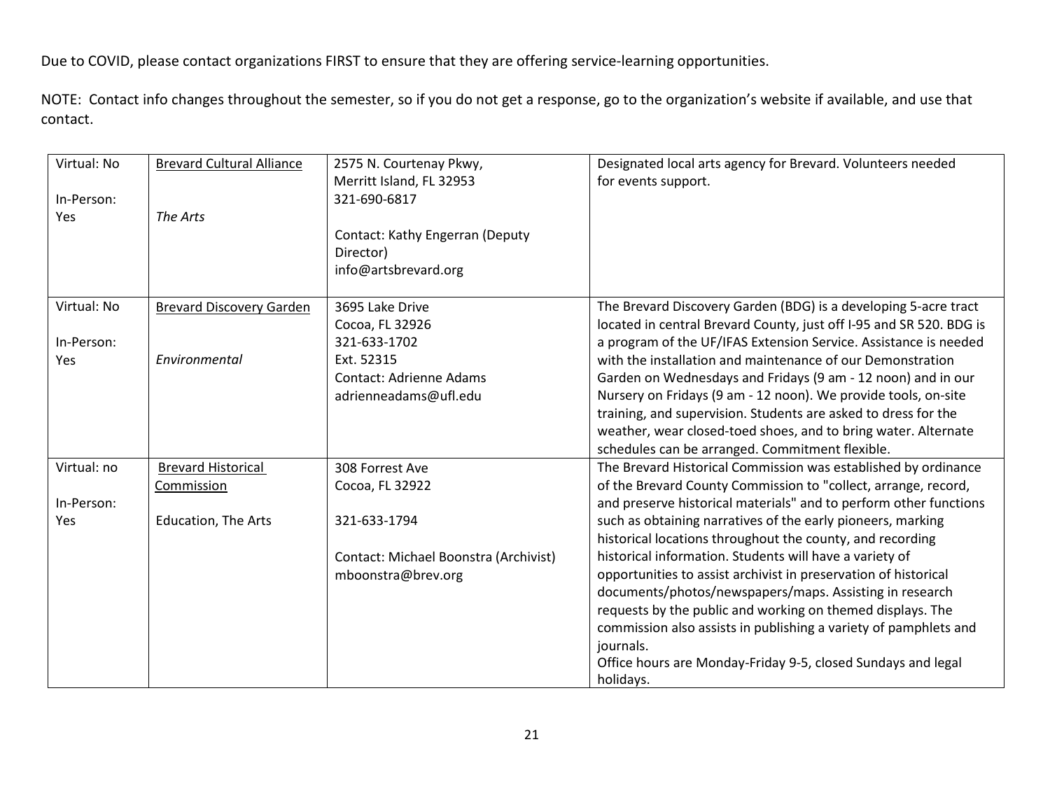Due to COVID, please contact organizations FIRST to ensure that they are offering service-learning opportunities.

NOTE: Contact info changes throughout the semester, so if you do not get a response, go to the organization's website if available, and use that contact.

| | | | |
|---|---|---|---|
| Virtual: No<br><br>In-Person: Yes | Brevard Cultural Alliance<br><br>*The Arts* | 2575 N. Courtenay Pkwy,<br>Merritt Island, FL 32953<br>321-690-6817<br><br>Contact: Kathy Engerran (Deputy Director)<br>info@artsbrevard.org | Designated local arts agency for Brevard. Volunteers needed for events support. |
| Virtual: No<br><br>In-Person: Yes | Brevard Discovery Garden<br><br>*Environmental* | 3695 Lake Drive<br>Cocoa, FL 32926<br>321-633-1702<br>Ext. 52315<br>Contact: Adrienne Adams<br>adrienneadams@ufl.edu | The Brevard Discovery Garden (BDG) is a developing 5-acre tract located in central Brevard County, just off I-95 and SR 520. BDG is a program of the UF/IFAS Extension Service. Assistance is needed with the installation and maintenance of our Demonstration Garden on Wednesdays and Fridays (9 am - 12 noon) and in our Nursery on Fridays (9 am - 12 noon). We provide tools, on-site training, and supervision. Students are asked to dress for the weather, wear closed-toed shoes, and to bring water. Alternate schedules can be arranged. Commitment flexible. |
| Virtual: no<br><br>In-Person: Yes | Brevard Historical Commission<br><br>Education, The Arts | 308 Forrest Ave<br>Cocoa, FL 32922<br><br>321-633-1794<br><br>Contact: Michael Boonstra (Archivist)<br>mboonstra@brev.org | The Brevard Historical Commission was established by ordinance of the Brevard County Commission to "collect, arrange, record, and preserve historical materials" and to perform other functions such as obtaining narratives of the early pioneers, marking historical locations throughout the county, and recording historical information. Students will have a variety of opportunities to assist archivist in preservation of historical documents/photos/newspapers/maps. Assisting in research requests by the public and working on themed displays. The commission also assists in publishing a variety of pamphlets and journals.<br>Office hours are Monday-Friday 9-5, closed Sundays and legal holidays. |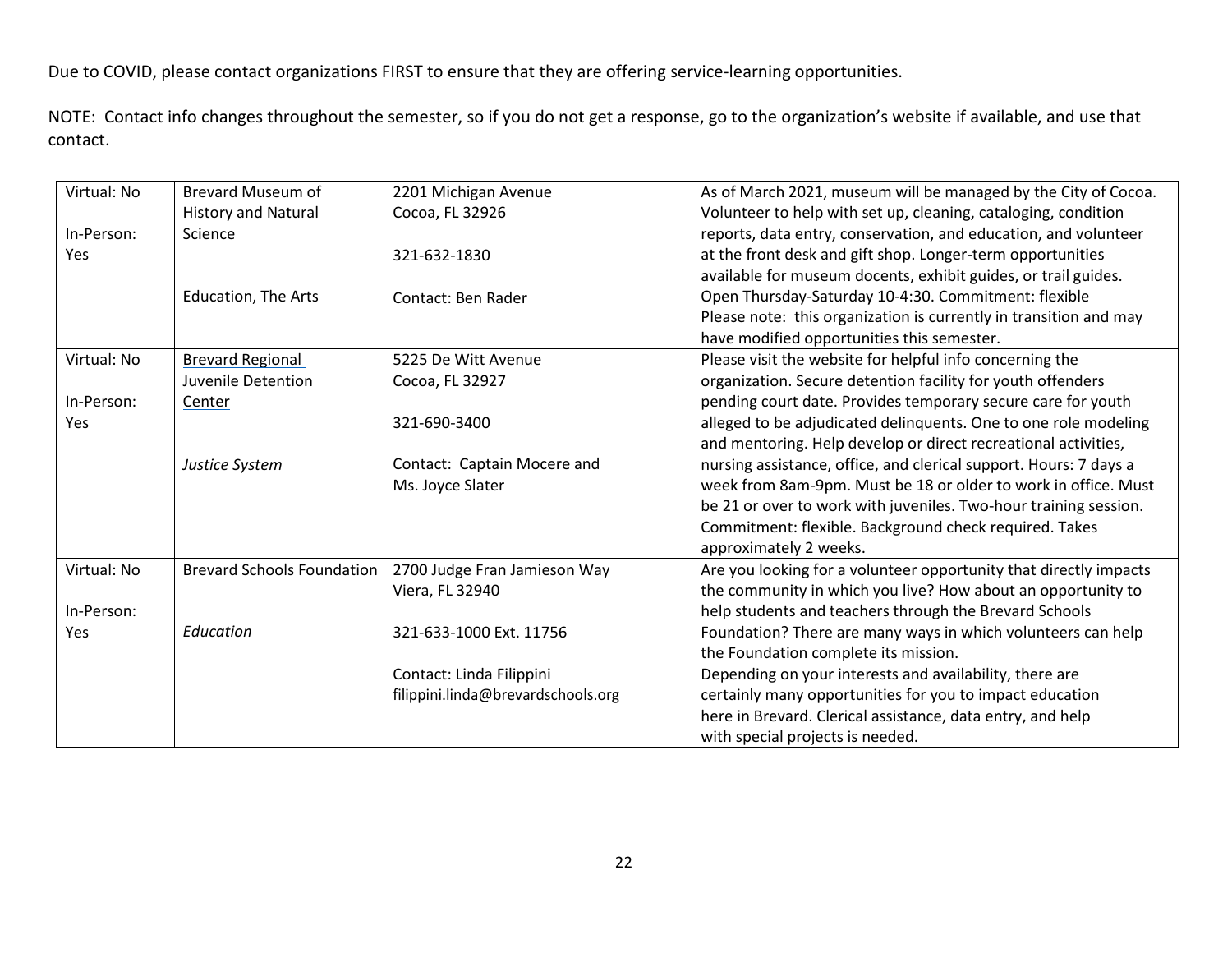Due to COVID, please contact organizations FIRST to ensure that they are offering service-learning opportunities.

NOTE: Contact info changes throughout the semester, so if you do not get a response, go to the organization's website if available, and use that contact.

| | | | |
|---|---|---|---|
| Virtual: No<br><br>In-Person: Yes | Brevard Museum of History and Natural Science<br><br>Education, The Arts | 2201 Michigan Avenue<br>Cocoa, FL 32926<br><br>321-632-1830<br><br>Contact: Ben Rader | As of March 2021, museum will be managed by the City of Cocoa. Volunteer to help with set up, cleaning, cataloging, condition reports, data entry, conservation, and education, and volunteer at the front desk and gift shop. Longer-term opportunities available for museum docents, exhibit guides, or trail guides. Open Thursday-Saturday 10-4:30. Commitment: flexible<br>Please note: this organization is currently in transition and may have modified opportunities this semester. |
| Virtual: No<br><br>In-Person: Yes | Brevard Regional Juvenile Detention Center<br><br>*Justice System* | 5225 De Witt Avenue<br>Cocoa, FL 32927<br><br>321-690-3400<br><br>Contact: Captain Mocere and Ms. Joyce Slater | Please visit the website for helpful info concerning the organization. Secure detention facility for youth offenders pending court date. Provides temporary secure care for youth alleged to be adjudicated delinquents. One to one role modeling and mentoring. Help develop or direct recreational activities, nursing assistance, office, and clerical support. Hours: 7 days a week from 8am-9pm. Must be 18 or older to work in office. Must be 21 or over to work with juveniles. Two-hour training session. Commitment: flexible. Background check required. Takes approximately 2 weeks. |
| Virtual: No<br><br>In-Person: Yes | Brevard Schools Foundation<br><br>*Education* | 2700 Judge Fran Jamieson Way<br>Viera, FL 32940<br><br>321-633-1000 Ext. 11756<br><br>Contact: Linda Filippini<br>filippini.linda@brevardschools.org | Are you looking for a volunteer opportunity that directly impacts the community in which you live? How about an opportunity to help students and teachers through the Brevard Schools Foundation? There are many ways in which volunteers can help the Foundation complete its mission.<br>Depending on your interests and availability, there are certainly many opportunities for you to impact education here in Brevard. Clerical assistance, data entry, and help with special projects is needed. |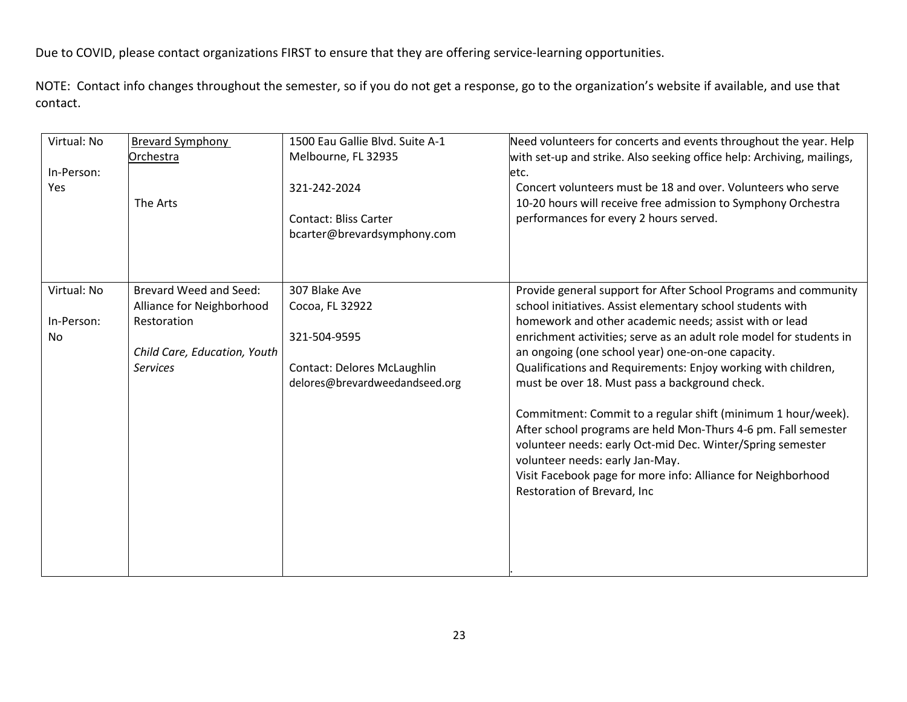Due to COVID, please contact organizations FIRST to ensure that they are offering service-learning opportunities.

NOTE: Contact info changes throughout the semester, so if you do not get a response, go to the organization's website if available, and use that contact.

| | | | |
|---|---|---|---|
| Virtual: No<br><br>In-Person: Yes | Brevard Symphony Orchestra<br><br>The Arts | 1500 Eau Gallie Blvd. Suite A-1<br>Melbourne, FL 32935<br><br>321-242-2024<br><br>Contact: Bliss Carter<br>bcarter@brevardsymphony.com | Need volunteers for concerts and events throughout the year. Help with set-up and strike. Also seeking office help: Archiving, mailings, etc.<br>Concert volunteers must be 18 and over. Volunteers who serve 10-20 hours will receive free admission to Symphony Orchestra performances for every 2 hours served. |
| Virtual: No<br><br>In-Person: No | Brevard Weed and Seed: Alliance for Neighborhood Restoration<br><br>*Child Care, Education, Youth Services* | 307 Blake Ave<br>Cocoa, FL 32922<br><br>321-504-9595<br><br>Contact: Delores McLaughlin<br>delores@brevardweedandseed.org | Provide general support for After School Programs and community school initiatives. Assist elementary school students with homework and other academic needs; assist with or lead enrichment activities; serve as an adult role model for students in an ongoing (one school year) one-on-one capacity.<br>Qualifications and Requirements: Enjoy working with children, must be over 18. Must pass a background check.<br><br>Commitment: Commit to a regular shift (minimum 1 hour/week). After school programs are held Mon-Thurs 4-6 pm. Fall semester volunteer needs: early Oct-mid Dec. Winter/Spring semester volunteer needs: early Jan-May.<br>Visit Facebook page for more info: Alliance for Neighborhood Restoration of Brevard, Inc<br><br>. |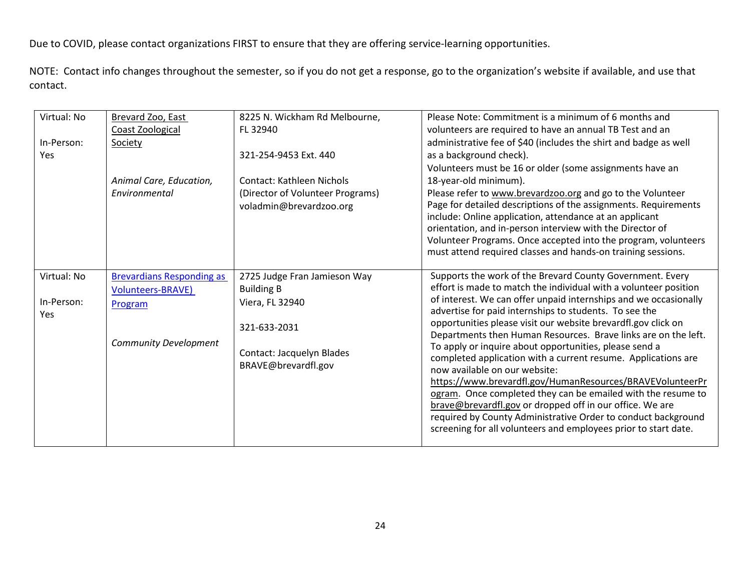Due to COVID, please contact organizations FIRST to ensure that they are offering service-learning opportunities.

NOTE: Contact info changes throughout the semester, so if you do not get a response, go to the organization's website if available, and use that contact.

| | | | |
|---|---|---|---|
| Virtual: No<br><br>In-Person: Yes | Brevard Zoo, East Coast Zoological Society<br><br>*Animal Care, Education, Environmental* | 8225 N. Wickham Rd Melbourne, FL 32940<br><br>321-254-9453 Ext. 440<br><br>Contact: Kathleen Nichols (Director of Volunteer Programs) voladmin@brevardzoo.org | Please Note: Commitment is a minimum of 6 months and volunteers are required to have an annual TB Test and an administrative fee of $40 (includes the shirt and badge as well as a background check).<br>Volunteers must be 16 or older (some assignments have an 18-year-old minimum).<br>Please refer to www.brevardzoo.org and go to the Volunteer Page for detailed descriptions of the assignments. Requirements include: Online application, attendance at an applicant orientation, and in-person interview with the Director of Volunteer Programs. Once accepted into the program, volunteers must attend required classes and hands-on training sessions. |
| Virtual: No<br><br>In-Person: Yes | Brevardians Responding as Volunteers-BRAVE) Program<br><br>*Community Development* | 2725 Judge Fran Jamieson Way Building B<br>Viera, FL 32940<br><br>321-633-2031<br><br>Contact: Jacquelyn Blades BRAVE@brevardfl.gov | Supports the work of the Brevard County Government. Every effort is made to match the individual with a volunteer position of interest. We can offer unpaid internships and we occasionally advertise for paid internships to students. To see the opportunities please visit our website brevardfl.gov click on Departments then Human Resources. Brave links are on the left. To apply or inquire about opportunities, please send a completed application with a current resume. Applications are now available on our website: https://www.brevardfl.gov/HumanResources/BRAVEVolunteerProgram. Once completed they can be emailed with the resume to brave@brevardfl.gov or dropped off in our office. We are required by County Administrative Order to conduct background screening for all volunteers and employees prior to start date. |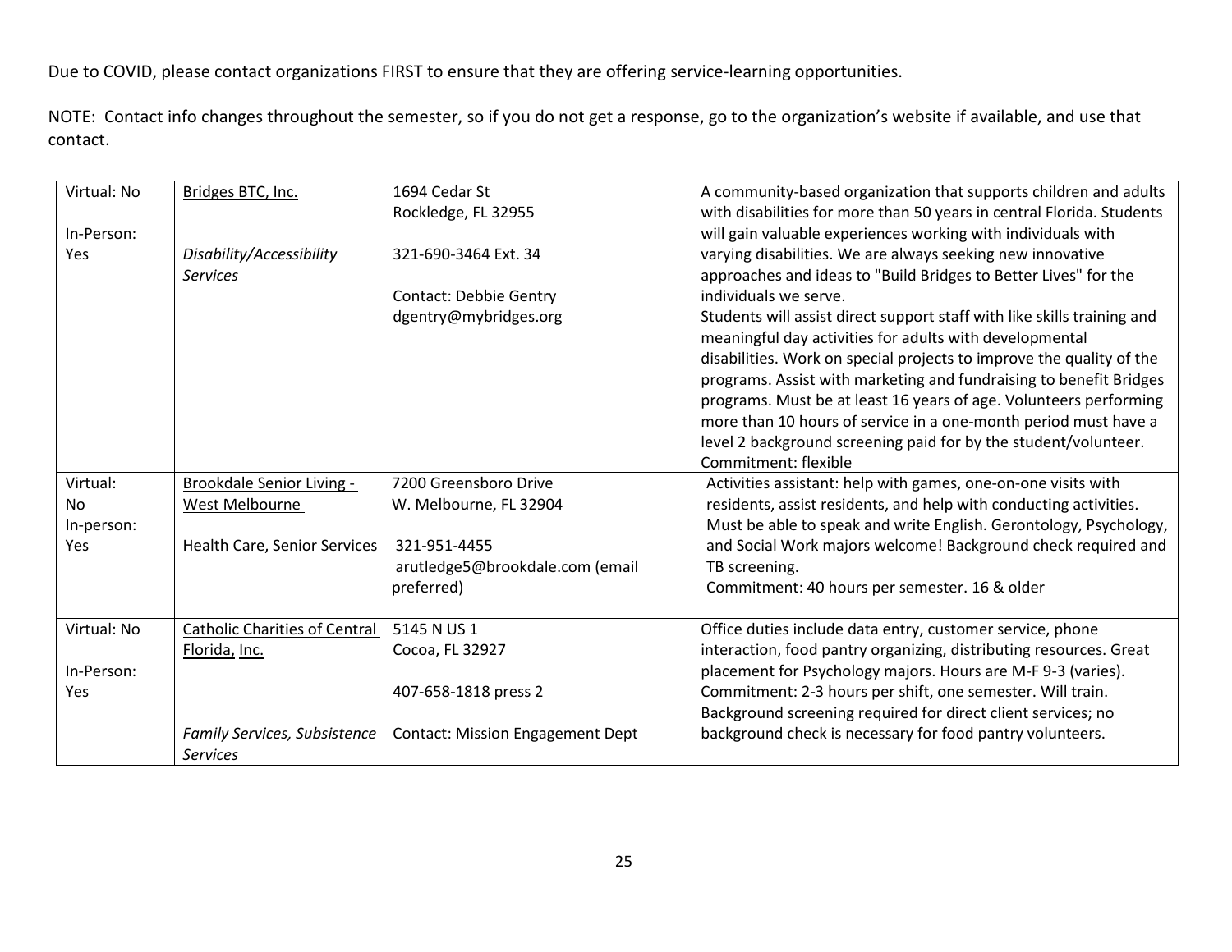Due to COVID, please contact organizations FIRST to ensure that they are offering service-learning opportunities.

NOTE: Contact info changes throughout the semester, so if you do not get a response, go to the organization's website if available, and use that contact.

| | | | |
|---|---|---|---|
| Virtual: No<br><br>In-Person: Yes | Bridges BTC, Inc.<br><br>*Disability/Accessibility Services* | 1694 Cedar St<br>Rockledge, FL 32955<br><br>321-690-3464 Ext. 34<br><br>Contact: Debbie Gentry<br>dgentry@mybridges.org | A community-based organization that supports children and adults with disabilities for more than 50 years in central Florida. Students will gain valuable experiences working with individuals with varying disabilities. We are always seeking new innovative approaches and ideas to "Build Bridges to Better Lives" for the individuals we serve.<br>Students will assist direct support staff with like skills training and meaningful day activities for adults with developmental disabilities. Work on special projects to improve the quality of the programs. Assist with marketing and fundraising to benefit Bridges programs. Must be at least 16 years of age. Volunteers performing more than 10 hours of service in a one-month period must have a level 2 background screening paid for by the student/volunteer.<br>Commitment: flexible |
| Virtual: No<br>In-person: Yes | Brookdale Senior Living - West Melbourne<br><br>Health Care, Senior Services | 7200 Greensboro Drive<br>W. Melbourne, FL 32904<br><br>321-951-4455<br>arutledge5@brookdale.com (email preferred) | Activities assistant: help with games, one-on-one visits with residents, assist residents, and help with conducting activities. Must be able to speak and write English. Gerontology, Psychology, and Social Work majors welcome! Background check required and TB screening.<br>Commitment: 40 hours per semester. 16 & older |
| Virtual: No<br><br>In-Person: Yes | Catholic Charities of Central Florida, Inc.<br><br>*Family Services, Subsistence Services* | 5145 N US 1<br>Cocoa, FL 32927<br><br>407-658-1818 press 2<br><br>Contact: Mission Engagement Dept | Office duties include data entry, customer service, phone interaction, food pantry organizing, distributing resources. Great placement for Psychology majors. Hours are M-F 9-3 (varies).<br>Commitment: 2-3 hours per shift, one semester. Will train. Background screening required for direct client services; no background check is necessary for food pantry volunteers. |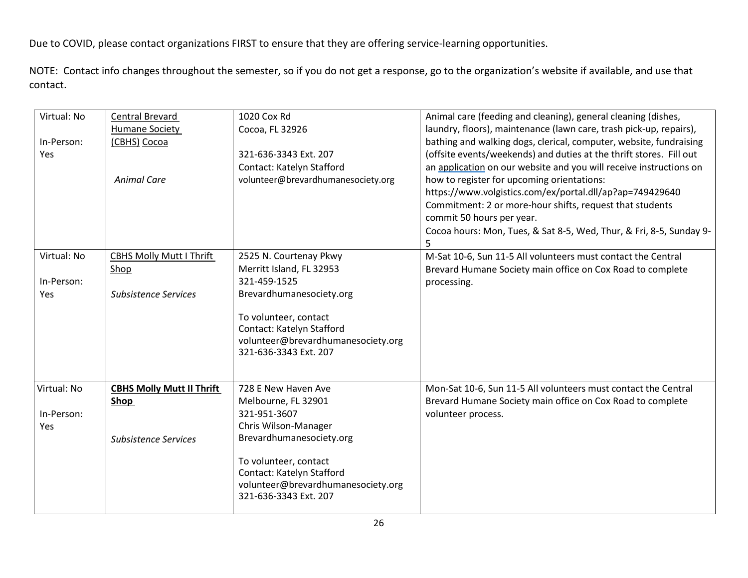Due to COVID, please contact organizations FIRST to ensure that they are offering service-learning opportunities.

NOTE: Contact info changes throughout the semester, so if you do not get a response, go to the organization's website if available, and use that contact.

| | | | |
|---|---|---|---|
| Virtual: No<br><br>In-Person: Yes | Central Brevard Humane Society (CBHS) Cocoa<br><br>*Animal Care* | 1020 Cox Rd<br>Cocoa, FL 32926<br><br>321-636-3343 Ext. 207<br>Contact: Katelyn Stafford<br>volunteer@brevardhumanesociety.org | Animal care (feeding and cleaning), general cleaning (dishes, laundry, floors), maintenance (lawn care, trash pick-up, repairs), bathing and walking dogs, clerical, computer, website, fundraising (offsite events/weekends) and duties at the thrift stores. Fill out an application on our website and you will receive instructions on how to register for upcoming orientations: https://www.volgistics.com/ex/portal.dll/ap?ap=749429640<br>Commitment: 2 or more-hour shifts, request that students commit 50 hours per year.<br>Cocoa hours: Mon, Tues, & Sat 8-5, Wed, Thur, & Fri, 8-5, Sunday 9-5 |
| Virtual: No<br><br>In-Person: Yes | CBHS Molly Mutt I Thrift Shop<br><br>*Subsistence Services* | 2525 N. Courtenay Pkwy<br>Merritt Island, FL 32953<br>321-459-1525<br>Brevardhumanesociety.org<br><br>To volunteer, contact<br>Contact: Katelyn Stafford<br>volunteer@brevardhumanesociety.org<br>321-636-3343 Ext. 207 | M-Sat 10-6, Sun 11-5 All volunteers must contact the Central Brevard Humane Society main office on Cox Road to complete processing. |
| Virtual: No<br><br>In-Person: Yes | **CBHS Molly Mutt II Thrift Shop**<br><br>*Subsistence Services* | 728 E New Haven Ave<br>Melbourne, FL 32901<br>321-951-3607<br>Chris Wilson-Manager<br>Brevardhumanesociety.org<br><br>To volunteer, contact<br>Contact: Katelyn Stafford<br>volunteer@brevardhumanesociety.org<br>321-636-3343 Ext. 207 | Mon-Sat 10-6, Sun 11-5 All volunteers must contact the Central Brevard Humane Society main office on Cox Road to complete volunteer process. |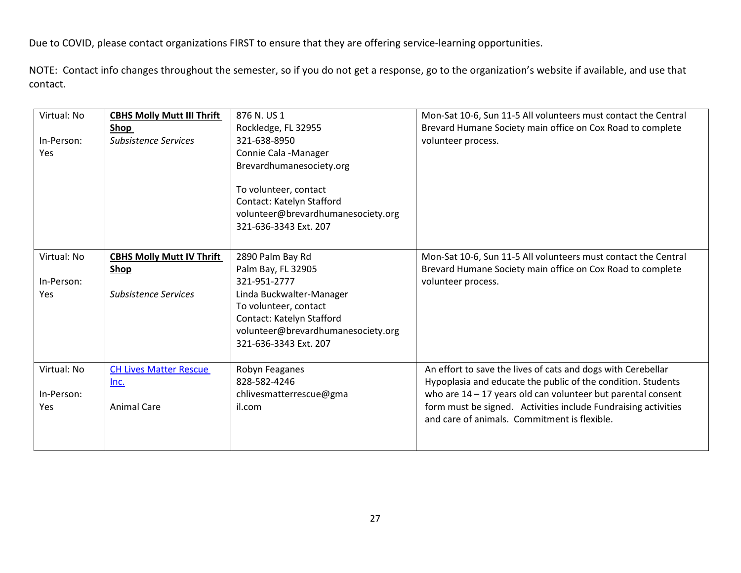Due to COVID, please contact organizations FIRST to ensure that they are offering service-learning opportunities.

NOTE: Contact info changes throughout the semester, so if you do not get a response, go to the organization's website if available, and use that contact.

| | | | |
|---|---|---|---|
| Virtual: No<br><br>In-Person: Yes | **CBHS Molly Mutt III Thrift Shop**<br>*Subsistence Services* | 876 N. US 1<br>Rockledge, FL 32955<br>321-638-8950<br>Connie Cala -Manager<br>Brevardhumanesociety.org<br><br>To volunteer, contact<br>Contact: Katelyn Stafford<br>volunteer@brevardhumanesociety.org<br>321-636-3343 Ext. 207 | Mon-Sat 10-6, Sun 11-5 All volunteers must contact the Central Brevard Humane Society main office on Cox Road to complete volunteer process. |
| Virtual: No<br><br>In-Person: Yes | **CBHS Molly Mutt IV Thrift Shop**<br><br>*Subsistence Services* | 2890 Palm Bay Rd<br>Palm Bay, FL 32905<br>321-951-2777<br>Linda Buckwalter-Manager<br>To volunteer, contact<br>Contact: Katelyn Stafford<br>volunteer@brevardhumanesociety.org<br>321-636-3343 Ext. 207 | Mon-Sat 10-6, Sun 11-5 All volunteers must contact the Central Brevard Humane Society main office on Cox Road to complete volunteer process. |
| Virtual: No<br><br>In-Person: Yes | CH Lives Matter Rescue Inc.<br><br>Animal Care | Robyn Feaganes<br>828-582-4246<br>chlivesmatterrescue@gmail.com | An effort to save the lives of cats and dogs with Cerebellar Hypoplasia and educate the public of the condition. Students who are 14 – 17 years old can volunteer but parental consent form must be signed. Activities include Fundraising activities and care of animals. Commitment is flexible. |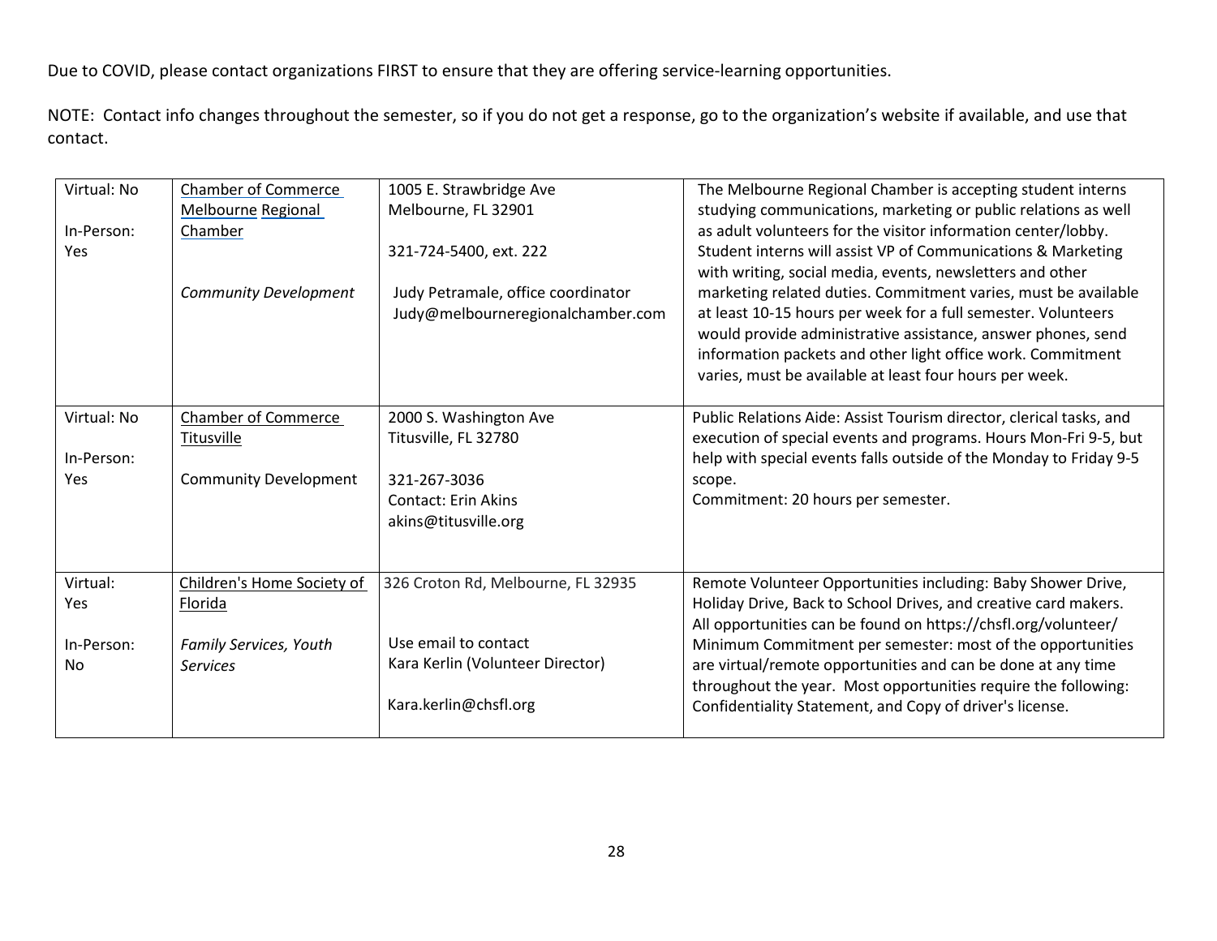Due to COVID, please contact organizations FIRST to ensure that they are offering service-learning opportunities.

NOTE: Contact info changes throughout the semester, so if you do not get a response, go to the organization's website if available, and use that contact.

| | | | |
|---|---|---|---|
| Virtual: No<br><br>In-Person: Yes | Chamber of Commerce Melbourne Regional Chamber<br><br>*Community Development* | 1005 E. Strawbridge Ave<br>Melbourne, FL 32901<br><br>321-724-5400, ext. 222<br><br>Judy Petramale, office coordinator<br>Judy@melbourneregionalchamber.com | The Melbourne Regional Chamber is accepting student interns studying communications, marketing or public relations as well as adult volunteers for the visitor information center/lobby. Student interns will assist VP of Communications & Marketing with writing, social media, events, newsletters and other marketing related duties. Commitment varies, must be available at least 10-15 hours per week for a full semester. Volunteers would provide administrative assistance, answer phones, send information packets and other light office work. Commitment varies, must be available at least four hours per week. |
| Virtual: No<br><br>In-Person: Yes | Chamber of Commerce Titusville<br><br>Community Development | 2000 S. Washington Ave<br>Titusville, FL 32780<br><br>321-267-3036<br>Contact: Erin Akins<br>akins@titusville.org | Public Relations Aide: Assist Tourism director, clerical tasks, and execution of special events and programs. Hours Mon-Fri 9-5, but help with special events falls outside of the Monday to Friday 9-5 scope.<br>Commitment: 20 hours per semester. |
| Virtual: Yes<br><br>In-Person: No | Children's Home Society of Florida<br><br>*Family Services, Youth Services* | 326 Croton Rd, Melbourne, FL 32935<br><br>Use email to contact<br>Kara Kerlin (Volunteer Director)<br><br>Kara.kerlin@chsfl.org | Remote Volunteer Opportunities including: Baby Shower Drive, Holiday Drive, Back to School Drives, and creative card makers. All opportunities can be found on https://chsfl.org/volunteer/<br>Minimum Commitment per semester: most of the opportunities are virtual/remote opportunities and can be done at any time throughout the year. Most opportunities require the following: Confidentiality Statement, and Copy of driver's license. |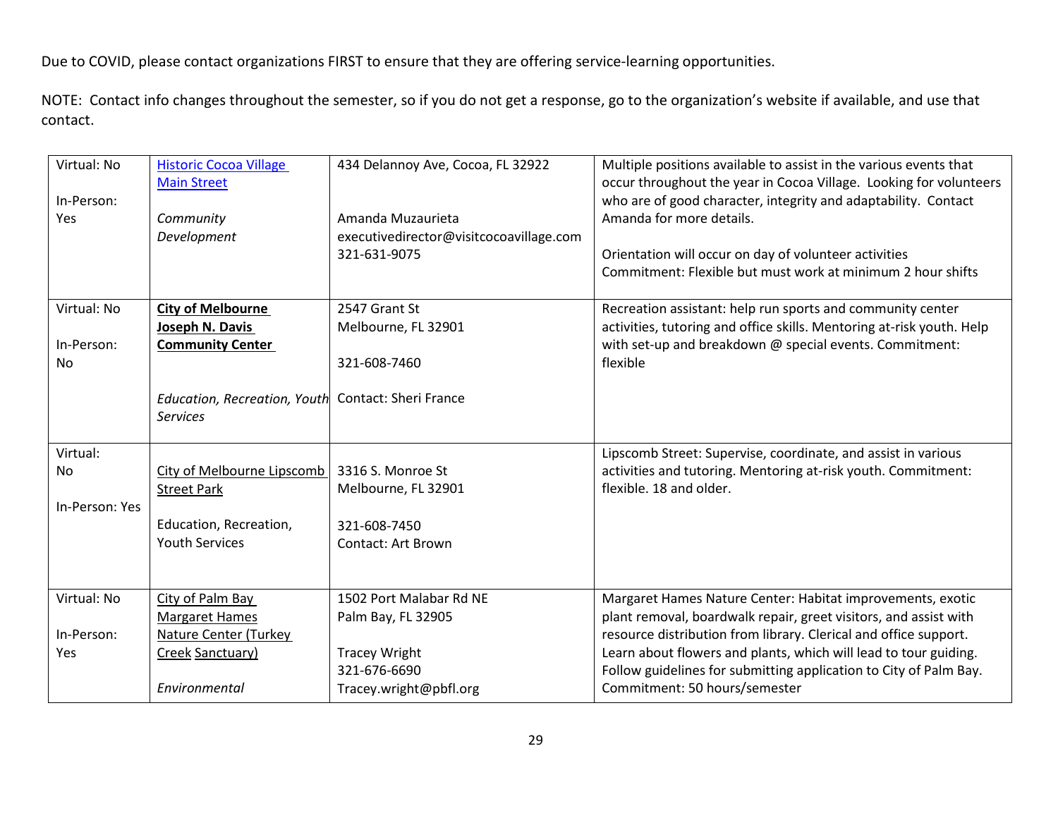Due to COVID, please contact organizations FIRST to ensure that they are offering service-learning opportunities.

NOTE: Contact info changes throughout the semester, so if you do not get a response, go to the organization's website if available, and use that contact.

| | | | |
|---|---|---|---|
| Virtual: No<br><br>In-Person: Yes | Historic Cocoa Village Main Street<br><br>*Community Development* | 434 Delannoy Ave, Cocoa, FL 32922<br><br>Amanda Muzaurieta<br>executivedirector@visitcocoavillage.com<br>321-631-9075 | Multiple positions available to assist in the various events that occur throughout the year in Cocoa Village. Looking for volunteers who are of good character, integrity and adaptability. Contact Amanda for more details.<br><br>Orientation will occur on day of volunteer activities<br>Commitment: Flexible but must work at minimum 2 hour shifts |
| Virtual: No<br><br>In-Person: No | **City of Melbourne Joseph N. Davis Community Center**<br><br>*Education, Recreation, Youth Services* | 2547 Grant St<br>Melbourne, FL 32901<br><br>321-608-7460<br><br>Contact: Sheri France | Recreation assistant: help run sports and community center activities, tutoring and office skills. Mentoring at-risk youth. Help with set-up and breakdown @ special events. Commitment: flexible |
| Virtual: No<br><br>In-Person: Yes | City of Melbourne Lipscomb Street Park<br><br>Education, Recreation, Youth Services | 3316 S. Monroe St<br>Melbourne, FL 32901<br><br>321-608-7450<br>Contact: Art Brown | Lipscomb Street: Supervise, coordinate, and assist in various activities and tutoring. Mentoring at-risk youth. Commitment: flexible. 18 and older. |
| Virtual: No<br><br>In-Person: Yes | City of Palm Bay Margaret Hames Nature Center (Turkey Creek Sanctuary)<br><br>*Environmental* | 1502 Port Malabar Rd NE<br>Palm Bay, FL 32905<br><br>Tracey Wright<br>321-676-6690<br>Tracey.wright@pbfl.org | Margaret Hames Nature Center: Habitat improvements, exotic plant removal, boardwalk repair, greet visitors, and assist with resource distribution from library. Clerical and office support. Learn about flowers and plants, which will lead to tour guiding. Follow guidelines for submitting application to City of Palm Bay. Commitment: 50 hours/semester |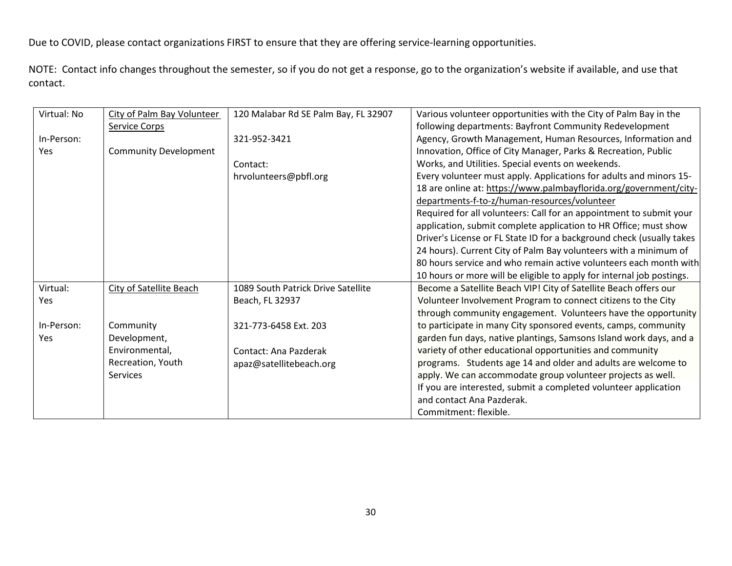Due to COVID, please contact organizations FIRST to ensure that they are offering service-learning opportunities.

NOTE: Contact info changes throughout the semester, so if you do not get a response, go to the organization's website if available, and use that contact.

| | | | |
|---|---|---|---|
| Virtual: No<br><br>In-Person: Yes | City of Palm Bay Volunteer Service Corps<br><br>Community Development | 120 Malabar Rd SE Palm Bay, FL 32907<br><br>321-952-3421<br><br>Contact:<br>hrvolunteers@pbfl.org | Various volunteer opportunities with the City of Palm Bay in the following departments: Bayfront Community Redevelopment Agency, Growth Management, Human Resources, Information and Innovation, Office of City Manager, Parks & Recreation, Public Works, and Utilities. Special events on weekends.<br>Every volunteer must apply. Applications for adults and minors 15-18 are online at: https://www.palmbayflorida.org/government/city-departments-f-to-z/human-resources/volunteer<br>Required for all volunteers: Call for an appointment to submit your application, submit complete application to HR Office; must show Driver's License or FL State ID for a background check (usually takes 24 hours). Current City of Palm Bay volunteers with a minimum of 80 hours service and who remain active volunteers each month with 10 hours or more will be eligible to apply for internal job postings. |
| Virtual: Yes<br><br>In-Person: Yes | City of Satellite Beach<br><br>Community Development, Environmental, Recreation, Youth Services | 1089 South Patrick Drive Satellite Beach, FL 32937<br><br>321-773-6458 Ext. 203<br><br>Contact: Ana Pazderak<br>apaz@satellitebeach.org | Become a Satellite Beach VIP! City of Satellite Beach offers our Volunteer Involvement Program to connect citizens to the City through community engagement. Volunteers have the opportunity to participate in many City sponsored events, camps, community garden fun days, native plantings, Samsons Island work days, and a variety of other educational opportunities and community programs. Students age 14 and older and adults are welcome to apply. We can accommodate group volunteer projects as well.<br>If you are interested, submit a completed volunteer application and contact Ana Pazderak.<br>Commitment: flexible. |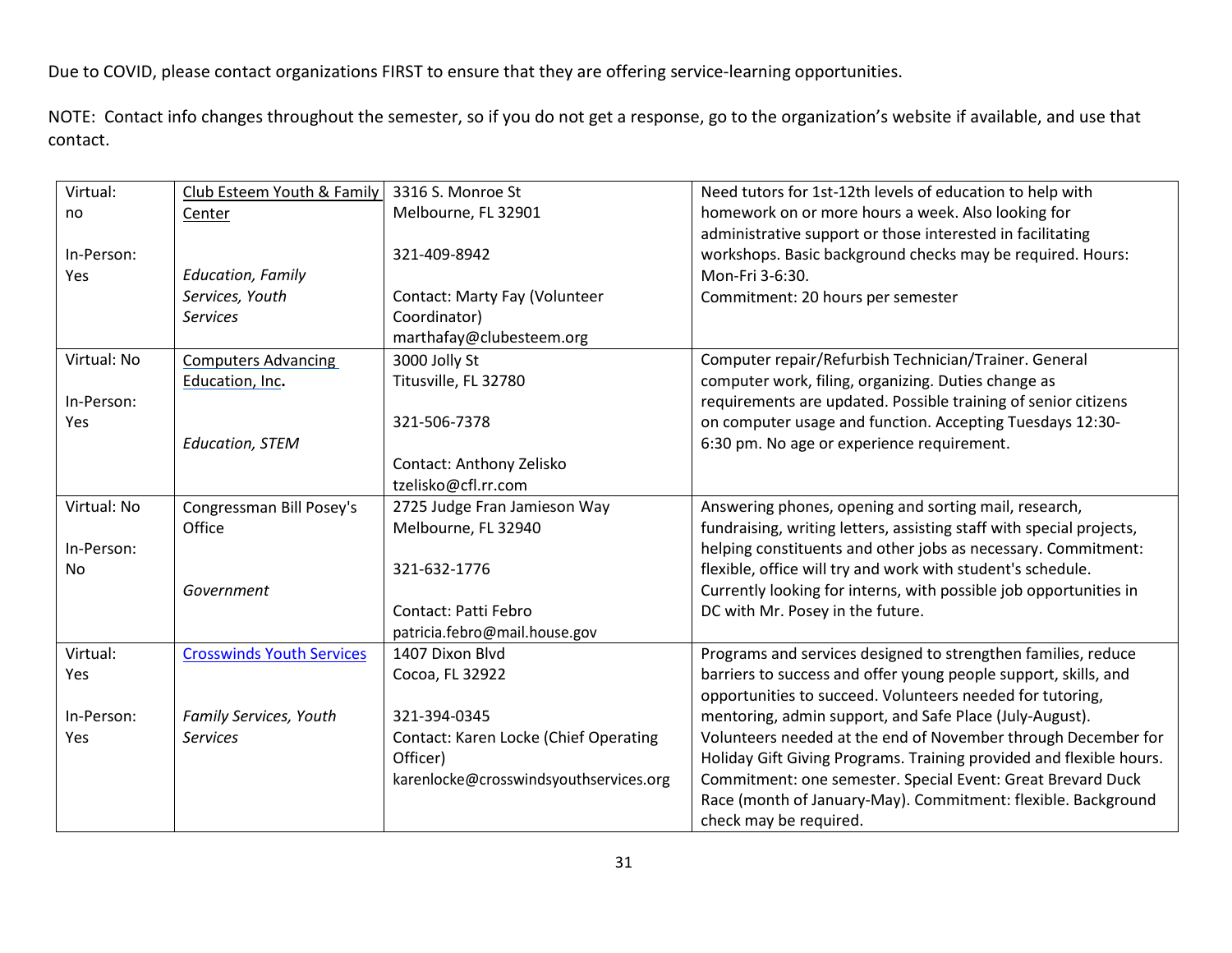Due to COVID, please contact organizations FIRST to ensure that they are offering service-learning opportunities.

NOTE: Contact info changes throughout the semester, so if you do not get a response, go to the organization's website if available, and use that contact.

| | | | |
|---|---|---|---|
| Virtual: no<br><br>In-Person: Yes | Club Esteem Youth & Family Center<br><br>*Education, Family Services, Youth Services* | 3316 S. Monroe St<br>Melbourne, FL 32901<br><br>321-409-8942<br><br>Contact: Marty Fay (Volunteer Coordinator)<br>marthafay@clubesteem.org | Need tutors for 1st-12th levels of education to help with homework on or more hours a week. Also looking for administrative support or those interested in facilitating workshops. Basic background checks may be required. Hours: Mon-Fri 3-6:30.<br>Commitment: 20 hours per semester |
| Virtual: No<br><br>In-Person: Yes | Computers Advancing Education, Inc.<br><br>*Education, STEM* | 3000 Jolly St<br>Titusville, FL 32780<br><br>321-506-7378<br><br>Contact: Anthony Zelisko<br>tzelisko@cfl.rr.com | Computer repair/Refurbish Technician/Trainer. General computer work, filing, organizing. Duties change as requirements are updated. Possible training of senior citizens on computer usage and function. Accepting Tuesdays 12:30-6:30 pm. No age or experience requirement. |
| Virtual: No<br><br>In-Person: No | Congressman Bill Posey's Office<br><br>*Government* | 2725 Judge Fran Jamieson Way<br>Melbourne, FL 32940<br><br>321-632-1776<br><br>Contact: Patti Febro<br>patricia.febro@mail.house.gov | Answering phones, opening and sorting mail, research, fundraising, writing letters, assisting staff with special projects, helping constituents and other jobs as necessary. Commitment: flexible, office will try and work with student's schedule. Currently looking for interns, with possible job opportunities in DC with Mr. Posey in the future. |
| Virtual: Yes<br><br>In-Person: Yes | Crosswinds Youth Services<br><br>*Family Services, Youth Services* | 1407 Dixon Blvd<br>Cocoa, FL 32922<br><br>321-394-0345<br>Contact: Karen Locke (Chief Operating Officer)<br>karenlocke@crosswindsyouthservices.org | Programs and services designed to strengthen families, reduce barriers to success and offer young people support, skills, and opportunities to succeed. Volunteers needed for tutoring, mentoring, admin support, and Safe Place (July-August). Volunteers needed at the end of November through December for Holiday Gift Giving Programs. Training provided and flexible hours. Commitment: one semester. Special Event: Great Brevard Duck Race (month of January-May). Commitment: flexible. Background check may be required. |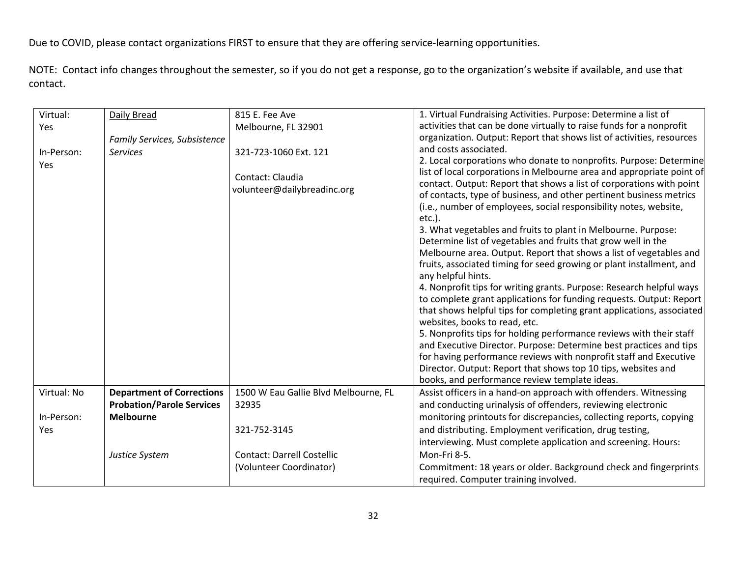Due to COVID, please contact organizations FIRST to ensure that they are offering service-learning opportunities.

NOTE: Contact info changes throughout the semester, so if you do not get a response, go to the organization's website if available, and use that contact.

| | | | |
|---|---|---|---|
| Virtual: Yes<br><br>In-Person: Yes | Daily Bread<br><br>*Family Services, Subsistence Services* | 815 E. Fee Ave<br>Melbourne, FL 32901<br><br>321-723-1060 Ext. 121<br><br>Contact: Claudia<br>volunteer@dailybreadinc.org | 1. Virtual Fundraising Activities. Purpose: Determine a list of activities that can be done virtually to raise funds for a nonprofit organization. Output: Report that shows list of activities, resources and costs associated.<br>2. Local corporations who donate to nonprofits. Purpose: Determine list of local corporations in Melbourne area and appropriate point of contact. Output: Report that shows a list of corporations with point of contacts, type of business, and other pertinent business metrics (i.e., number of employees, social responsibility notes, website, etc.).<br>3. What vegetables and fruits to plant in Melbourne. Purpose: Determine list of vegetables and fruits that grow well in the Melbourne area. Output. Report that shows a list of vegetables and fruits, associated timing for seed growing or plant installment, and any helpful hints.<br>4. Nonprofit tips for writing grants. Purpose: Research helpful ways to complete grant applications for funding requests. Output: Report that shows helpful tips for completing grant applications, associated websites, books to read, etc.<br>5. Nonprofits tips for holding performance reviews with their staff and Executive Director. Purpose: Determine best practices and tips for having performance reviews with nonprofit staff and Executive Director. Output: Report that shows top 10 tips, websites and books, and performance review template ideas. |
| Virtual: No<br><br>In-Person: Yes | **Department of Corrections Probation/Parole Services Melbourne**<br><br>*Justice System* | 1500 W Eau Gallie Blvd Melbourne, FL 32935<br><br>321-752-3145<br><br>Contact: Darrell Costellic (Volunteer Coordinator) | Assist officers in a hand-on approach with offenders. Witnessing and conducting urinalysis of offenders, reviewing electronic monitoring printouts for discrepancies, collecting reports, copying and distributing. Employment verification, drug testing, interviewing. Must complete application and screening. Hours: Mon-Fri 8-5.<br>Commitment: 18 years or older. Background check and fingerprints required. Computer training involved. |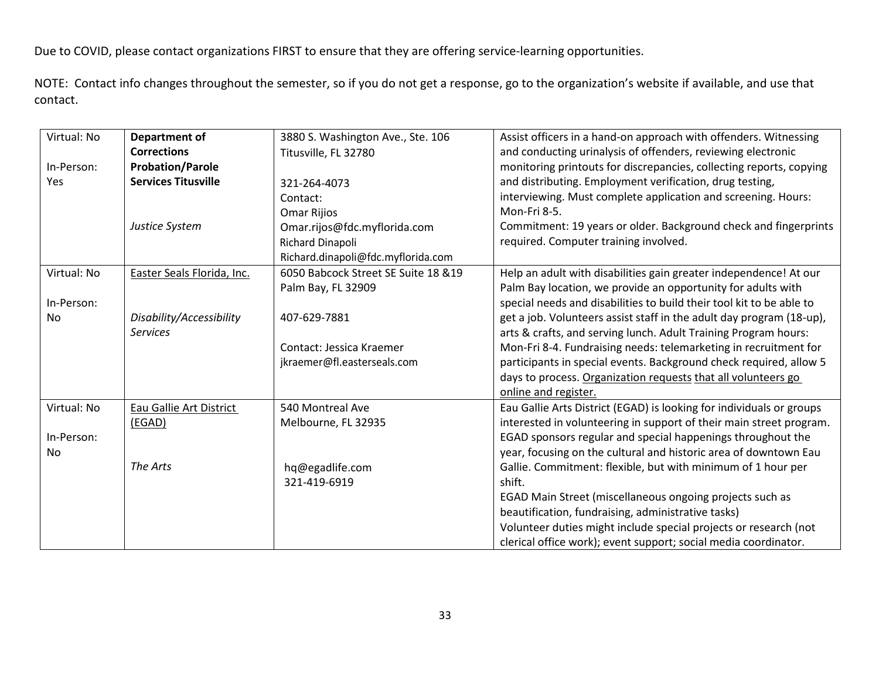Due to COVID, please contact organizations FIRST to ensure that they are offering service-learning opportunities.

NOTE: Contact info changes throughout the semester, so if you do not get a response, go to the organization's website if available, and use that contact.

| | | | |
|---|---|---|---|
| Virtual: No<br><br>In-Person: Yes | **Department of Corrections Probation/Parole Services Titusville**<br><br>*Justice System* | 3880 S. Washington Ave., Ste. 106<br>Titusville, FL 32780<br><br>321-264-4073<br>Contact:<br>Omar Rijios<br>Omar.rijos@fdc.myflorida.com<br>Richard Dinapoli<br>Richard.dinapoli@fdc.myflorida.com | Assist officers in a hand-on approach with offenders. Witnessing and conducting urinalysis of offenders, reviewing electronic monitoring printouts for discrepancies, collecting reports, copying and distributing. Employment verification, drug testing, interviewing. Must complete application and screening. Hours: Mon-Fri 8-5.<br>Commitment: 19 years or older. Background check and fingerprints required. Computer training involved. |
| Virtual: No<br><br>In-Person: No | Easter Seals Florida, Inc.<br><br>*Disability/Accessibility Services* | 6050 Babcock Street SE Suite 18 &19<br>Palm Bay, FL 32909<br><br>407-629-7881<br><br>Contact: Jessica Kraemer<br>jkraemer@fl.easterseals.com | Help an adult with disabilities gain greater independence! At our Palm Bay location, we provide an opportunity for adults with special needs and disabilities to build their tool kit to be able to get a job. Volunteers assist staff in the adult day program (18-up), arts & crafts, and serving lunch. Adult Training Program hours: Mon-Fri 8-4. Fundraising needs: telemarketing in recruitment for participants in special events. Background check required, allow 5 days to process. Organization requests that all volunteers go online and register. |
| Virtual: No<br><br>In-Person: No | Eau Gallie Art District (EGAD)<br><br>*The Arts* | 540 Montreal Ave<br>Melbourne, FL 32935<br><br>hq@egadlife.com<br>321-419-6919 | Eau Gallie Arts District (EGAD) is looking for individuals or groups interested in volunteering in support of their main street program. EGAD sponsors regular and special happenings throughout the year, focusing on the cultural and historic area of downtown Eau Gallie. Commitment: flexible, but with minimum of 1 hour per shift.<br>EGAD Main Street (miscellaneous ongoing projects such as beautification, fundraising, administrative tasks)<br>Volunteer duties might include special projects or research (not clerical office work); event support; social media coordinator. |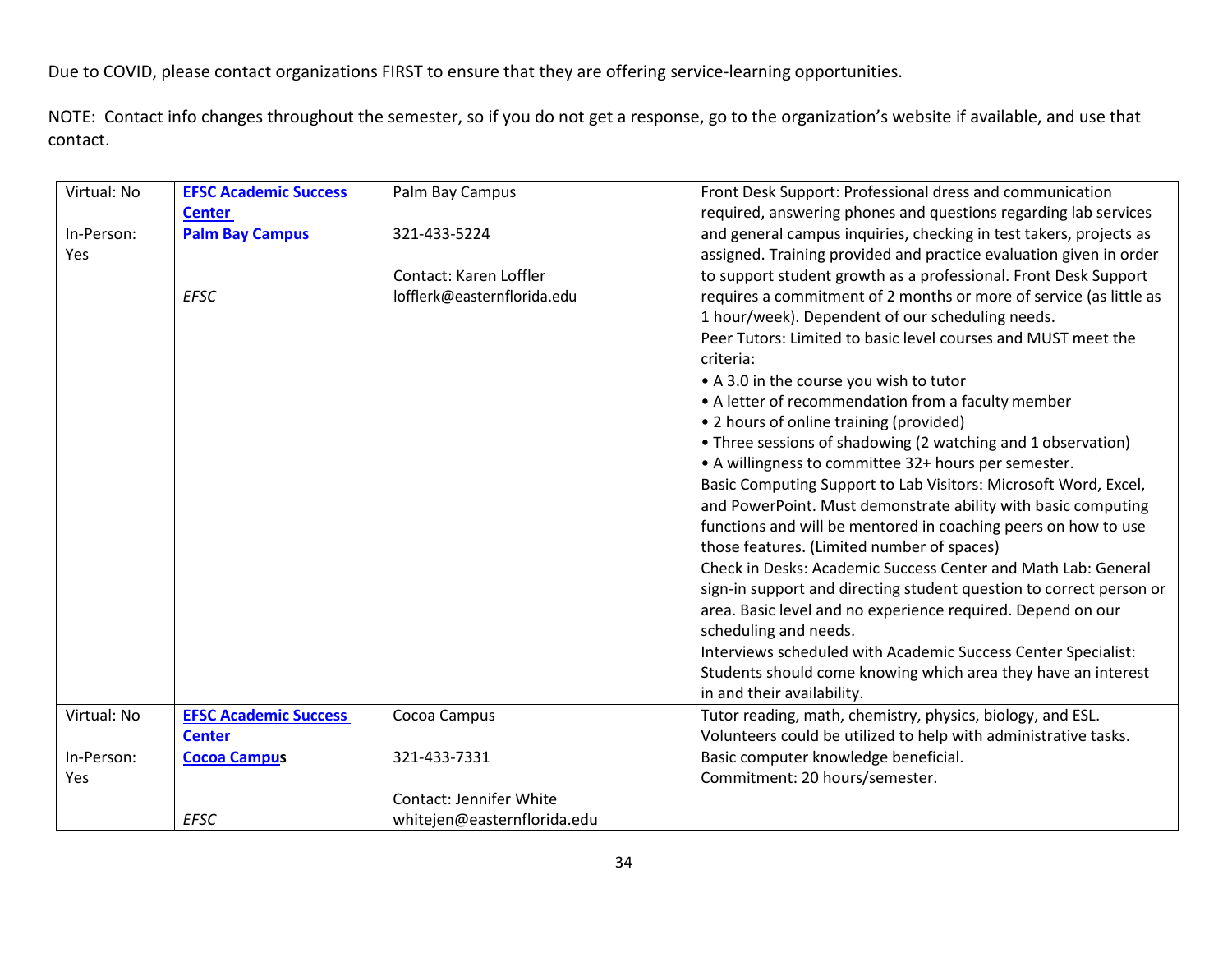Due to COVID, please contact organizations FIRST to ensure that they are offering service-learning opportunities.

NOTE: Contact info changes throughout the semester, so if you do not get a response, go to the organization's website if available, and use that contact.

| | | | |
|---|---|---|---|
| Virtual: No<br><br>In-Person: Yes | **EFSC Academic Success Center Palm Bay Campus**<br><br>*EFSC* | Palm Bay Campus<br><br>321-433-5224<br><br>Contact: Karen Loffler<br>lofflerk@easternflorida.edu | Front Desk Support: Professional dress and communication required, answering phones and questions regarding lab services and general campus inquiries, checking in test takers, projects as assigned. Training provided and practice evaluation given in order to support student growth as a professional. Front Desk Support requires a commitment of 2 months or more of service (as little as 1 hour/week). Dependent of our scheduling needs.<br>Peer Tutors: Limited to basic level courses and MUST meet the criteria:<br>• A 3.0 in the course you wish to tutor<br>• A letter of recommendation from a faculty member<br>• 2 hours of online training (provided)<br>• Three sessions of shadowing (2 watching and 1 observation)<br>• A willingness to committee 32+ hours per semester.<br>Basic Computing Support to Lab Visitors: Microsoft Word, Excel, and PowerPoint. Must demonstrate ability with basic computing functions and will be mentored in coaching peers on how to use those features. (Limited number of spaces)<br>Check in Desks: Academic Success Center and Math Lab: General sign-in support and directing student question to correct person or area. Basic level and no experience required. Depend on our scheduling and needs.<br>Interviews scheduled with Academic Success Center Specialist: Students should come knowing which area they have an interest in and their availability. |
| Virtual: No<br><br>In-Person: Yes | **EFSC Academic Success Center Cocoa Campus**<br><br>*EFSC* | Cocoa Campus<br><br>321-433-7331<br><br>Contact: Jennifer White<br>whitejen@easternflorida.edu | Tutor reading, math, chemistry, physics, biology, and ESL.<br>Volunteers could be utilized to help with administrative tasks.<br>Basic computer knowledge beneficial.<br>Commitment: 20 hours/semester. |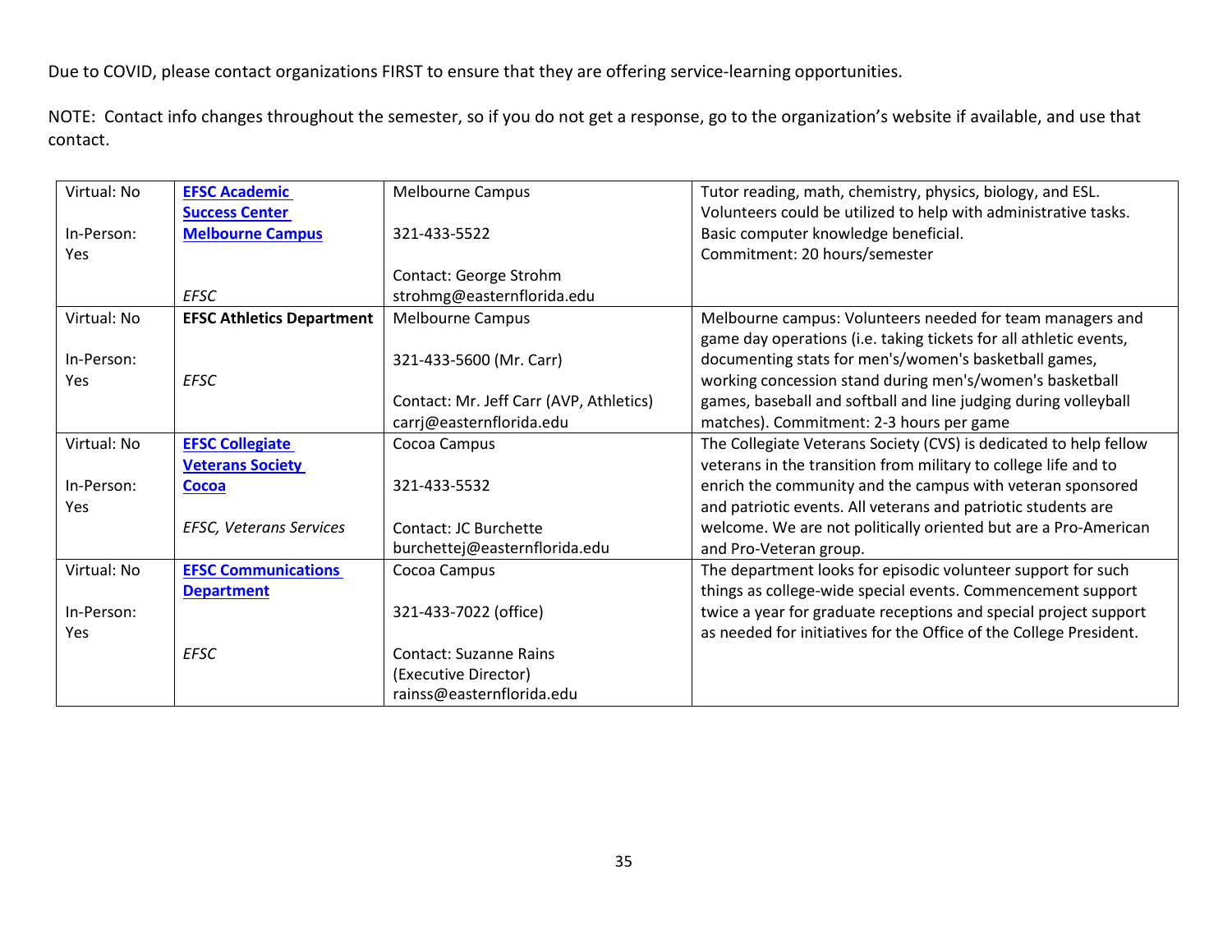Due to COVID, please contact organizations FIRST to ensure that they are offering service-learning opportunities.

NOTE: Contact info changes throughout the semester, so if you do not get a response, go to the organization's website if available, and use that contact.

| | | | |
|---|---|---|---|
| Virtual: No<br><br>In-Person: Yes | **EFSC Academic Success Center Melbourne Campus**<br><br>*EFSC* | Melbourne Campus<br><br>321-433-5522<br><br>Contact: George Strohm<br>strohmg@easternflorida.edu | Tutor reading, math, chemistry, physics, biology, and ESL. Volunteers could be utilized to help with administrative tasks. Basic computer knowledge beneficial.<br>Commitment: 20 hours/semester |
| Virtual: No<br><br>In-Person: Yes | **EFSC Athletics Department**<br><br>*EFSC* | Melbourne Campus<br><br>321-433-5600 (Mr. Carr)<br><br>Contact: Mr. Jeff Carr (AVP, Athletics)<br>carrj@easternflorida.edu | Melbourne campus: Volunteers needed for team managers and game day operations (i.e. taking tickets for all athletic events, documenting stats for men's/women's basketball games, working concession stand during men's/women's basketball games, baseball and softball and line judging during volleyball matches). Commitment: 2-3 hours per game |
| Virtual: No<br><br>In-Person: Yes | **EFSC Collegiate Veterans Society Cocoa**<br><br>*EFSC, Veterans Services* | Cocoa Campus<br><br>321-433-5532<br><br>Contact: JC Burchette<br>burchettej@easternflorida.edu | The Collegiate Veterans Society (CVS) is dedicated to help fellow veterans in the transition from military to college life and to enrich the community and the campus with veteran sponsored and patriotic events. All veterans and patriotic students are welcome. We are not politically oriented but are a Pro-American and Pro-Veteran group. |
| Virtual: No<br><br>In-Person: Yes | **EFSC Communications Department**<br><br>*EFSC* | Cocoa Campus<br><br>321-433-7022 (office)<br><br>Contact: Suzanne Rains (Executive Director)<br>rainss@easternflorida.edu | The department looks for episodic volunteer support for such things as college-wide special events. Commencement support twice a year for graduate receptions and special project support as needed for initiatives for the Office of the College President. |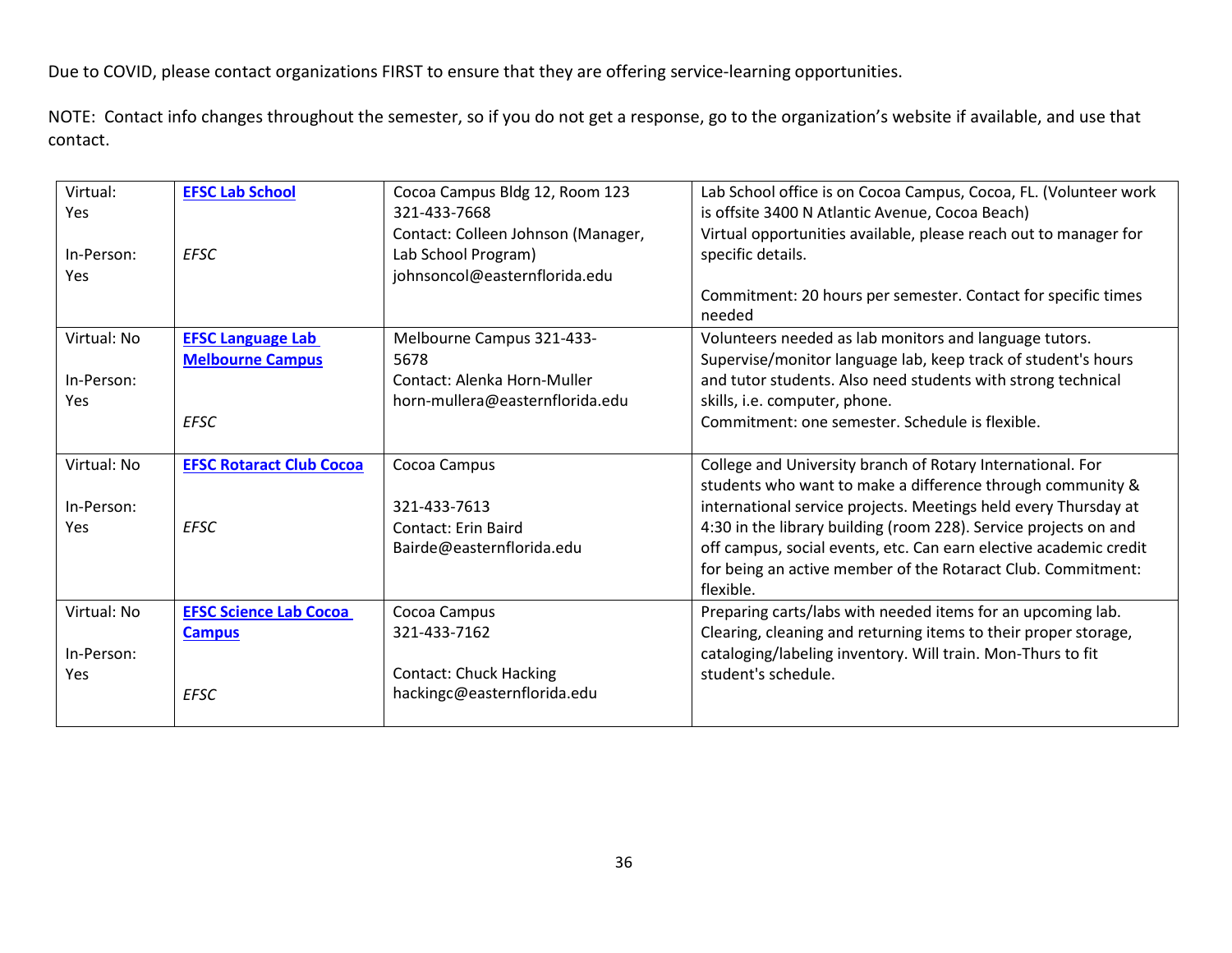Due to COVID, please contact organizations FIRST to ensure that they are offering service-learning opportunities.

NOTE: Contact info changes throughout the semester, so if you do not get a response, go to the organization's website if available, and use that contact.

| | | | |
|---|---|---|---|
| Virtual: Yes<br><br>In-Person: Yes | **EFSC Lab School**<br><br>*EFSC* | Cocoa Campus Bldg 12, Room 123<br>321-433-7668<br>Contact: Colleen Johnson (Manager, Lab School Program)<br>johnsoncol@easternflorida.edu | Lab School office is on Cocoa Campus, Cocoa, FL. (Volunteer work is offsite 3400 N Atlantic Avenue, Cocoa Beach)<br>Virtual opportunities available, please reach out to manager for specific details.<br><br>Commitment: 20 hours per semester. Contact for specific times needed |
| Virtual: No<br><br>In-Person: Yes | **EFSC Language Lab Melbourne Campus**<br><br>*EFSC* | Melbourne Campus 321-433-5678<br>Contact: Alenka Horn-Muller<br>horn-mullera@easternflorida.edu | Volunteers needed as lab monitors and language tutors. Supervise/monitor language lab, keep track of student's hours and tutor students. Also need students with strong technical skills, i.e. computer, phone.<br>Commitment: one semester. Schedule is flexible. |
| Virtual: No<br><br>In-Person: Yes | **EFSC Rotaract Club Cocoa**<br><br>*EFSC* | Cocoa Campus<br><br>321-433-7613<br>Contact: Erin Baird<br>Bairde@easternflorida.edu | College and University branch of Rotary International. For students who want to make a difference through community & international service projects. Meetings held every Thursday at 4:30 in the library building (room 228). Service projects on and off campus, social events, etc. Can earn elective academic credit for being an active member of the Rotaract Club. Commitment: flexible. |
| Virtual: No<br><br>In-Person: Yes | **EFSC Science Lab Cocoa Campus**<br><br>*EFSC* | Cocoa Campus<br>321-433-7162<br><br>Contact: Chuck Hacking<br>hackingc@easternflorida.edu | Preparing carts/labs with needed items for an upcoming lab. Clearing, cleaning and returning items to their proper storage, cataloging/labeling inventory. Will train. Mon-Thurs to fit student's schedule. |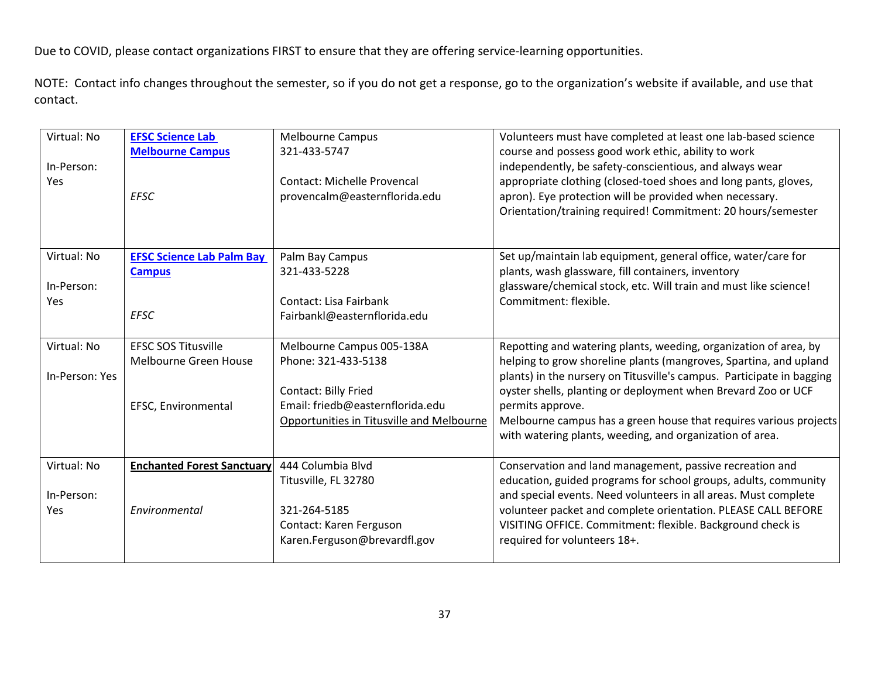Due to COVID, please contact organizations FIRST to ensure that they are offering service-learning opportunities.

NOTE: Contact info changes throughout the semester, so if you do not get a response, go to the organization's website if available, and use that contact.

| | | | |
|---|---|---|---|
| Virtual: No<br><br>In-Person: Yes | **EFSC Science Lab Melbourne Campus**<br><br>*EFSC* | Melbourne Campus<br>321-433-5747<br><br>Contact: Michelle Provencal<br>provencalm@easternflorida.edu | Volunteers must have completed at least one lab-based science course and possess good work ethic, ability to work independently, be safety-conscientious, and always wear appropriate clothing (closed-toed shoes and long pants, gloves, apron). Eye protection will be provided when necessary. Orientation/training required! Commitment: 20 hours/semester |
| Virtual: No<br><br>In-Person: Yes | **EFSC Science Lab Palm Bay Campus**<br><br>*EFSC* | Palm Bay Campus<br>321-433-5228<br><br>Contact: Lisa Fairbank<br>Fairbankl@easternflorida.edu | Set up/maintain lab equipment, general office, water/care for plants, wash glassware, fill containers, inventory glassware/chemical stock, etc. Will train and must like science! Commitment: flexible. |
| Virtual: No<br><br>In-Person: Yes | EFSC SOS Titusville Melbourne Green House<br><br>EFSC, Environmental | Melbourne Campus 005-138A<br>Phone: 321-433-5138<br><br>Contact: Billy Fried<br>Email: friedb@easternflorida.edu<br>Opportunities in Titusville and Melbourne | Repotting and watering plants, weeding, organization of area, by helping to grow shoreline plants (mangroves, Spartina, and upland plants) in the nursery on Titusville's campus. Participate in bagging oyster shells, planting or deployment when Brevard Zoo or UCF permits approve.<br>Melbourne campus has a green house that requires various projects with watering plants, weeding, and organization of area. |
| Virtual: No<br><br>In-Person: Yes | **Enchanted Forest Sanctuary**<br><br>*Environmental* | 444 Columbia Blvd<br>Titusville, FL 32780<br><br>321-264-5185<br>Contact: Karen Ferguson<br>Karen.Ferguson@brevardfl.gov | Conservation and land management, passive recreation and education, guided programs for school groups, adults, community and special events. Need volunteers in all areas. Must complete volunteer packet and complete orientation. PLEASE CALL BEFORE VISITING OFFICE. Commitment: flexible. Background check is required for volunteers 18+. |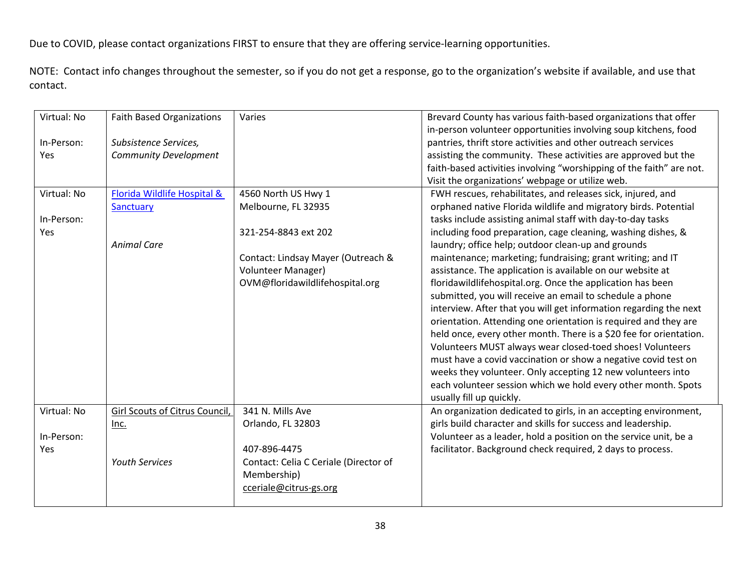Due to COVID, please contact organizations FIRST to ensure that they are offering service-learning opportunities.

NOTE: Contact info changes throughout the semester, so if you do not get a response, go to the organization's website if available, and use that contact.

| | | | |
|---|---|---|---|
| Virtual: No<br><br>In-Person: Yes | Faith Based Organizations<br><br>*Subsistence Services, Community Development* | Varies | Brevard County has various faith-based organizations that offer in-person volunteer opportunities involving soup kitchens, food pantries, thrift store activities and other outreach services assisting the community. These activities are approved but the faith-based activities involving "worshipping of the faith" are not. Visit the organizations' webpage or utilize web. |
| Virtual: No<br><br>In-Person: Yes | Florida Wildlife Hospital & Sanctuary<br><br>*Animal Care* | 4560 North US Hwy 1<br>Melbourne, FL 32935<br><br>321-254-8843 ext 202<br><br>Contact: Lindsay Mayer (Outreach & Volunteer Manager)<br>OVM@floridawildlifehospital.org | FWH rescues, rehabilitates, and releases sick, injured, and orphaned native Florida wildlife and migratory birds. Potential tasks include assisting animal staff with day-to-day tasks including food preparation, cage cleaning, washing dishes, & laundry; office help; outdoor clean-up and grounds maintenance; marketing; fundraising; grant writing; and IT assistance. The application is available on our website at floridawildlifehospital.org. Once the application has been submitted, you will receive an email to schedule a phone interview. After that you will get information regarding the next orientation. Attending one orientation is required and they are held once, every other month. There is a $20 fee for orientation. Volunteers MUST always wear closed-toed shoes! Volunteers must have a covid vaccination or show a negative covid test on weeks they volunteer. Only accepting 12 new volunteers into each volunteer session which we hold every other month. Spots usually fill up quickly. |
| Virtual: No<br><br>In-Person: Yes | Girl Scouts of Citrus Council, Inc.<br><br>*Youth Services* | 341 N. Mills Ave<br>Orlando, FL 32803<br><br>407-896-4475<br>Contact: Celia C Ceriale (Director of Membership)<br>cceriale@citrus-gs.org | An organization dedicated to girls, in an accepting environment, girls build character and skills for success and leadership. Volunteer as a leader, hold a position on the service unit, be a facilitator. Background check required, 2 days to process. |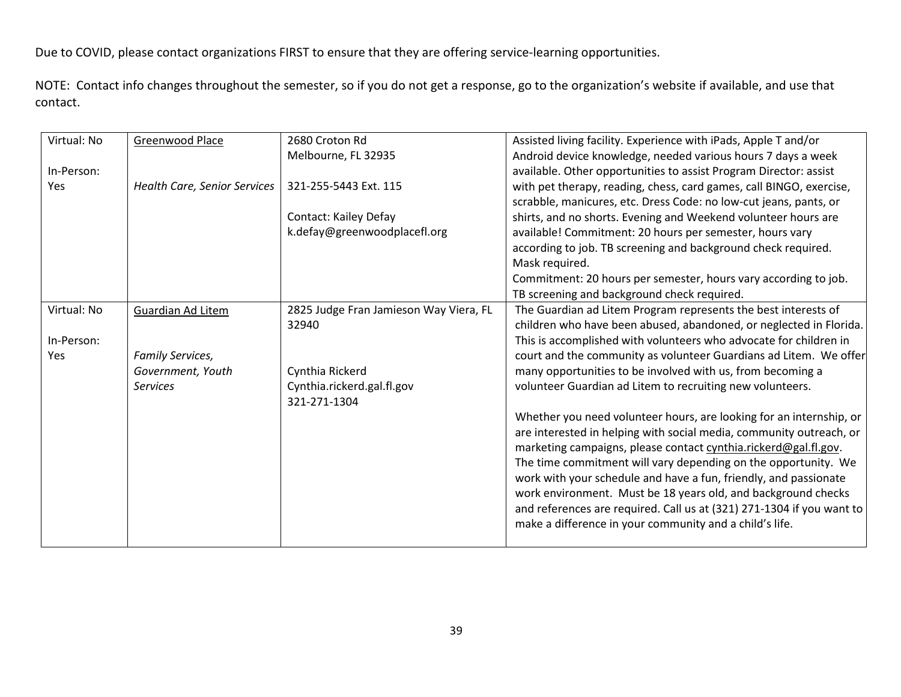Due to COVID, please contact organizations FIRST to ensure that they are offering service-learning opportunities.

NOTE: Contact info changes throughout the semester, so if you do not get a response, go to the organization's website if available, and use that contact.

| | | | |
|---|---|---|---|
| Virtual: No<br><br>In-Person: Yes | Greenwood Place<br><br>*Health Care, Senior Services* | 2680 Croton Rd<br>Melbourne, FL 32935<br><br>321-255-5443 Ext. 115<br><br>Contact: Kailey Defay<br>k.defay@greenwoodplacefl.org | Assisted living facility. Experience with iPads, Apple T and/or Android device knowledge, needed various hours 7 days a week available. Other opportunities to assist Program Director: assist with pet therapy, reading, chess, card games, call BINGO, exercise, scrabble, manicures, etc. Dress Code: no low-cut jeans, pants, or shirts, and no shorts. Evening and Weekend volunteer hours are available! Commitment: 20 hours per semester, hours vary according to job. TB screening and background check required. Mask required.<br>Commitment: 20 hours per semester, hours vary according to job. TB screening and background check required. |
| Virtual: No<br><br>In-Person: Yes | Guardian Ad Litem<br><br>*Family Services, Government, Youth Services* | 2825 Judge Fran Jamieson Way Viera, FL 32940<br><br>Cynthia Rickerd<br>Cynthia.rickerd.gal.fl.gov<br>321-271-1304 | The Guardian ad Litem Program represents the best interests of children who have been abused, abandoned, or neglected in Florida. This is accomplished with volunteers who advocate for children in court and the community as volunteer Guardians ad Litem. We offer many opportunities to be involved with us, from becoming a volunteer Guardian ad Litem to recruiting new volunteers.<br><br>Whether you need volunteer hours, are looking for an internship, or are interested in helping with social media, community outreach, or marketing campaigns, please contact cynthia.rickerd@gal.fl.gov. The time commitment will vary depending on the opportunity. We work with your schedule and have a fun, friendly, and passionate work environment. Must be 18 years old, and background checks and references are required. Call us at (321) 271-1304 if you want to make a difference in your community and a child's life. |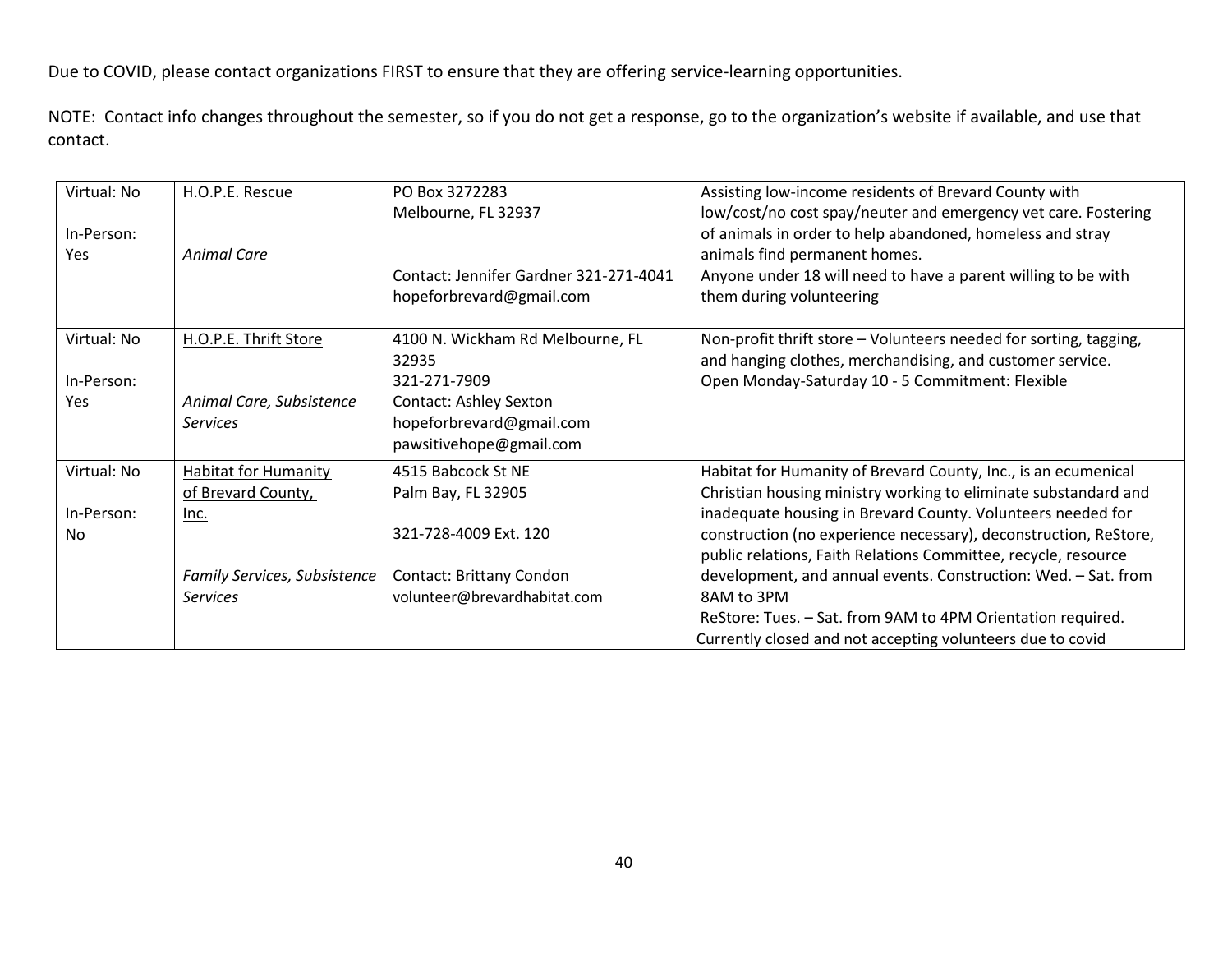Due to COVID, please contact organizations FIRST to ensure that they are offering service-learning opportunities.

NOTE: Contact info changes throughout the semester, so if you do not get a response, go to the organization's website if available, and use that contact.

| | | | |
|---|---|---|---|
| Virtual: No<br><br>In-Person: Yes | H.O.P.E. Rescue<br><br>*Animal Care* | PO Box 3272283<br>Melbourne, FL 32937<br><br>Contact: Jennifer Gardner 321-271-4041<br>hopeforbrevard@gmail.com | Assisting low-income residents of Brevard County with low/cost/no cost spay/neuter and emergency vet care. Fostering of animals in order to help abandoned, homeless and stray animals find permanent homes.<br>Anyone under 18 will need to have a parent willing to be with them during volunteering |
| Virtual: No<br><br>In-Person: Yes | H.O.P.E. Thrift Store<br><br>*Animal Care, Subsistence Services* | 4100 N. Wickham Rd Melbourne, FL 32935<br>321-271-7909<br>Contact: Ashley Sexton<br>hopeforbrevard@gmail.com<br>pawsitivehope@gmail.com | Non-profit thrift store – Volunteers needed for sorting, tagging, and hanging clothes, merchandising, and customer service.<br>Open Monday-Saturday 10 - 5 Commitment: Flexible |
| Virtual: No<br><br>In-Person: No | Habitat for Humanity of Brevard County, Inc.<br><br>*Family Services, Subsistence Services* | 4515 Babcock St NE<br>Palm Bay, FL 32905<br><br>321-728-4009 Ext. 120<br><br>Contact: Brittany Condon<br>volunteer@brevardhabitat.com | Habitat for Humanity of Brevard County, Inc., is an ecumenical Christian housing ministry working to eliminate substandard and inadequate housing in Brevard County. Volunteers needed for construction (no experience necessary), deconstruction, ReStore, public relations, Faith Relations Committee, recycle, resource development, and annual events. Construction: Wed. – Sat. from 8AM to 3PM<br>ReStore: Tues. – Sat. from 9AM to 4PM Orientation required.<br>Currently closed and not accepting volunteers due to covid |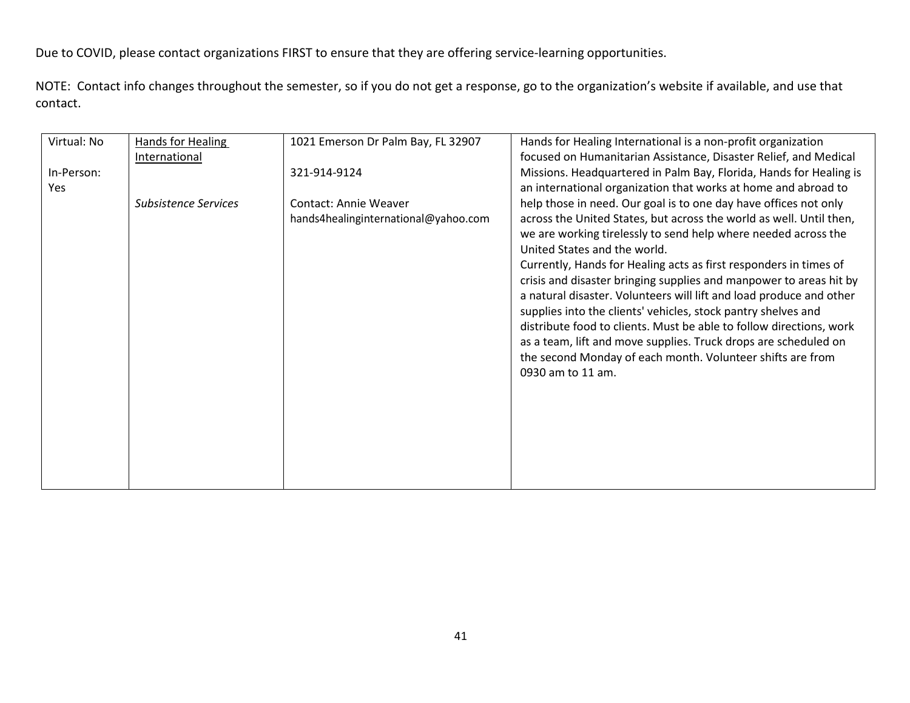Due to COVID, please contact organizations FIRST to ensure that they are offering service-learning opportunities.

NOTE: Contact info changes throughout the semester, so if you do not get a response, go to the organization's website if available, and use that contact.

| | | | |
|---|---|---|---|
| Virtual: No<br><br>In-Person: Yes | Hands for Healing International<br><br>*Subsistence Services* | 1021 Emerson Dr Palm Bay, FL 32907<br><br>321-914-9124<br><br>Contact: Annie Weaver<br>hands4healinginternational@yahoo.com | Hands for Healing International is a non-profit organization focused on Humanitarian Assistance, Disaster Relief, and Medical Missions. Headquartered in Palm Bay, Florida, Hands for Healing is an international organization that works at home and abroad to help those in need. Our goal is to one day have offices not only across the United States, but across the world as well. Until then, we are working tirelessly to send help where needed across the United States and the world.<br>Currently, Hands for Healing acts as first responders in times of crisis and disaster bringing supplies and manpower to areas hit by a natural disaster. Volunteers will lift and load produce and other supplies into the clients' vehicles, stock pantry shelves and distribute food to clients. Must be able to follow directions, work as a team, lift and move supplies. Truck drops are scheduled on the second Monday of each month. Volunteer shifts are from 0930 am to 11 am. |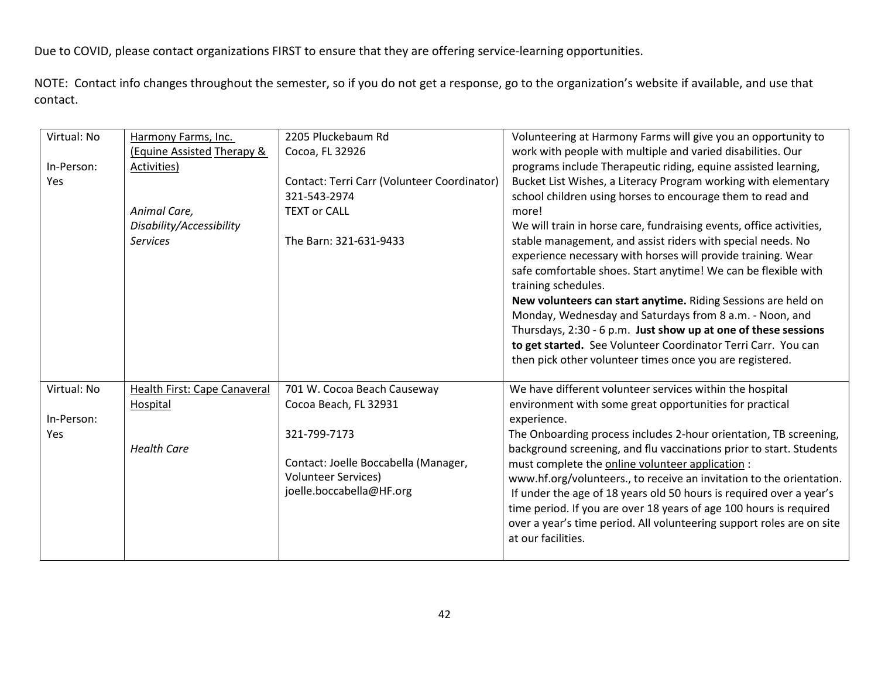Due to COVID, please contact organizations FIRST to ensure that they are offering service-learning opportunities.

NOTE: Contact info changes throughout the semester, so if you do not get a response, go to the organization's website if available, and use that contact.

| | | | |
|---|---|---|---|
| Virtual: No<br><br>In-Person: Yes | Harmony Farms, Inc. (Equine Assisted Therapy & Activities)<br><br>*Animal Care, Disability/Accessibility Services* | 2205 Pluckebaum Rd<br>Cocoa, FL 32926<br><br>Contact: Terri Carr (Volunteer Coordinator)<br>321-543-2974<br>TEXT or CALL<br><br>The Barn: 321-631-9433 | Volunteering at Harmony Farms will give you an opportunity to work with people with multiple and varied disabilities. Our programs include Therapeutic riding, equine assisted learning, Bucket List Wishes, a Literacy Program working with elementary school children using horses to encourage them to read and more!<br>We will train in horse care, fundraising events, office activities, stable management, and assist riders with special needs. No experience necessary with horses will provide training. Wear safe comfortable shoes. Start anytime! We can be flexible with training schedules.<br>**New volunteers can start anytime.** Riding Sessions are held on Monday, Wednesday and Saturdays from 8 a.m. - Noon, and Thursdays, 2:30 - 6 p.m. **Just show up at one of these sessions to get started.** See Volunteer Coordinator Terri Carr. You can then pick other volunteer times once you are registered. |
| Virtual: No<br><br>In-Person: Yes | Health First: Cape Canaveral Hospital<br><br>*Health Care* | 701 W. Cocoa Beach Causeway<br>Cocoa Beach, FL 32931<br><br>321-799-7173<br><br>Contact: Joelle Boccabella (Manager, Volunteer Services)<br>joelle.boccabella@HF.org | We have different volunteer services within the hospital environment with some great opportunities for practical experience.<br>The Onboarding process includes 2-hour orientation, TB screening, background screening, and flu vaccinations prior to start. Students must complete the online volunteer application : www.hf.org/volunteers., to receive an invitation to the orientation. If under the age of 18 years old 50 hours is required over a year's time period. If you are over 18 years of age 100 hours is required over a year's time period. All volunteering support roles are on site at our facilities. |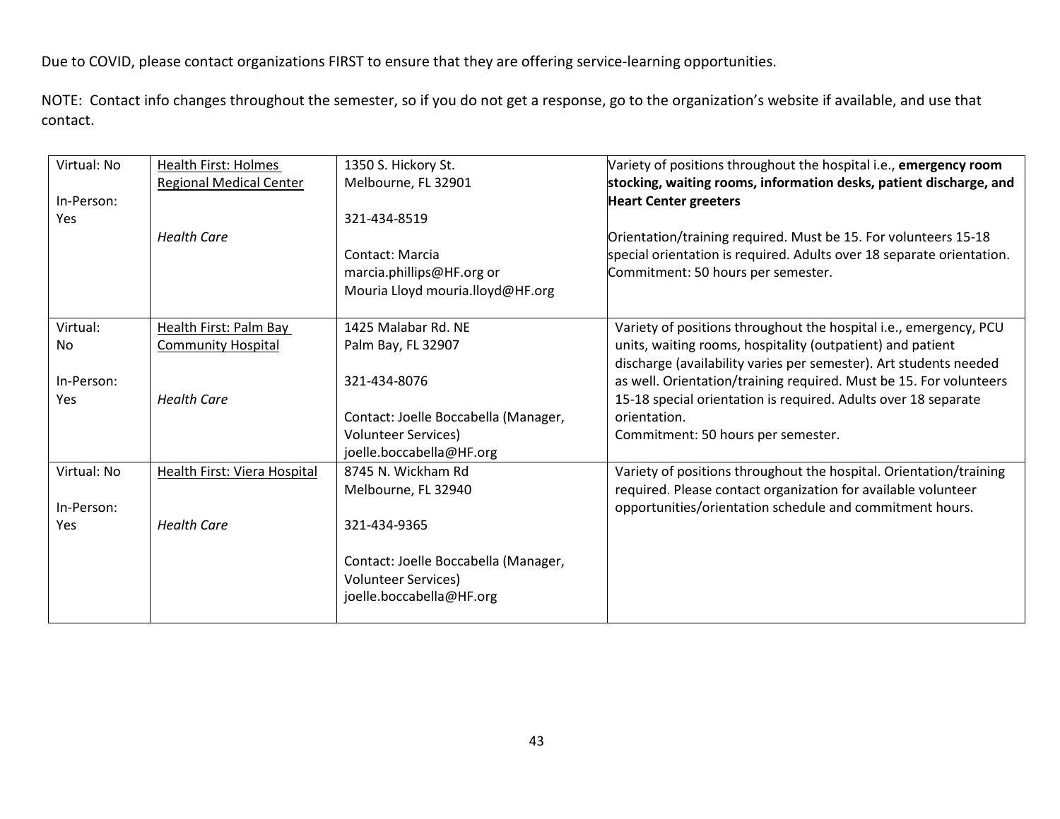Due to COVID, please contact organizations FIRST to ensure that they are offering service-learning opportunities.

NOTE: Contact info changes throughout the semester, so if you do not get a response, go to the organization's website if available, and use that contact.

| | | | |
|---|---|---|---|
| Virtual: No<br><br>In-Person: Yes | Health First: Holmes Regional Medical Center<br><br>*Health Care* | 1350 S. Hickory St.<br>Melbourne, FL 32901<br><br>321-434-8519<br><br>Contact: Marcia marcia.phillips@HF.org or Mouria Lloyd mouria.lloyd@HF.org | Variety of positions throughout the hospital i.e., **emergency room stocking, waiting rooms, information desks, patient discharge, and Heart Center greeters**<br><br>Orientation/training required. Must be 15. For volunteers 15-18 special orientation is required. Adults over 18 separate orientation. Commitment: 50 hours per semester. |
| Virtual: No<br><br>In-Person: Yes | Health First: Palm Bay Community Hospital<br><br>*Health Care* | 1425 Malabar Rd. NE<br>Palm Bay, FL 32907<br><br>321-434-8076<br><br>Contact: Joelle Boccabella (Manager, Volunteer Services)<br>joelle.boccabella@HF.org | Variety of positions throughout the hospital i.e., emergency, PCU units, waiting rooms, hospitality (outpatient) and patient discharge (availability varies per semester). Art students needed as well. Orientation/training required. Must be 15. For volunteers 15-18 special orientation is required. Adults over 18 separate orientation.<br>Commitment: 50 hours per semester. |
| Virtual: No<br><br>In-Person: Yes | Health First: Viera Hospital<br><br>*Health Care* | 8745 N. Wickham Rd<br>Melbourne, FL 32940<br><br>321-434-9365<br><br>Contact: Joelle Boccabella (Manager, Volunteer Services)<br>joelle.boccabella@HF.org | Variety of positions throughout the hospital. Orientation/training required. Please contact organization for available volunteer opportunities/orientation schedule and commitment hours. |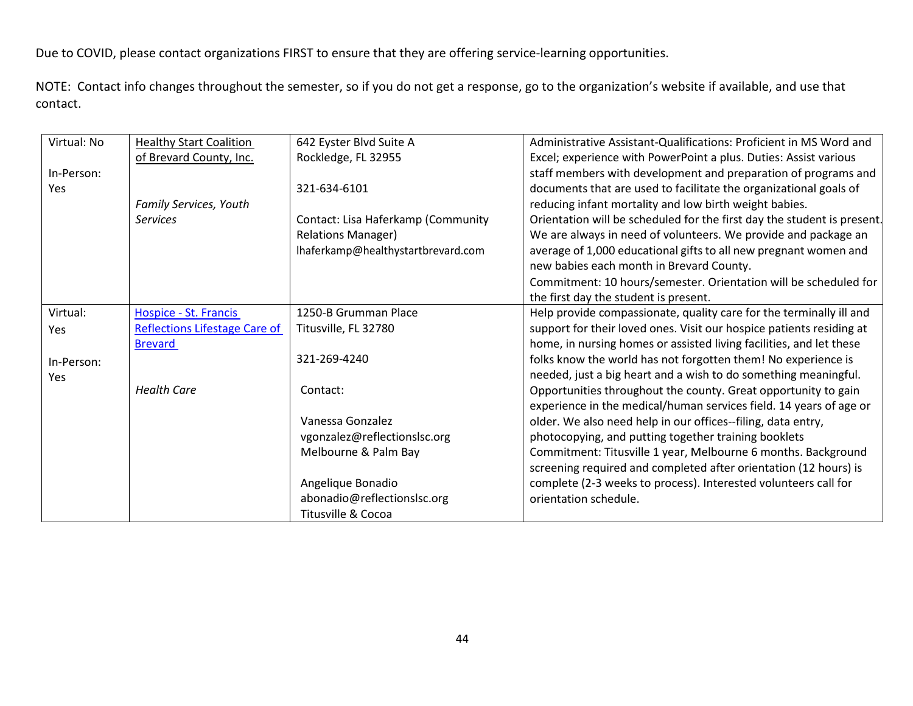Due to COVID, please contact organizations FIRST to ensure that they are offering service-learning opportunities.

NOTE: Contact info changes throughout the semester, so if you do not get a response, go to the organization's website if available, and use that contact.

| | | | |
|---|---|---|---|
| Virtual: No<br><br>In-Person: Yes | Healthy Start Coalition of Brevard County, Inc.<br><br>*Family Services, Youth Services* | 642 Eyster Blvd Suite A<br>Rockledge, FL 32955<br><br>321-634-6101<br><br>Contact: Lisa Haferkamp (Community Relations Manager)<br>lhaferkamp@healthystartbrevard.com | Administrative Assistant-Qualifications: Proficient in MS Word and Excel; experience with PowerPoint a plus. Duties: Assist various staff members with development and preparation of programs and documents that are used to facilitate the organizational goals of reducing infant mortality and low birth weight babies. Orientation will be scheduled for the first day the student is present. We are always in need of volunteers. We provide and package an average of 1,000 educational gifts to all new pregnant women and new babies each month in Brevard County.<br>Commitment: 10 hours/semester. Orientation will be scheduled for the first day the student is present. |
| Virtual: Yes<br><br>In-Person: Yes | Hospice - St. Francis Reflections Lifestage Care of Brevard<br><br>*Health Care* | 1250-B Grumman Place<br>Titusville, FL 32780<br><br>321-269-4240<br><br>Contact:<br><br>Vanessa Gonzalez<br>vgonzalez@reflectionslsc.org<br>Melbourne & Palm Bay<br><br>Angelique Bonadio<br>abonadio@reflectionslsc.org<br>Titusville & Cocoa | Help provide compassionate, quality care for the terminally ill and support for their loved ones. Visit our hospice patients residing at home, in nursing homes or assisted living facilities, and let these folks know the world has not forgotten them! No experience is needed, just a big heart and a wish to do something meaningful. Opportunities throughout the county. Great opportunity to gain experience in the medical/human services field. 14 years of age or older. We also need help in our offices--filing, data entry, photocopying, and putting together training booklets<br>Commitment: Titusville 1 year, Melbourne 6 months. Background screening required and completed after orientation (12 hours) is complete (2-3 weeks to process). Interested volunteers call for orientation schedule. |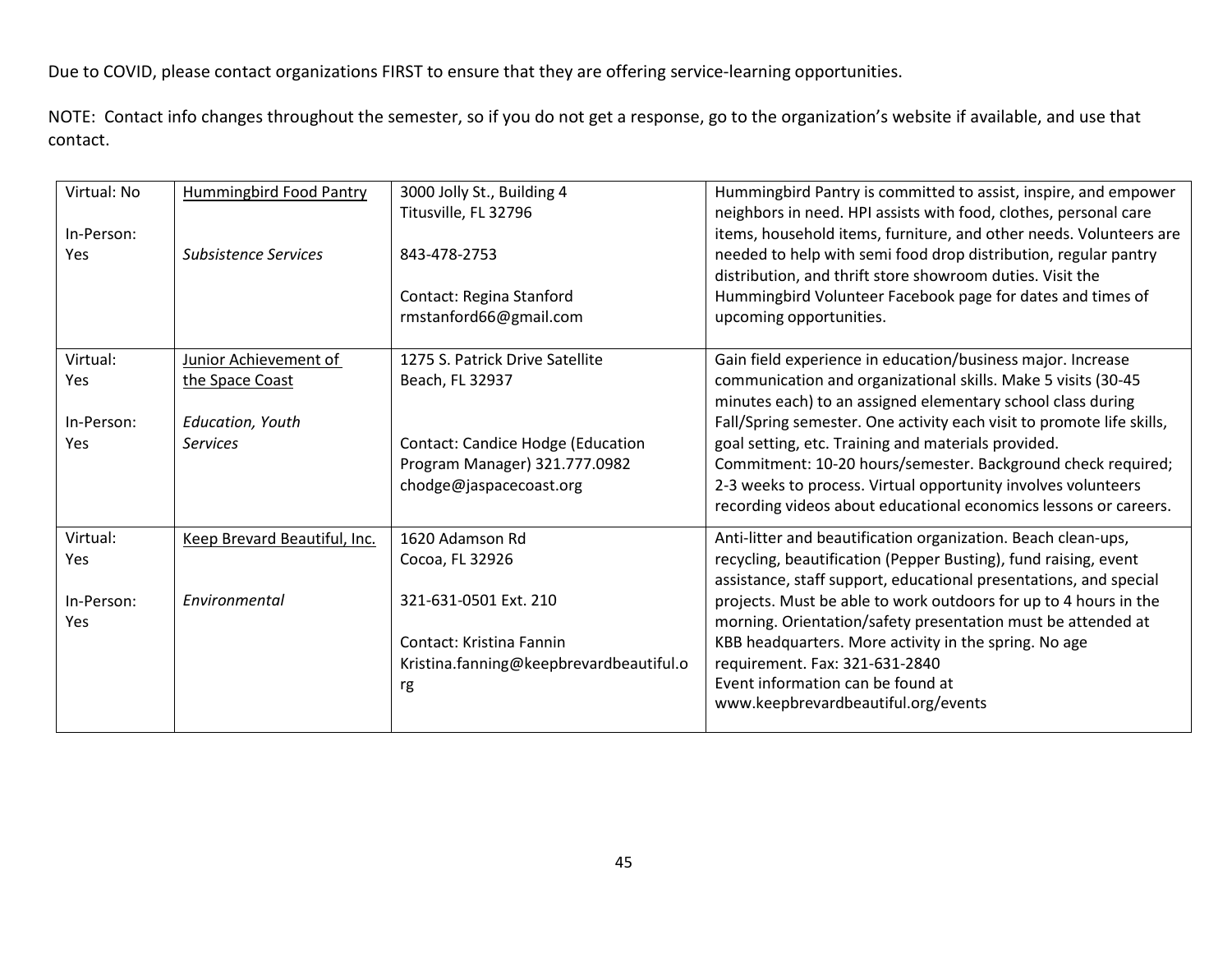Due to COVID, please contact organizations FIRST to ensure that they are offering service-learning opportunities.

NOTE: Contact info changes throughout the semester, so if you do not get a response, go to the organization's website if available, and use that contact.

| | | | |
|---|---|---|---|
| Virtual: No<br><br>In-Person: Yes | Hummingbird Food Pantry<br><br>*Subsistence Services* | 3000 Jolly St., Building 4<br>Titusville, FL 32796<br><br>843-478-2753<br><br>Contact: Regina Stanford<br>rmstanford66@gmail.com | Hummingbird Pantry is committed to assist, inspire, and empower neighbors in need. HPI assists with food, clothes, personal care items, household items, furniture, and other needs. Volunteers are needed to help with semi food drop distribution, regular pantry distribution, and thrift store showroom duties. Visit the Hummingbird Volunteer Facebook page for dates and times of upcoming opportunities. |
| Virtual: Yes<br><br>In-Person: Yes | Junior Achievement of the Space Coast<br><br>*Education, Youth Services* | 1275 S. Patrick Drive Satellite Beach, FL 32937<br><br>Contact: Candice Hodge (Education Program Manager) 321.777.0982<br>chodge@jaspacecoast.org | Gain field experience in education/business major. Increase communication and organizational skills. Make 5 visits (30-45 minutes each) to an assigned elementary school class during Fall/Spring semester. One activity each visit to promote life skills, goal setting, etc. Training and materials provided. Commitment: 10-20 hours/semester. Background check required; 2-3 weeks to process. Virtual opportunity involves volunteers recording videos about educational economics lessons or careers. |
| Virtual: Yes<br><br>In-Person: Yes | Keep Brevard Beautiful, Inc.<br><br>*Environmental* | 1620 Adamson Rd<br>Cocoa, FL 32926<br><br>321-631-0501 Ext. 210<br><br>Contact: Kristina Fannin<br>Kristina.fanning@keepbrevardbeautiful.org | Anti-litter and beautification organization. Beach clean-ups, recycling, beautification (Pepper Busting), fund raising, event assistance, staff support, educational presentations, and special projects. Must be able to work outdoors for up to 4 hours in the morning. Orientation/safety presentation must be attended at KBB headquarters. More activity in the spring. No age requirement. Fax: 321-631-2840<br>Event information can be found at www.keepbrevardbeautiful.org/events |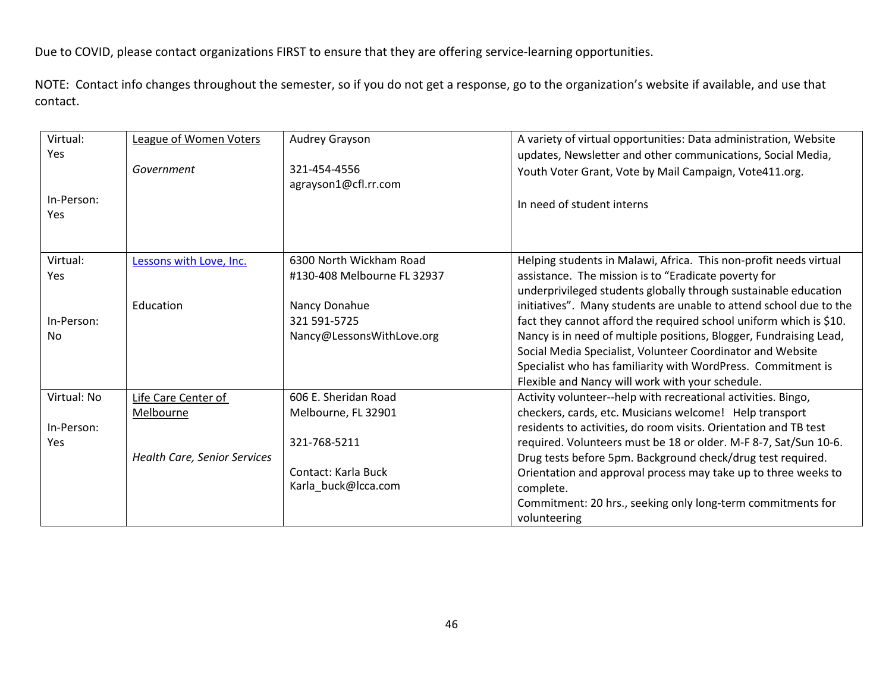Due to COVID, please contact organizations FIRST to ensure that they are offering service-learning opportunities.

NOTE: Contact info changes throughout the semester, so if you do not get a response, go to the organization's website if available, and use that contact.

| | | | |
|---|---|---|---|
| Virtual: Yes<br><br>In-Person: Yes | League of Women Voters<br><br>*Government* | Audrey Grayson<br><br>321-454-4556<br>agrayson1@cfl.rr.com | A variety of virtual opportunities: Data administration, Website updates, Newsletter and other communications, Social Media, Youth Voter Grant, Vote by Mail Campaign, Vote411.org.<br><br>In need of student interns |
| Virtual: Yes<br><br>In-Person: No | Lessons with Love, Inc.<br><br>Education | 6300 North Wickham Road #130-408 Melbourne FL 32937<br><br>Nancy Donahue<br>321 591-5725<br>Nancy@LessonsWithLove.org | Helping students in Malawi, Africa. This non-profit needs virtual assistance. The mission is to "Eradicate poverty for underprivileged students globally through sustainable education initiatives". Many students are unable to attend school due to the fact they cannot afford the required school uniform which is $10. Nancy is in need of multiple positions, Blogger, Fundraising Lead, Social Media Specialist, Volunteer Coordinator and Website Specialist who has familiarity with WordPress. Commitment is Flexible and Nancy will work with your schedule. |
| Virtual: No<br><br>In-Person: Yes | Life Care Center of Melbourne<br><br>*Health Care, Senior Services* | 606 E. Sheridan Road<br>Melbourne, FL 32901<br><br>321-768-5211<br><br>Contact: Karla Buck<br>Karla_buck@lcca.com | Activity volunteer--help with recreational activities. Bingo, checkers, cards, etc. Musicians welcome! Help transport residents to activities, do room visits. Orientation and TB test required. Volunteers must be 18 or older. M-F 8-7, Sat/Sun 10-6. Drug tests before 5pm. Background check/drug test required. Orientation and approval process may take up to three weeks to complete.<br>Commitment: 20 hrs., seeking only long-term commitments for volunteering |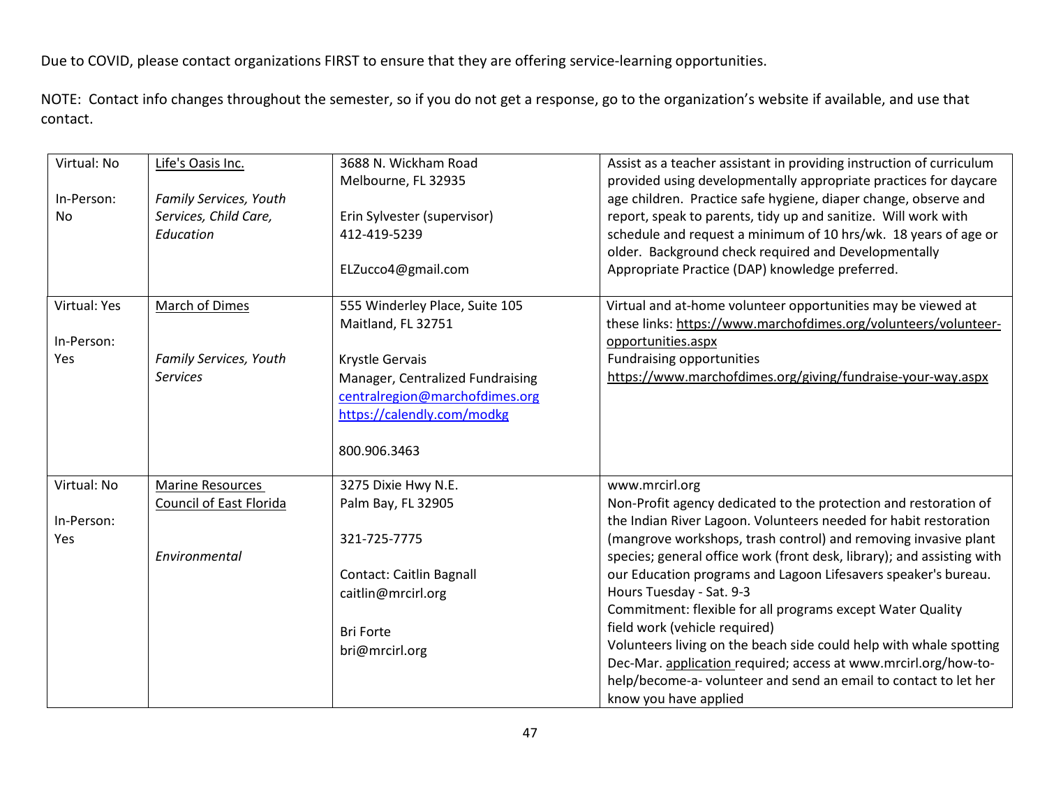Due to COVID, please contact organizations FIRST to ensure that they are offering service-learning opportunities.

NOTE: Contact info changes throughout the semester, so if you do not get a response, go to the organization's website if available, and use that contact.

| | | | |
|---|---|---|---|
| Virtual: No<br><br>In-Person: No | Life's Oasis Inc.<br><br>*Family Services, Youth Services, Child Care, Education* | 3688 N. Wickham Road<br>Melbourne, FL 32935<br><br>Erin Sylvester (supervisor)<br>412-419-5239<br><br>ELZucco4@gmail.com | Assist as a teacher assistant in providing instruction of curriculum provided using developmentally appropriate practices for daycare age children. Practice safe hygiene, diaper change, observe and report, speak to parents, tidy up and sanitize. Will work with schedule and request a minimum of 10 hrs/wk. 18 years of age or older. Background check required and Developmentally Appropriate Practice (DAP) knowledge preferred. |
| Virtual: Yes<br><br>In-Person: Yes | March of Dimes<br><br>*Family Services, Youth Services* | 555 Winderley Place, Suite 105<br>Maitland, FL 32751<br><br>Krystle Gervais<br>Manager, Centralized Fundraising<br>centralregion@marchofdimes.org<br>https://calendly.com/modkg<br><br>800.906.3463 | Virtual and at-home volunteer opportunities may be viewed at these links: https://www.marchofdimes.org/volunteers/volunteer-opportunities.aspx<br>Fundraising opportunities<br>https://www.marchofdimes.org/giving/fundraise-your-way.aspx |
| Virtual: No<br><br>In-Person: Yes | Marine Resources Council of East Florida<br><br>*Environmental* | 3275 Dixie Hwy N.E.<br>Palm Bay, FL 32905<br><br>321-725-7775<br><br>Contact: Caitlin Bagnall<br>caitlin@mrcirl.org<br><br>Bri Forte<br>bri@mrcirl.org | www.mrcirl.org<br>Non-Profit agency dedicated to the protection and restoration of the Indian River Lagoon. Volunteers needed for habit restoration (mangrove workshops, trash control) and removing invasive plant species; general office work (front desk, library); and assisting with our Education programs and Lagoon Lifesavers speaker's bureau.<br>Hours Tuesday - Sat. 9-3<br>Commitment: flexible for all programs except Water Quality field work (vehicle required)<br>Volunteers living on the beach side could help with whale spotting Dec-Mar. application required; access at www.mrcirl.org/how-to-help/become-a- volunteer and send an email to contact to let her know you have applied |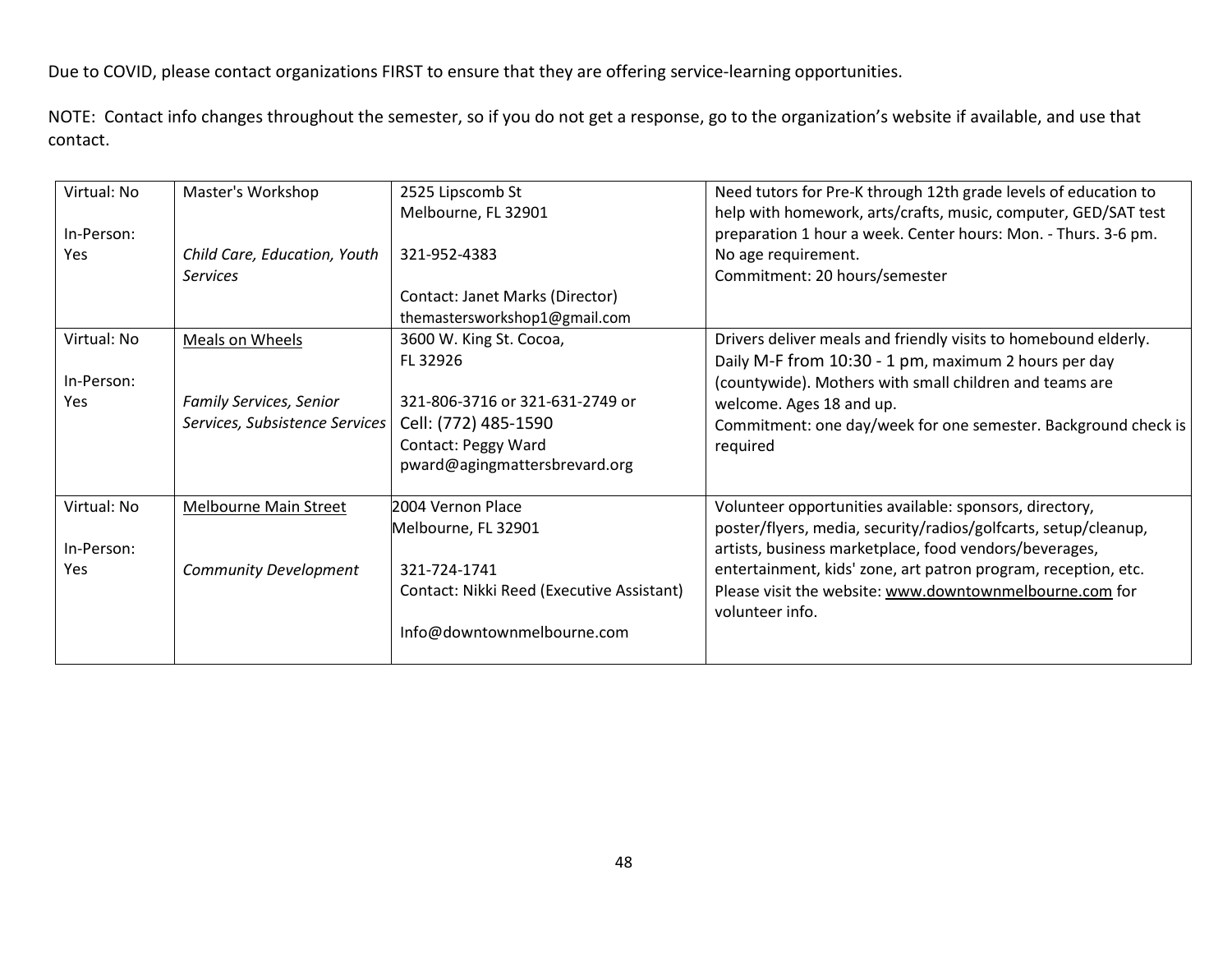Due to COVID, please contact organizations FIRST to ensure that they are offering service-learning opportunities.

NOTE: Contact info changes throughout the semester, so if you do not get a response, go to the organization's website if available, and use that contact.

| | | | |
|---|---|---|---|
| Virtual: No<br><br>In-Person: Yes | Master's Workshop<br><br>*Child Care, Education, Youth Services* | 2525 Lipscomb St<br>Melbourne, FL 32901<br><br>321-952-4383<br><br>Contact: Janet Marks (Director)<br>themastersworkshop1@gmail.com | Need tutors for Pre-K through 12th grade levels of education to help with homework, arts/crafts, music, computer, GED/SAT test preparation 1 hour a week. Center hours: Mon. - Thurs. 3-6 pm.<br>No age requirement.<br>Commitment: 20 hours/semester |
| Virtual: No<br><br>In-Person: Yes | Meals on Wheels<br><br>*Family Services, Senior Services, Subsistence Services* | 3600 W. King St. Cocoa,<br>FL 32926<br><br>321-806-3716 or 321-631-2749 or<br>Cell: (772) 485-1590<br>Contact: Peggy Ward<br>pward@agingmattersbrevard.org | Drivers deliver meals and friendly visits to homebound elderly. Daily M-F from 10:30 - 1 pm, maximum 2 hours per day (countywide). Mothers with small children and teams are welcome. Ages 18 and up.<br>Commitment: one day/week for one semester. Background check is required |
| Virtual: No<br><br>In-Person: Yes | Melbourne Main Street<br><br>*Community Development* | 2004 Vernon Place<br>Melbourne, FL 32901<br><br>321-724-1741<br>Contact: Nikki Reed (Executive Assistant)<br><br>Info@downtownmelbourne.com | Volunteer opportunities available: sponsors, directory, poster/flyers, media, security/radios/golfcarts, setup/cleanup, artists, business marketplace, food vendors/beverages, entertainment, kids' zone, art patron program, reception, etc. Please visit the website: www.downtownmelbourne.com for volunteer info. |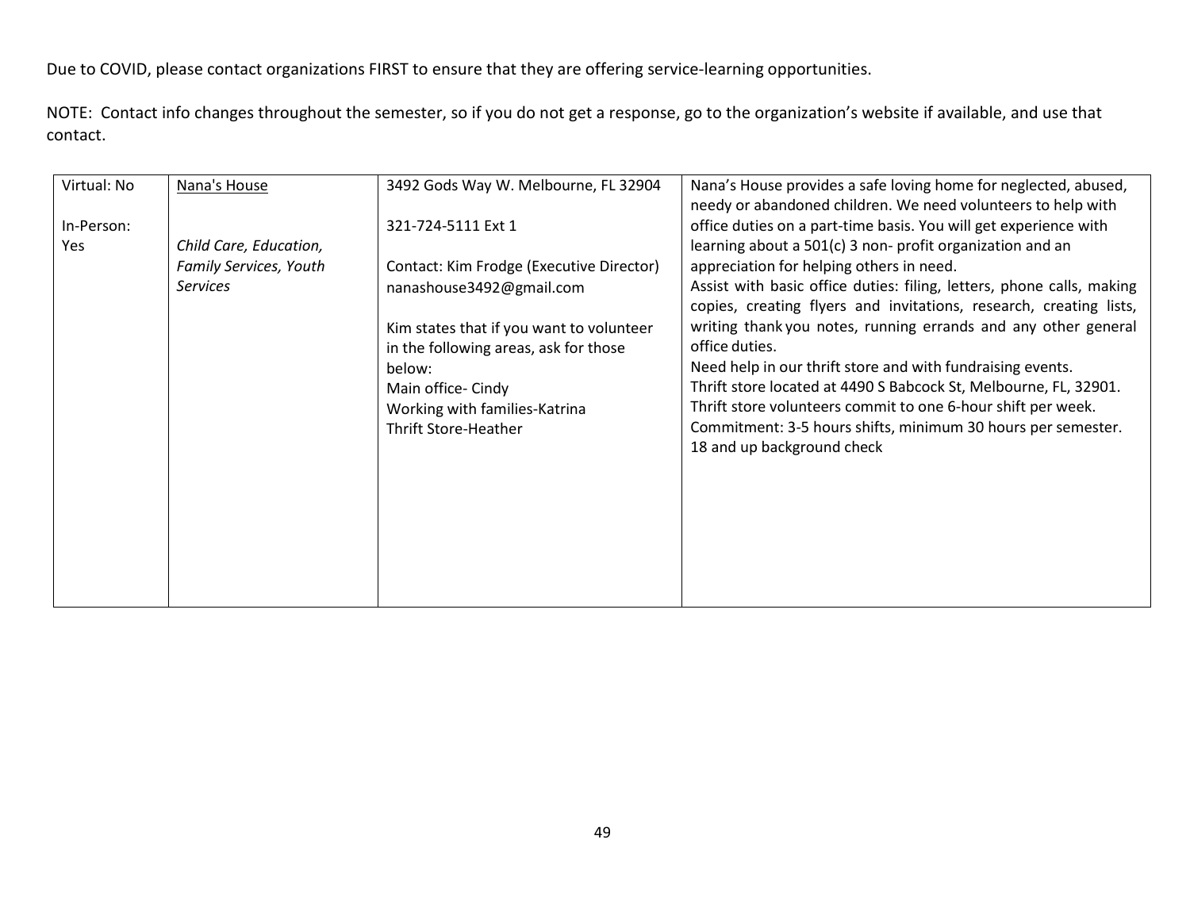Due to COVID, please contact organizations FIRST to ensure that they are offering service-learning opportunities.

NOTE: Contact info changes throughout the semester, so if you do not get a response, go to the organization's website if available, and use that contact.

| | | | |
|---|---|---|---|
| Virtual: No<br><br>In-Person: Yes | Nana's House<br><br>*Child Care, Education, Family Services, Youth Services* | 3492 Gods Way W. Melbourne, FL 32904<br><br>321-724-5111 Ext 1<br><br>Contact: Kim Frodge (Executive Director)<br>nanashouse3492@gmail.com<br><br>Kim states that if you want to volunteer in the following areas, ask for those below:<br>Main office- Cindy<br>Working with families-Katrina<br>Thrift Store-Heather | Nana's House provides a safe loving home for neglected, abused, needy or abandoned children. We need volunteers to help with office duties on a part-time basis. You will get experience with learning about a 501(c) 3 non- profit organization and an appreciation for helping others in need.<br>Assist with basic office duties: filing, letters, phone calls, making copies, creating flyers and invitations, research, creating lists, writing thank you notes, running errands and any other general office duties.<br>Need help in our thrift store and with fundraising events.<br>Thrift store located at 4490 S Babcock St, Melbourne, FL, 32901.<br>Thrift store volunteers commit to one 6-hour shift per week.<br>Commitment: 3-5 hours shifts, minimum 30 hours per semester.<br>18 and up background check |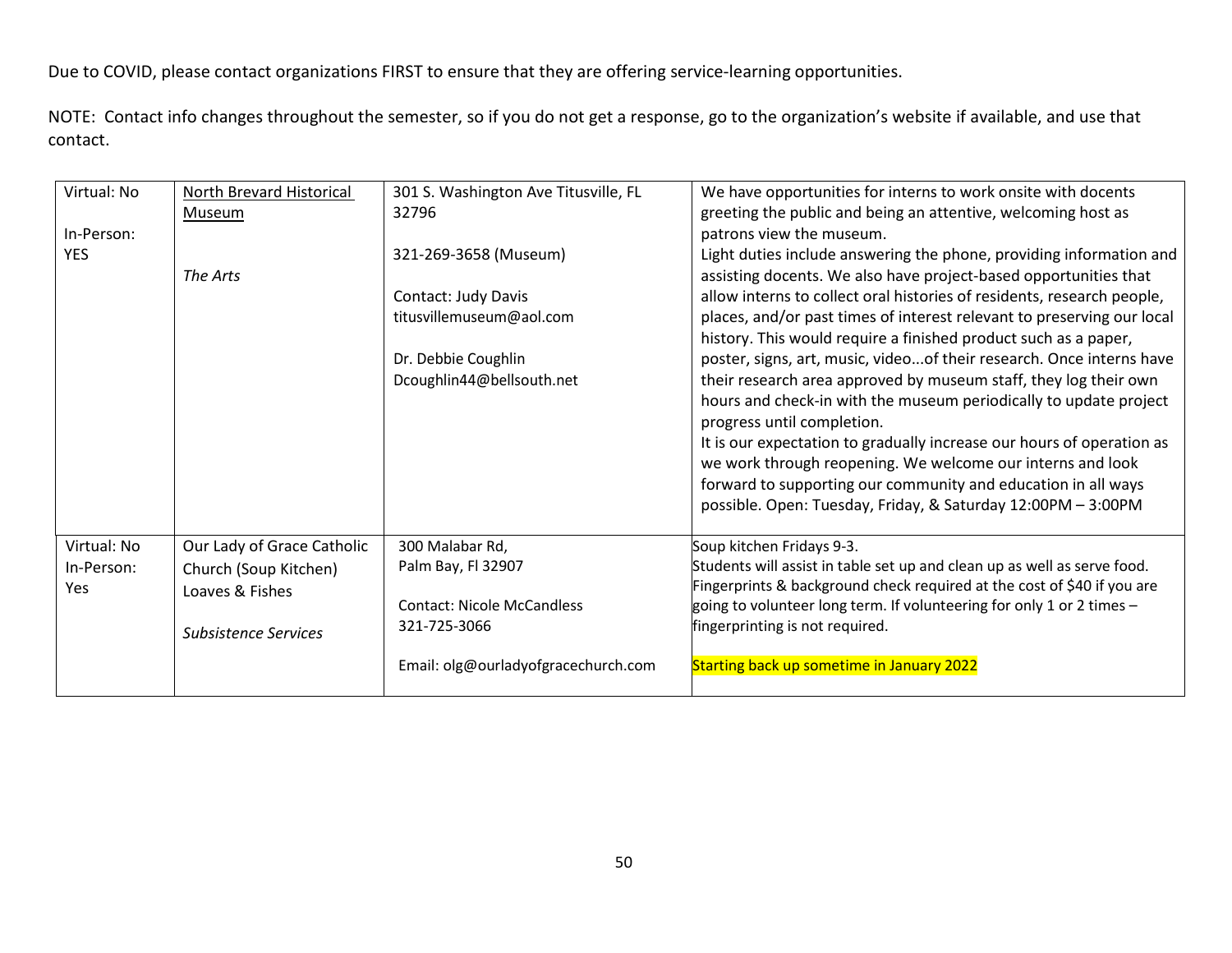Due to COVID, please contact organizations FIRST to ensure that they are offering service-learning opportunities.

NOTE: Contact info changes throughout the semester, so if you do not get a response, go to the organization's website if available, and use that contact.

| | | | |
|---|---|---|---|
| Virtual: No<br><br>In-Person: YES | North Brevard Historical Museum<br><br>*The Arts* | 301 S. Washington Ave Titusville, FL 32796<br><br>321-269-3658 (Museum)<br><br>Contact: Judy Davis<br>titusvillemuseum@aol.com<br><br>Dr. Debbie Coughlin<br>Dcoughlin44@bellsouth.net | We have opportunities for interns to work onsite with docents greeting the public and being an attentive, welcoming host as patrons view the museum.<br>Light duties include answering the phone, providing information and assisting docents. We also have project-based opportunities that allow interns to collect oral histories of residents, research people, places, and/or past times of interest relevant to preserving our local history. This would require a finished product such as a paper, poster, signs, art, music, video...of their research. Once interns have their research area approved by museum staff, they log their own hours and check-in with the museum periodically to update project progress until completion.<br>It is our expectation to gradually increase our hours of operation as we work through reopening. We welcome our interns and look forward to supporting our community and education in all ways possible. Open: Tuesday, Friday, & Saturday 12:00PM – 3:00PM |
| Virtual: No<br>In-Person: Yes | Our Lady of Grace Catholic Church (Soup Kitchen) Loaves & Fishes<br><br>*Subsistence Services* | 300 Malabar Rd,<br>Palm Bay, Fl 32907<br><br>Contact: Nicole McCandless<br>321-725-3066<br><br>Email: olg@ourladyofgracechurch.com | Soup kitchen Fridays 9-3.<br>Students will assist in table set up and clean up as well as serve food. Fingerprints & background check required at the cost of $40 if you are going to volunteer long term. If volunteering for only 1 or 2 times – fingerprinting is not required.<br><br>Starting back up sometime in January 2022 |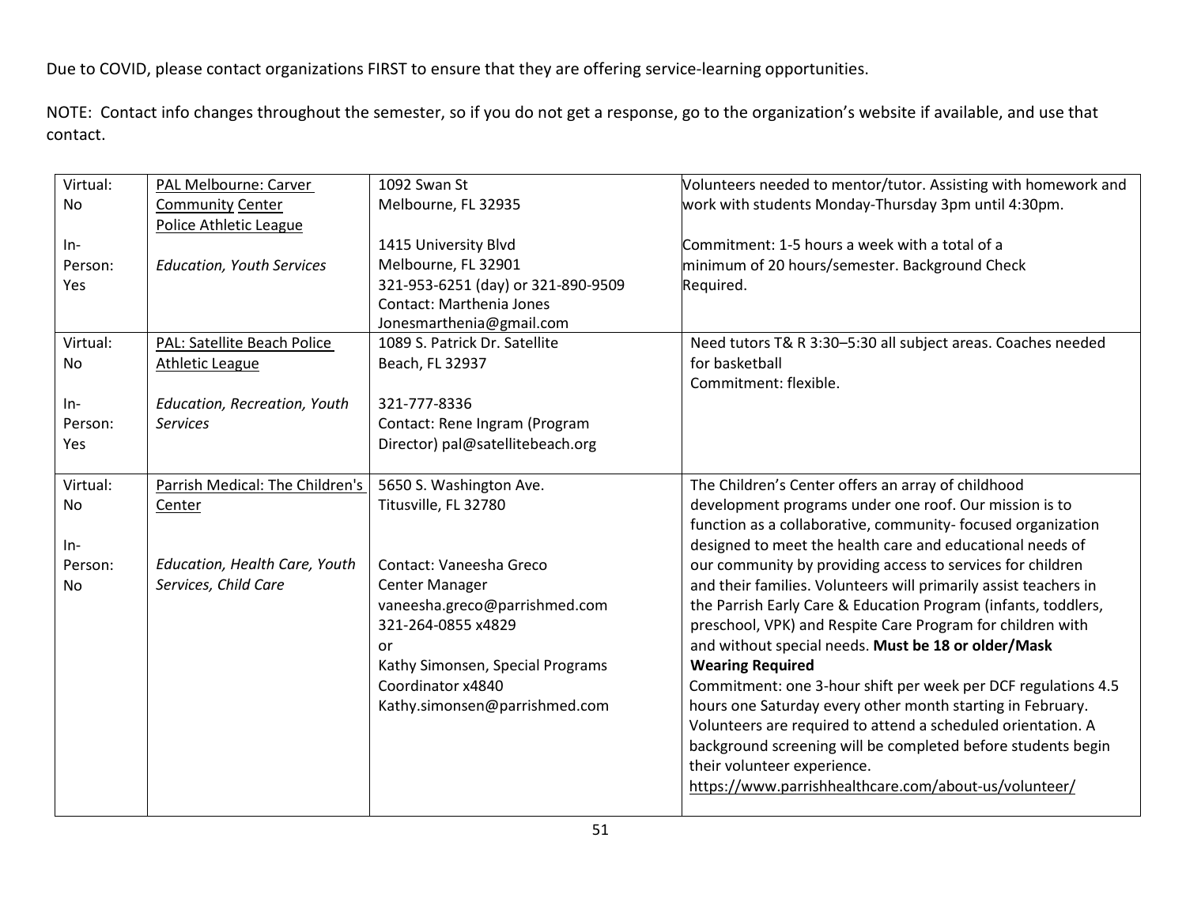Due to COVID, please contact organizations FIRST to ensure that they are offering service-learning opportunities.

NOTE: Contact info changes throughout the semester, so if you do not get a response, go to the organization's website if available, and use that contact.

| | | | |
|---|---|---|---|
| Virtual: No<br><br>In-Person: Yes | PAL Melbourne: Carver Community Center Police Athletic League<br><br>*Education, Youth Services* | 1092 Swan St<br>Melbourne, FL 32935<br><br>1415 University Blvd<br>Melbourne, FL 32901<br>321-953-6251 (day) or 321-890-9509<br>Contact: Marthenia Jones<br>Jonesmarthenia@gmail.com | Volunteers needed to mentor/tutor. Assisting with homework and work with students Monday-Thursday 3pm until 4:30pm.<br><br>Commitment: 1-5 hours a week with a total of a minimum of 20 hours/semester. Background Check Required. |
| Virtual: No<br><br>In-Person: Yes | PAL: Satellite Beach Police Athletic League<br><br>*Education, Recreation, Youth Services* | 1089 S. Patrick Dr. Satellite Beach, FL 32937<br><br>321-777-8336<br>Contact: Rene Ingram (Program Director) pal@satellitebeach.org | Need tutors T& R 3:30–5:30 all subject areas. Coaches needed for basketball<br>Commitment: flexible. |
| Virtual: No<br><br>In-Person: No | Parrish Medical: The Children's Center<br><br>*Education, Health Care, Youth Services, Child Care* | 5650 S. Washington Ave.<br>Titusville, FL 32780<br><br>Contact: Vaneesha Greco<br>Center Manager<br>vaneesha.greco@parrishmed.com<br>321-264-0855 x4829<br>or<br>Kathy Simonsen, Special Programs Coordinator x4840<br>Kathy.simonsen@parrishmed.com | The Children's Center offers an array of childhood development programs under one roof. Our mission is to function as a collaborative, community- focused organization designed to meet the health care and educational needs of our community by providing access to services for children and their families. Volunteers will primarily assist teachers in the Parrish Early Care & Education Program (infants, toddlers, preschool, VPK) and Respite Care Program for children with and without special needs. **Must be 18 or older/Mask Wearing Required**<br>Commitment: one 3-hour shift per week per DCF regulations 4.5 hours one Saturday every other month starting in February. Volunteers are required to attend a scheduled orientation. A background screening will be completed before students begin their volunteer experience.<br>https://www.parrishhealthcare.com/about-us/volunteer/ |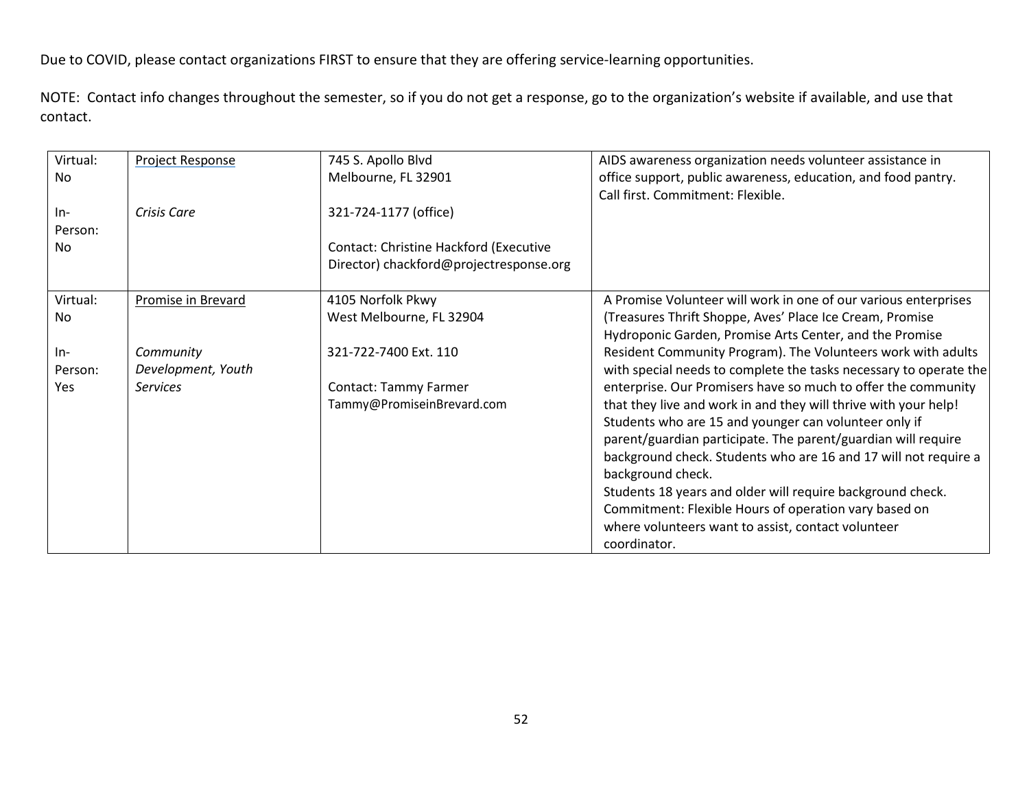Due to COVID, please contact organizations FIRST to ensure that they are offering service-learning opportunities.

NOTE: Contact info changes throughout the semester, so if you do not get a response, go to the organization's website if available, and use that contact.

| | | | |
|---|---|---|---|
| Virtual: No<br><br>In-Person: No | Project Response<br><br>*Crisis Care* | 745 S. Apollo Blvd<br>Melbourne, FL 32901<br><br>321-724-1177 (office)<br><br>Contact: Christine Hackford (Executive Director) chackford@projectresponse.org | AIDS awareness organization needs volunteer assistance in office support, public awareness, education, and food pantry. Call first. Commitment: Flexible. |
| Virtual: No<br><br>In-Person: Yes | Promise in Brevard<br><br>*Community Development, Youth Services* | 4105 Norfolk Pkwy<br>West Melbourne, FL 32904<br><br>321-722-7400 Ext. 110<br><br>Contact: Tammy Farmer<br>Tammy@PromiseinBrevard.com | A Promise Volunteer will work in one of our various enterprises (Treasures Thrift Shoppe, Aves' Place Ice Cream, Promise Hydroponic Garden, Promise Arts Center, and the Promise Resident Community Program). The Volunteers work with adults with special needs to complete the tasks necessary to operate the enterprise. Our Promisers have so much to offer the community that they live and work in and they will thrive with your help! Students who are 15 and younger can volunteer only if parent/guardian participate. The parent/guardian will require background check. Students who are 16 and 17 will not require a background check.<br>Students 18 years and older will require background check.<br>Commitment: Flexible Hours of operation vary based on where volunteers want to assist, contact volunteer coordinator. |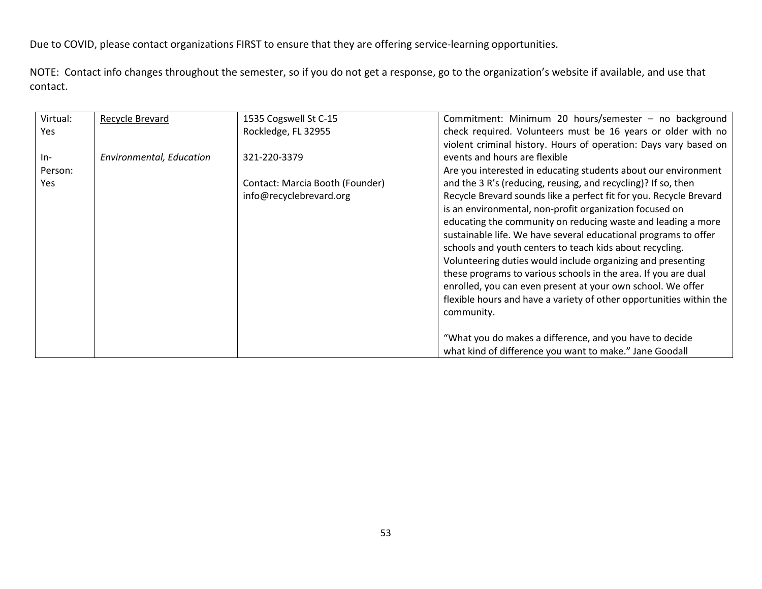Due to COVID, please contact organizations FIRST to ensure that they are offering service-learning opportunities.

NOTE: Contact info changes throughout the semester, so if you do not get a response, go to the organization's website if available, and use that contact.

| | | | |
|---|---|---|---|
| Virtual: Yes<br><br>In-Person: Yes | Recycle Brevard<br><br>*Environmental, Education* | 1535 Cogswell St C-15<br>Rockledge, FL 32955<br><br>321-220-3379<br><br>Contact: Marcia Booth (Founder)<br>info@recyclebrevard.org | Commitment: Minimum 20 hours/semester – no background check required. Volunteers must be 16 years or older with no violent criminal history. Hours of operation: Days vary based on events and hours are flexible<br>Are you interested in educating students about our environment and the 3 R's (reducing, reusing, and recycling)? If so, then Recycle Brevard sounds like a perfect fit for you. Recycle Brevard is an environmental, non-profit organization focused on educating the community on reducing waste and leading a more sustainable life. We have several educational programs to offer schools and youth centers to teach kids about recycling. Volunteering duties would include organizing and presenting these programs to various schools in the area. If you are dual enrolled, you can even present at your own school. We offer flexible hours and have a variety of other opportunities within the community.<br><br>"What you do makes a difference, and you have to decide what kind of difference you want to make." Jane Goodall |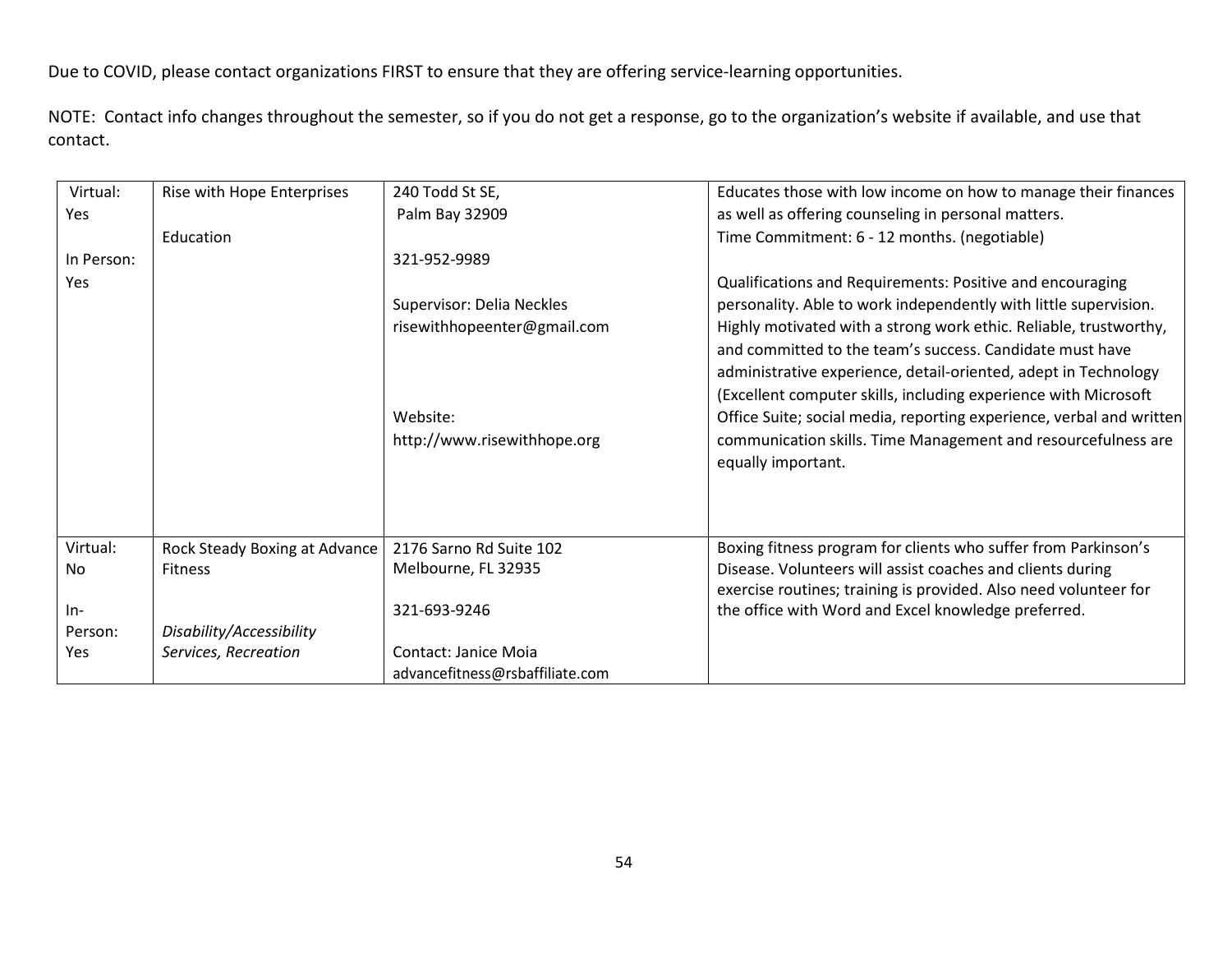Due to COVID, please contact organizations FIRST to ensure that they are offering service-learning opportunities.

NOTE: Contact info changes throughout the semester, so if you do not get a response, go to the organization's website if available, and use that contact.

| | | | |
|---|---|---|---|
| Virtual: Yes<br><br>In Person: Yes | Rise with Hope Enterprises<br><br>Education | 240 Todd St SE,<br>Palm Bay 32909<br><br>321-952-9989<br><br>Supervisor: Delia Neckles<br>risewithhopeenter@gmail.com<br><br>Website:<br>http://www.risewithhope.org | Educates those with low income on how to manage their finances as well as offering counseling in personal matters.<br>Time Commitment: 6 - 12 months. (negotiable)<br><br>Qualifications and Requirements: Positive and encouraging personality. Able to work independently with little supervision. Highly motivated with a strong work ethic. Reliable, trustworthy, and committed to the team's success. Candidate must have administrative experience, detail-oriented, adept in Technology (Excellent computer skills, including experience with Microsoft Office Suite; social media, reporting experience, verbal and written communication skills. Time Management and resourcefulness are equally important. |
| Virtual: No<br><br>In-Person: Yes | Rock Steady Boxing at Advance Fitness<br><br>*Disability/Accessibility Services, Recreation* | 2176 Sarno Rd Suite 102<br>Melbourne, FL 32935<br><br>321-693-9246<br><br>Contact: Janice Moia<br>advancefitness@rsbaffiliate.com | Boxing fitness program for clients who suffer from Parkinson's Disease. Volunteers will assist coaches and clients during exercise routines; training is provided. Also need volunteer for the office with Word and Excel knowledge preferred. |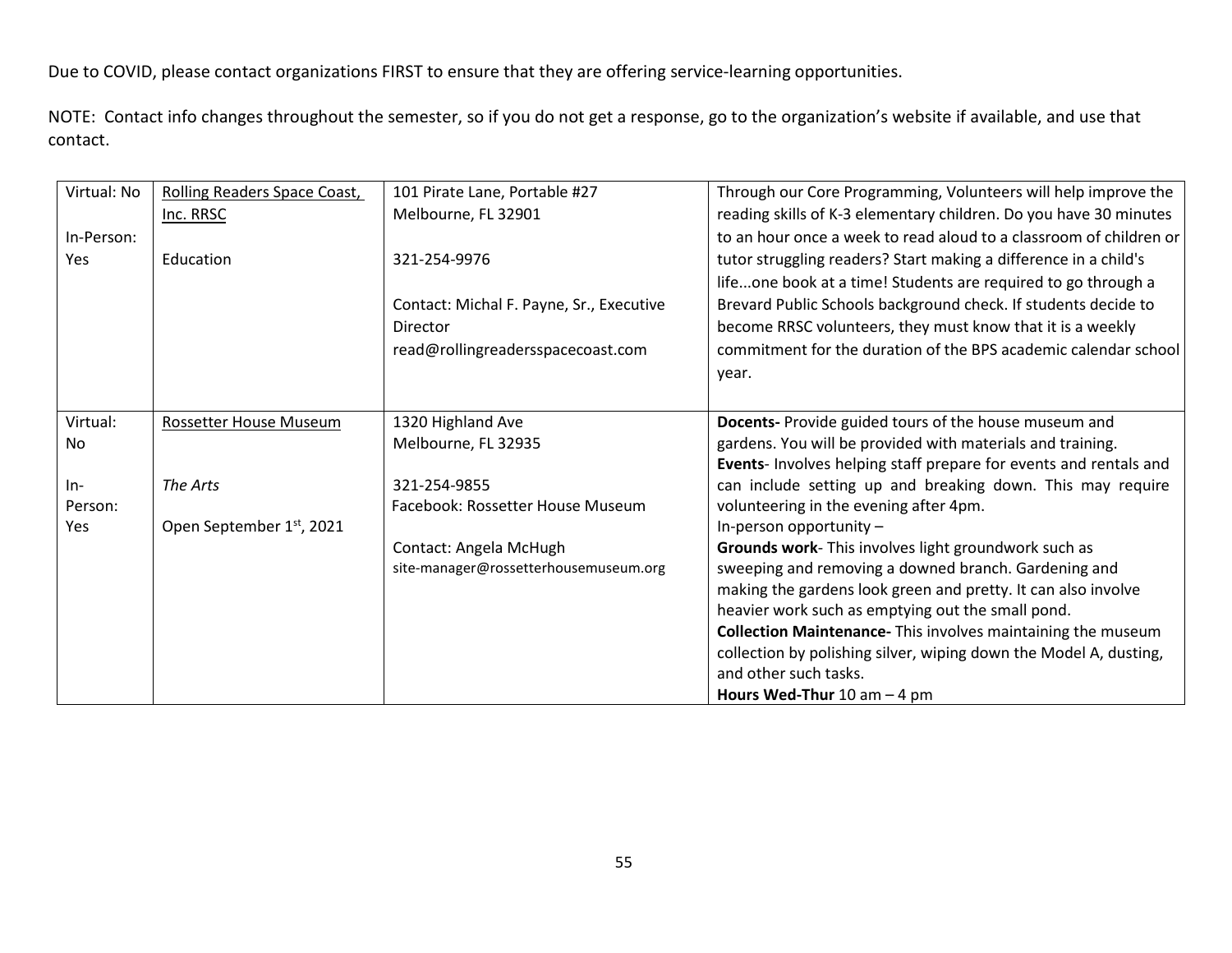Due to COVID, please contact organizations FIRST to ensure that they are offering service-learning opportunities.

NOTE: Contact info changes throughout the semester, so if you do not get a response, go to the organization's website if available, and use that contact.

| | | | |
|---|---|---|---|
| Virtual: No<br><br>In-Person: Yes | Rolling Readers Space Coast, Inc. RRSC<br><br>Education | 101 Pirate Lane, Portable #27<br>Melbourne, FL 32901<br><br>321-254-9976<br><br>Contact: Michal F. Payne, Sr., Executive Director<br>read@rollingreadersspacecoast.com | Through our Core Programming, Volunteers will help improve the reading skills of K-3 elementary children. Do you have 30 minutes to an hour once a week to read aloud to a classroom of children or tutor struggling readers? Start making a difference in a child's life...one book at a time! Students are required to go through a Brevard Public Schools background check. If students decide to become RRSC volunteers, they must know that it is a weekly commitment for the duration of the BPS academic calendar school year. |
| Virtual: No<br><br>In-Person: Yes | Rossetter House Museum<br><br>*The Arts*<br><br>Open September 1st, 2021 | 1320 Highland Ave<br>Melbourne, FL 32935<br><br>321-254-9855<br>Facebook: Rossetter House Museum<br><br>Contact: Angela McHugh<br>site-manager@rossetterhousemuseum.org | **Docents-** Provide guided tours of the house museum and gardens. You will be provided with materials and training.<br>**Events**- Involves helping staff prepare for events and rentals and can include setting up and breaking down. This may require volunteering in the evening after 4pm.<br>In-person opportunity –<br>**Grounds work**- This involves light groundwork such as sweeping and removing a downed branch. Gardening and making the gardens look green and pretty. It can also involve heavier work such as emptying out the small pond.<br>**Collection Maintenance-** This involves maintaining the museum collection by polishing silver, wiping down the Model A, dusting, and other such tasks.<br>**Hours Wed-Thur** 10 am – 4 pm |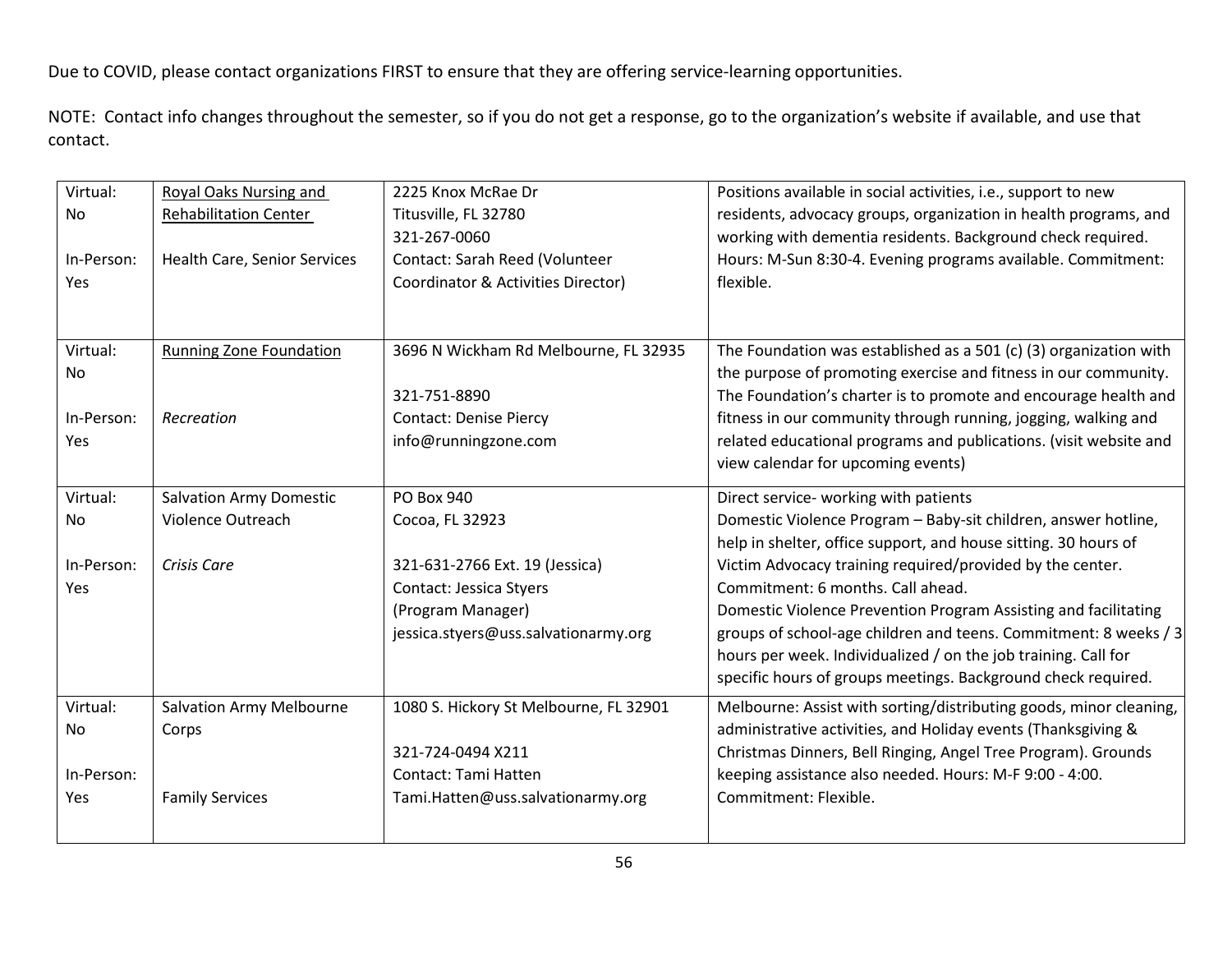Due to COVID, please contact organizations FIRST to ensure that they are offering service-learning opportunities.

NOTE: Contact info changes throughout the semester, so if you do not get a response, go to the organization's website if available, and use that contact.

| | | | |
|---|---|---|---|
| Virtual: No<br><br>In-Person: Yes | Royal Oaks Nursing and Rehabilitation Center<br><br>Health Care, Senior Services | 2225 Knox McRae Dr<br>Titusville, FL 32780<br>321-267-0060<br>Contact: Sarah Reed (Volunteer Coordinator & Activities Director) | Positions available in social activities, i.e., support to new residents, advocacy groups, organization in health programs, and working with dementia residents. Background check required. Hours: M-Sun 8:30-4. Evening programs available. Commitment: flexible. |
| Virtual: No<br><br>In-Person: Yes | Running Zone Foundation<br><br>*Recreation* | 3696 N Wickham Rd Melbourne, FL 32935<br><br>321-751-8890<br>Contact: Denise Piercy<br>info@runningzone.com | The Foundation was established as a 501 (c) (3) organization with the purpose of promoting exercise and fitness in our community. The Foundation's charter is to promote and encourage health and fitness in our community through running, jogging, walking and related educational programs and publications. (visit website and view calendar for upcoming events) |
| Virtual: No<br><br>In-Person: Yes | Salvation Army Domestic Violence Outreach<br><br>*Crisis Care* | PO Box 940<br>Cocoa, FL 32923<br><br>321-631-2766 Ext. 19 (Jessica)<br>Contact: Jessica Styers<br>(Program Manager)<br>jessica.styers@uss.salvationarmy.org | Direct service- working with patients<br>Domestic Violence Program – Baby-sit children, answer hotline, help in shelter, office support, and house sitting. 30 hours of Victim Advocacy training required/provided by the center. Commitment: 6 months. Call ahead.<br>Domestic Violence Prevention Program Assisting and facilitating groups of school-age children and teens. Commitment: 8 weeks / 3 hours per week. Individualized / on the job training. Call for specific hours of groups meetings. Background check required. |
| Virtual: No<br><br>In-Person: Yes | Salvation Army Melbourne Corps<br><br>Family Services | 1080 S. Hickory St Melbourne, FL 32901<br><br>321-724-0494 X211<br>Contact: Tami Hatten<br>Tami.Hatten@uss.salvationarmy.org | Melbourne: Assist with sorting/distributing goods, minor cleaning, administrative activities, and Holiday events (Thanksgiving & Christmas Dinners, Bell Ringing, Angel Tree Program). Grounds keeping assistance also needed. Hours: M-F 9:00 - 4:00. Commitment: Flexible. |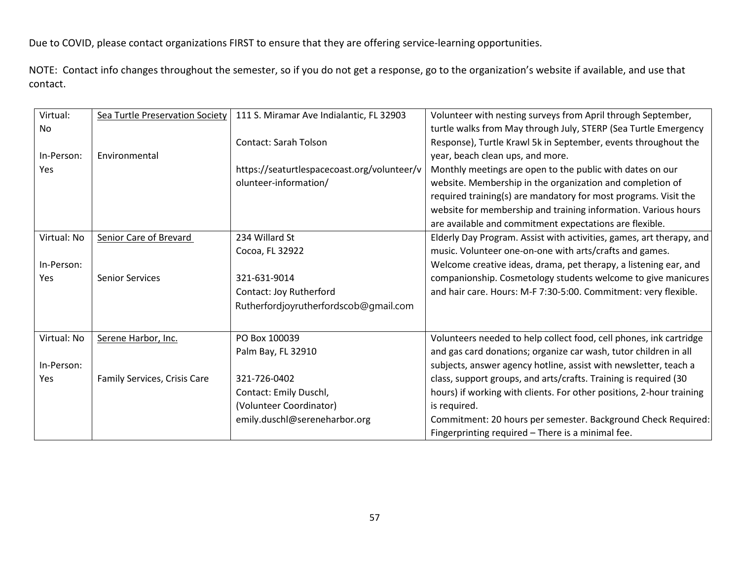Due to COVID, please contact organizations FIRST to ensure that they are offering service-learning opportunities.

NOTE: Contact info changes throughout the semester, so if you do not get a response, go to the organization's website if available, and use that contact.

| | | | |
|---|---|---|---|
| Virtual: No<br><br>In-Person: Yes | Sea Turtle Preservation Society<br><br>Environmental | 111 S. Miramar Ave Indialantic, FL 32903<br><br>Contact: Sarah Tolson<br><br>https://seaturtlespacecoast.org/volunteer/volunteer-information/ | Volunteer with nesting surveys from April through September, turtle walks from May through July, STERP (Sea Turtle Emergency Response), Turtle Krawl 5k in September, events throughout the year, beach clean ups, and more. Monthly meetings are open to the public with dates on our website. Membership in the organization and completion of required training(s) are mandatory for most programs. Visit the website for membership and training information. Various hours are available and commitment expectations are flexible. |
| Virtual: No<br><br>In-Person: Yes | Senior Care of Brevard<br><br>Senior Services | 234 Willard St<br>Cocoa, FL 32922<br><br>321-631-9014<br>Contact: Joy Rutherford<br>Rutherfordjoyrutherfordscob@gmail.com | Elderly Day Program. Assist with activities, games, art therapy, and music. Volunteer one-on-one with arts/crafts and games. Welcome creative ideas, drama, pet therapy, a listening ear, and companionship. Cosmetology students welcome to give manicures and hair care. Hours: M-F 7:30-5:00. Commitment: very flexible. |
| Virtual: No<br><br>In-Person: Yes | Serene Harbor, Inc.<br><br>Family Services, Crisis Care | PO Box 100039<br>Palm Bay, FL 32910<br><br>321-726-0402<br>Contact: Emily Duschl,<br>(Volunteer Coordinator)<br>emily.duschl@sereneharbor.org | Volunteers needed to help collect food, cell phones, ink cartridge and gas card donations; organize car wash, tutor children in all subjects, answer agency hotline, assist with newsletter, teach a class, support groups, and arts/crafts. Training is required (30 hours) if working with clients. For other positions, 2-hour training is required.<br>Commitment: 20 hours per semester. Background Check Required: Fingerprinting required – There is a minimal fee. |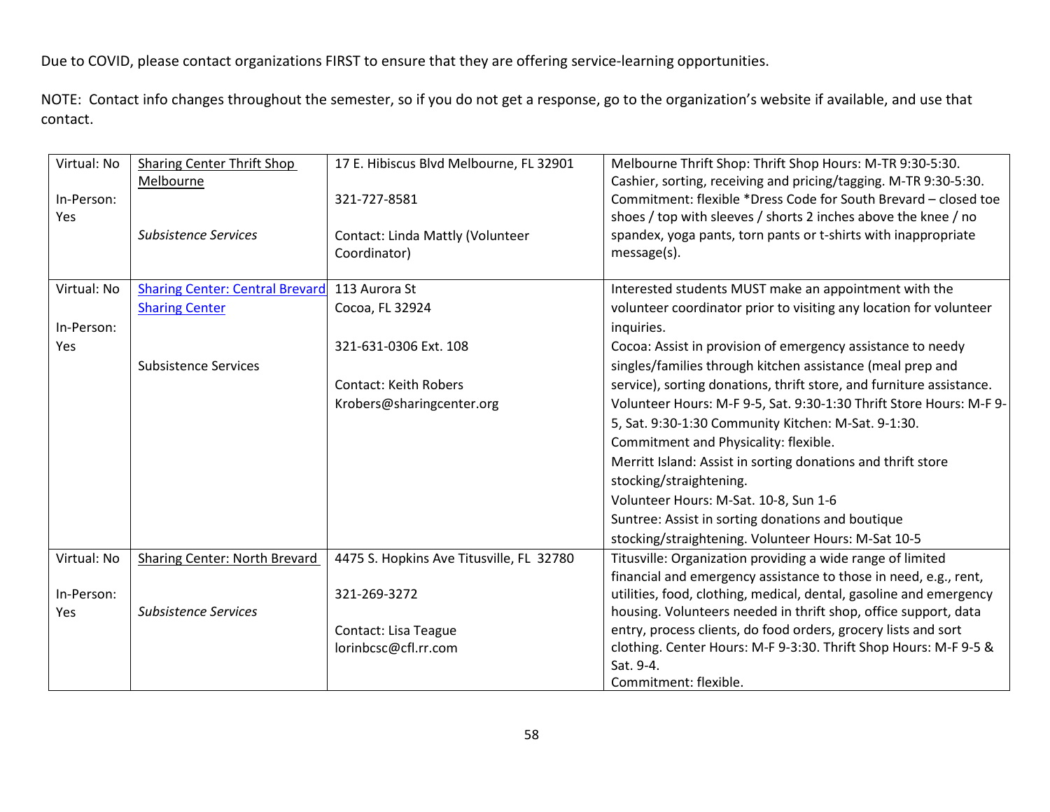Due to COVID, please contact organizations FIRST to ensure that they are offering service-learning opportunities.

NOTE: Contact info changes throughout the semester, so if you do not get a response, go to the organization's website if available, and use that contact.

| | | | |
|---|---|---|---|
| Virtual: No<br><br>In-Person: Yes | Sharing Center Thrift Shop Melbourne<br><br>*Subsistence Services* | 17 E. Hibiscus Blvd Melbourne, FL 32901<br><br>321-727-8581<br><br>Contact: Linda Mattly (Volunteer Coordinator) | Melbourne Thrift Shop: Thrift Shop Hours: M-TR 9:30-5:30. Cashier, sorting, receiving and pricing/tagging. M-TR 9:30-5:30. Commitment: flexible *Dress Code for South Brevard – closed toe shoes / top with sleeves / shorts 2 inches above the knee / no spandex, yoga pants, torn pants or t-shirts with inappropriate message(s). |
| Virtual: No<br><br>In-Person: Yes | Sharing Center: Central Brevard Sharing Center<br><br>Subsistence Services | 113 Aurora St<br>Cocoa, FL 32924<br><br>321-631-0306 Ext. 108<br><br>Contact: Keith Robers<br>Krobers@sharingcenter.org | Interested students MUST make an appointment with the volunteer coordinator prior to visiting any location for volunteer inquiries.<br>Cocoa: Assist in provision of emergency assistance to needy singles/families through kitchen assistance (meal prep and service), sorting donations, thrift store, and furniture assistance. Volunteer Hours: M-F 9-5, Sat. 9:30-1:30 Thrift Store Hours: M-F 9-5, Sat. 9:30-1:30 Community Kitchen: M-Sat. 9-1:30.<br>Commitment and Physicality: flexible.<br>Merritt Island: Assist in sorting donations and thrift store stocking/straightening.<br>Volunteer Hours: M-Sat. 10-8, Sun 1-6<br>Suntree: Assist in sorting donations and boutique stocking/straightening. Volunteer Hours: M-Sat 10-5 |
| Virtual: No<br><br>In-Person: Yes | Sharing Center: North Brevard<br><br>*Subsistence Services* | 4475 S. Hopkins Ave Titusville, FL 32780<br><br>321-269-3272<br><br>Contact: Lisa Teague<br>lorinbcsc@cfl.rr.com | Titusville: Organization providing a wide range of limited financial and emergency assistance to those in need, e.g., rent, utilities, food, clothing, medical, dental, gasoline and emergency housing. Volunteers needed in thrift shop, office support, data entry, process clients, do food orders, grocery lists and sort clothing. Center Hours: M-F 9-3:30. Thrift Shop Hours: M-F 9-5 & Sat. 9-4.<br>Commitment: flexible. |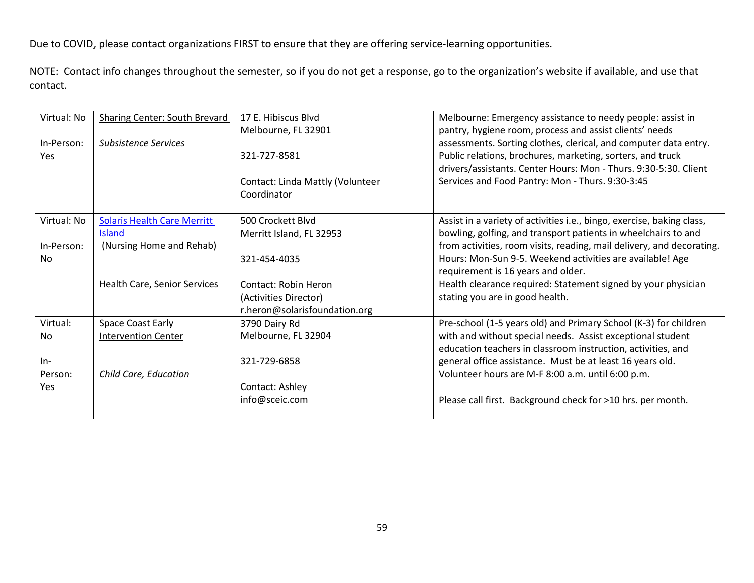Due to COVID, please contact organizations FIRST to ensure that they are offering service-learning opportunities.

NOTE: Contact info changes throughout the semester, so if you do not get a response, go to the organization's website if available, and use that contact.

| | | | |
|---|---|---|---|
| Virtual: No<br><br>In-Person: Yes | Sharing Center: South Brevard<br><br>*Subsistence Services* | 17 E. Hibiscus Blvd<br>Melbourne, FL 32901<br><br>321-727-8581<br><br>Contact: Linda Mattly (Volunteer Coordinator | Melbourne: Emergency assistance to needy people: assist in pantry, hygiene room, process and assist clients' needs assessments. Sorting clothes, clerical, and computer data entry. Public relations, brochures, marketing, sorters, and truck drivers/assistants. Center Hours: Mon - Thurs. 9:30-5:30. Client Services and Food Pantry: Mon - Thurs. 9:30-3:45 |
| Virtual: No<br><br>In-Person: No | Solaris Health Care Merritt Island<br>(Nursing Home and Rehab)<br><br>Health Care, Senior Services | 500 Crockett Blvd<br>Merritt Island, FL 32953<br><br>321-454-4035<br><br>Contact: Robin Heron (Activities Director)<br>r.heron@solarisfoundation.org | Assist in a variety of activities i.e., bingo, exercise, baking class, bowling, golfing, and transport patients in wheelchairs to and from activities, room visits, reading, mail delivery, and decorating. Hours: Mon-Sun 9-5. Weekend activities are available! Age requirement is 16 years and older.<br>Health clearance required: Statement signed by your physician stating you are in good health. |
| Virtual: No<br><br>In-Person: Yes | Space Coast Early Intervention Center<br><br>*Child Care, Education* | 3790 Dairy Rd<br>Melbourne, FL 32904<br><br>321-729-6858<br><br>Contact: Ashley<br>info@sceic.com | Pre-school (1-5 years old) and Primary School (K-3) for children with and without special needs. Assist exceptional student education teachers in classroom instruction, activities, and general office assistance. Must be at least 16 years old. Volunteer hours are M-F 8:00 a.m. until 6:00 p.m.<br><br>Please call first. Background check for >10 hrs. per month. |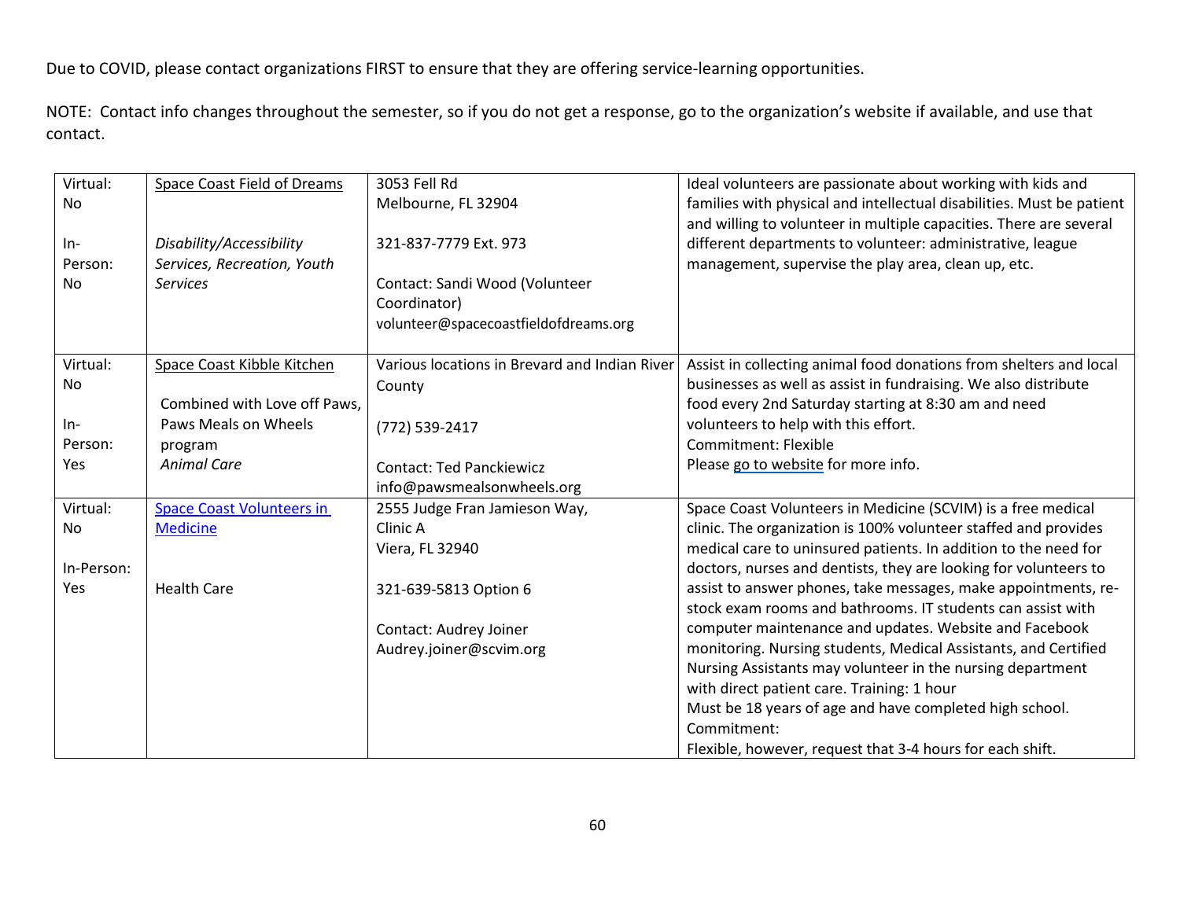Due to COVID, please contact organizations FIRST to ensure that they are offering service-learning opportunities.

NOTE: Contact info changes throughout the semester, so if you do not get a response, go to the organization's website if available, and use that contact.

| | | | |
|---|---|---|---|
| Virtual: No<br><br>In-Person: No | Space Coast Field of Dreams<br><br>*Disability/Accessibility Services, Recreation, Youth Services* | 3053 Fell Rd<br>Melbourne, FL 32904<br><br>321-837-7779 Ext. 973<br><br>Contact: Sandi Wood (Volunteer Coordinator)<br>volunteer@spacecoastfieldofdreams.org | Ideal volunteers are passionate about working with kids and families with physical and intellectual disabilities. Must be patient and willing to volunteer in multiple capacities. There are several different departments to volunteer: administrative, league management, supervise the play area, clean up, etc. |
| Virtual: No<br><br>In-Person: Yes | Space Coast Kibble Kitchen<br><br>Combined with Love off Paws, Paws Meals on Wheels program<br>*Animal Care* | Various locations in Brevard and Indian River County<br><br>(772) 539-2417<br><br>Contact: Ted Panckiewicz<br>info@pawsmealsonwheels.org | Assist in collecting animal food donations from shelters and local businesses as well as assist in fundraising. We also distribute food every 2nd Saturday starting at 8:30 am and need volunteers to help with this effort.<br>Commitment: Flexible<br>Please go to website for more info. |
| Virtual: No<br><br>In-Person: Yes | Space Coast Volunteers in Medicine<br><br>Health Care | 2555 Judge Fran Jamieson Way, Clinic A<br>Viera, FL 32940<br><br>321-639-5813 Option 6<br><br>Contact: Audrey Joiner<br>Audrey.joiner@scvim.org | Space Coast Volunteers in Medicine (SCVIM) is a free medical clinic. The organization is 100% volunteer staffed and provides medical care to uninsured patients. In addition to the need for doctors, nurses and dentists, they are looking for volunteers to assist to answer phones, take messages, make appointments, re-stock exam rooms and bathrooms. IT students can assist with computer maintenance and updates. Website and Facebook monitoring. Nursing students, Medical Assistants, and Certified Nursing Assistants may volunteer in the nursing department with direct patient care. Training: 1 hour<br>Must be 18 years of age and have completed high school.<br>Commitment:<br>Flexible, however, request that 3-4 hours for each shift. |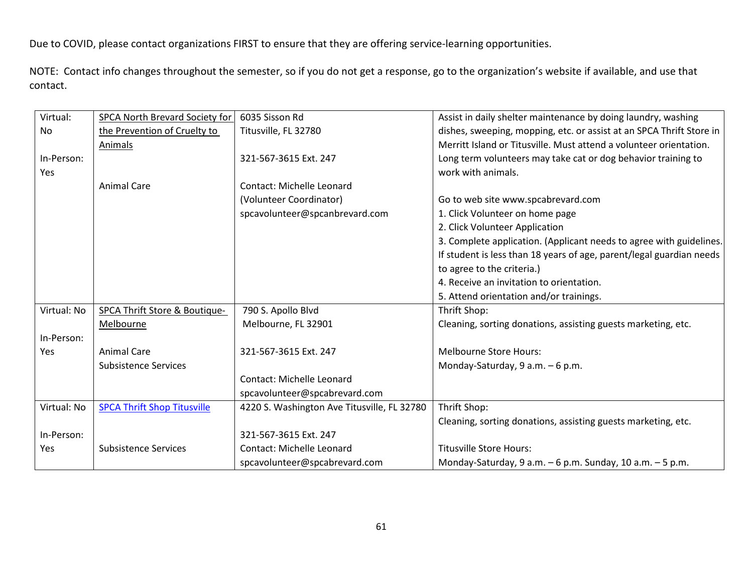Due to COVID, please contact organizations FIRST to ensure that they are offering service-learning opportunities.

NOTE: Contact info changes throughout the semester, so if you do not get a response, go to the organization's website if available, and use that contact.

| | | | |
|---|---|---|---|
| Virtual: No<br><br>In-Person: Yes | SPCA North Brevard Society for the Prevention of Cruelty to Animals<br><br>Animal Care | 6035 Sisson Rd<br>Titusville, FL 32780<br><br>321-567-3615 Ext. 247<br><br>Contact: Michelle Leonard<br>(Volunteer Coordinator)<br>spcavolunteer@spcanbrevard.com | Assist in daily shelter maintenance by doing laundry, washing dishes, sweeping, mopping, etc. or assist at an SPCA Thrift Store in Merritt Island or Titusville. Must attend a volunteer orientation. Long term volunteers may take cat or dog behavior training to work with animals.<br><br>Go to web site www.spcabrevard.com<br>1. Click Volunteer on home page<br>2. Click Volunteer Application<br>3. Complete application. (Applicant needs to agree with guidelines. If student is less than 18 years of age, parent/legal guardian needs to agree to the criteria.)<br>4. Receive an invitation to orientation.<br>5. Attend orientation and/or trainings. |
| Virtual: No<br><br>In-Person: Yes | SPCA Thrift Store & Boutique-Melbourne<br><br>Animal Care<br>Subsistence Services | 790 S. Apollo Blvd<br>Melbourne, FL 32901<br><br>321-567-3615 Ext. 247<br><br>Contact: Michelle Leonard<br>spcavolunteer@spcabrevard.com | Thrift Shop:<br>Cleaning, sorting donations, assisting guests marketing, etc.<br><br>Melbourne Store Hours:<br>Monday-Saturday, 9 a.m. – 6 p.m. |
| Virtual: No<br><br>In-Person: Yes | SPCA Thrift Shop Titusville<br><br>Subsistence Services | 4220 S. Washington Ave Titusville, FL 32780<br><br>321-567-3615 Ext. 247<br>Contact: Michelle Leonard<br>spcavolunteer@spcabrevard.com | Thrift Shop:<br>Cleaning, sorting donations, assisting guests marketing, etc.<br><br>Titusville Store Hours:<br>Monday-Saturday, 9 a.m. – 6 p.m. Sunday, 10 a.m. – 5 p.m. |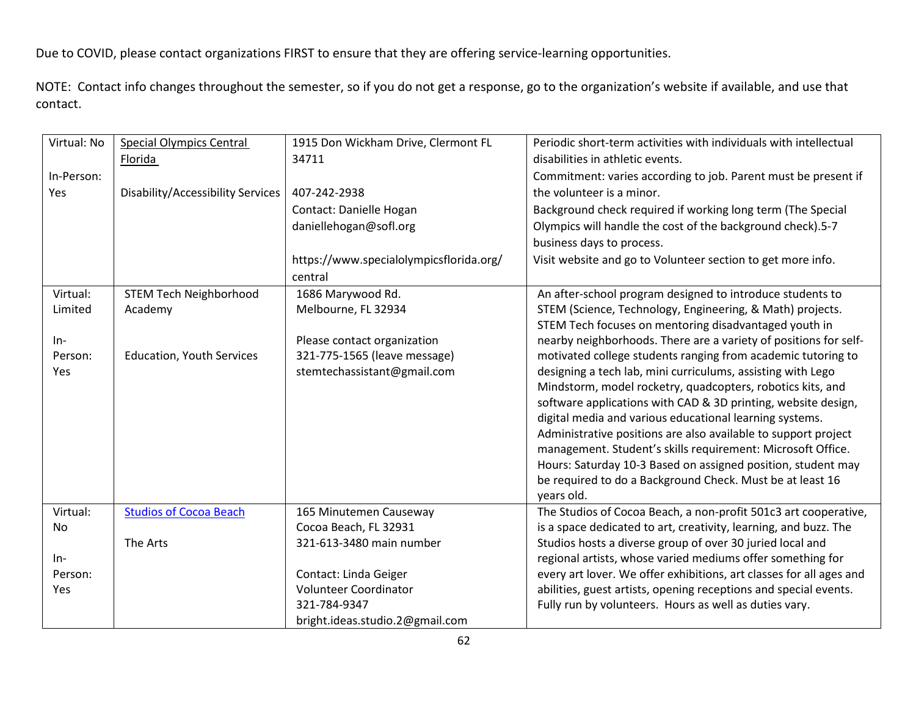Due to COVID, please contact organizations FIRST to ensure that they are offering service-learning opportunities.

NOTE: Contact info changes throughout the semester, so if you do not get a response, go to the organization's website if available, and use that contact.

| | | | |
|---|---|---|---|
| Virtual: No<br><br>In-Person: Yes | Special Olympics Central Florida<br><br>Disability/Accessibility Services | 1915 Don Wickham Drive, Clermont FL 34711<br><br>407-242-2938<br>Contact: Danielle Hogan<br>daniellehogan@sofl.org<br><br>https://www.specialolympicsflorida.org/central | Periodic short-term activities with individuals with intellectual disabilities in athletic events.<br>Commitment: varies according to job. Parent must be present if the volunteer is a minor.<br>Background check required if working long term (The Special Olympics will handle the cost of the background check).5-7 business days to process.<br>Visit website and go to Volunteer section to get more info. |
| Virtual: Limited<br><br>In-Person: Yes | STEM Tech Neighborhood Academy<br><br>Education, Youth Services | 1686 Marywood Rd.<br>Melbourne, FL 32934<br><br>Please contact organization<br>321-775-1565 (leave message)<br>stemtechassistant@gmail.com | An after-school program designed to introduce students to STEM (Science, Technology, Engineering, & Math) projects. STEM Tech focuses on mentoring disadvantaged youth in nearby neighborhoods. There are a variety of positions for self-motivated college students ranging from academic tutoring to designing a tech lab, mini curriculums, assisting with Lego Mindstorm, model rocketry, quadcopters, robotics kits, and software applications with CAD & 3D printing, website design, digital media and various educational learning systems. Administrative positions are also available to support project management. Student's skills requirement: Microsoft Office. Hours: Saturday 10-3 Based on assigned position, student may be required to do a Background Check. Must be at least 16 years old. |
| Virtual: No<br><br>In-Person: Yes | Studios of Cocoa Beach<br><br>The Arts | 165 Minutemen Causeway<br>Cocoa Beach, FL 32931<br>321-613-3480 main number<br><br>Contact: Linda Geiger<br>Volunteer Coordinator<br>321-784-9347<br>bright.ideas.studio.2@gmail.com | The Studios of Cocoa Beach, a non-profit 501c3 art cooperative, is a space dedicated to art, creativity, learning, and buzz. The Studios hosts a diverse group of over 30 juried local and regional artists, whose varied mediums offer something for every art lover. We offer exhibitions, art classes for all ages and abilities, guest artists, opening receptions and special events. Fully run by volunteers. Hours as well as duties vary. |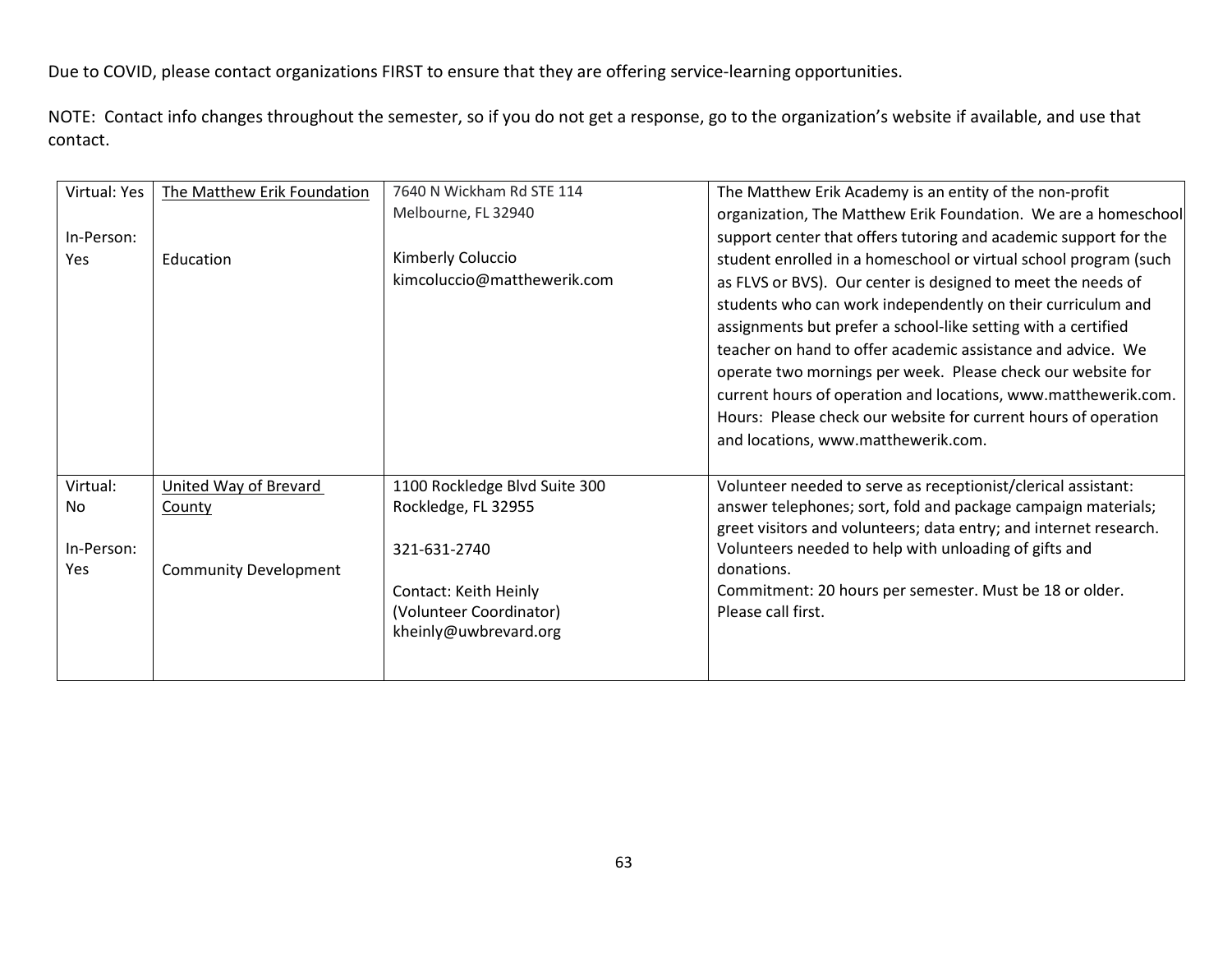Due to COVID, please contact organizations FIRST to ensure that they are offering service-learning opportunities.

NOTE: Contact info changes throughout the semester, so if you do not get a response, go to the organization's website if available, and use that contact.

| | | | |
|---|---|---|---|
| Virtual: Yes<br><br>In-Person: Yes | The Matthew Erik Foundation<br><br>Education | 7640 N Wickham Rd STE 114<br>Melbourne, FL 32940<br><br>Kimberly Coluccio<br>kimcoluccio@matthewerik.com | The Matthew Erik Academy is an entity of the non-profit organization, The Matthew Erik Foundation. We are a homeschool support center that offers tutoring and academic support for the student enrolled in a homeschool or virtual school program (such as FLVS or BVS). Our center is designed to meet the needs of students who can work independently on their curriculum and assignments but prefer a school-like setting with a certified teacher on hand to offer academic assistance and advice. We operate two mornings per week. Please check our website for current hours of operation and locations, www.matthewerik.com. Hours: Please check our website for current hours of operation and locations, www.matthewerik.com. |
| Virtual: No<br><br>In-Person: Yes | United Way of Brevard County<br><br>Community Development | 1100 Rockledge Blvd Suite 300<br>Rockledge, FL 32955<br><br>321-631-2740<br><br>Contact: Keith Heinly<br>(Volunteer Coordinator)<br>kheinly@uwbrevard.org | Volunteer needed to serve as receptionist/clerical assistant: answer telephones; sort, fold and package campaign materials; greet visitors and volunteers; data entry; and internet research. Volunteers needed to help with unloading of gifts and donations.<br>Commitment: 20 hours per semester. Must be 18 or older. Please call first. |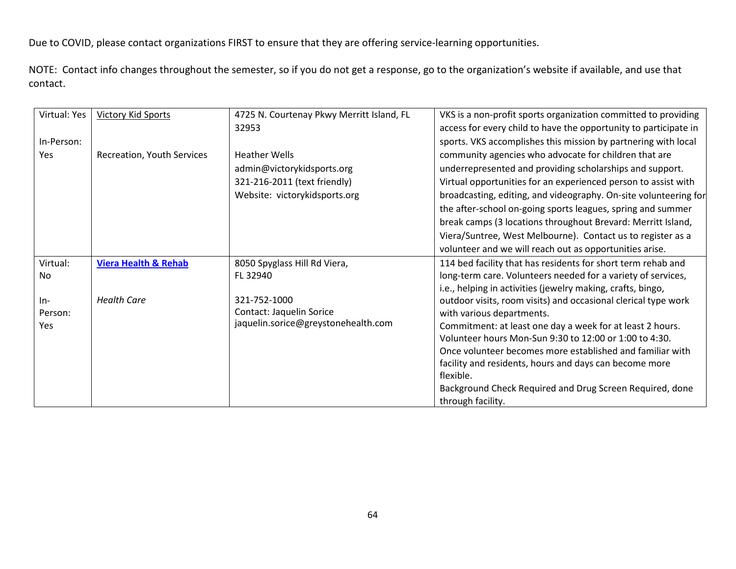Due to COVID, please contact organizations FIRST to ensure that they are offering service-learning opportunities.

NOTE: Contact info changes throughout the semester, so if you do not get a response, go to the organization's website if available, and use that contact.

| | | | |
|---|---|---|---|
| Virtual: Yes<br><br>In-Person: Yes | Victory Kid Sports<br><br>Recreation, Youth Services | 4725 N. Courtenay Pkwy Merritt Island, FL 32953<br><br>Heather Wells<br>admin@victorykidsports.org<br>321-216-2011 (text friendly)<br>Website: victorykidsports.org | VKS is a non-profit sports organization committed to providing access for every child to have the opportunity to participate in sports. VKS accomplishes this mission by partnering with local community agencies who advocate for children that are underrepresented and providing scholarships and support. Virtual opportunities for an experienced person to assist with broadcasting, editing, and videography. On-site volunteering for the after-school on-going sports leagues, spring and summer break camps (3 locations throughout Brevard: Merritt Island, Viera/Suntree, West Melbourne). Contact us to register as a volunteer and we will reach out as opportunities arise. |
| Virtual: No<br><br>In-Person: Yes | **Viera Health & Rehab**<br><br>*Health Care* | 8050 Spyglass Hill Rd Viera, FL 32940<br><br>321-752-1000<br>Contact: Jaquelin Sorice<br>jaquelin.sorice@greystonehealth.com | 114 bed facility that has residents for short term rehab and long-term care. Volunteers needed for a variety of services, i.e., helping in activities (jewelry making, crafts, bingo, outdoor visits, room visits) and occasional clerical type work with various departments.<br>Commitment: at least one day a week for at least 2 hours. Volunteer hours Mon-Sun 9:30 to 12:00 or 1:00 to 4:30. Once volunteer becomes more established and familiar with facility and residents, hours and days can become more flexible.<br>Background Check Required and Drug Screen Required, done through facility. |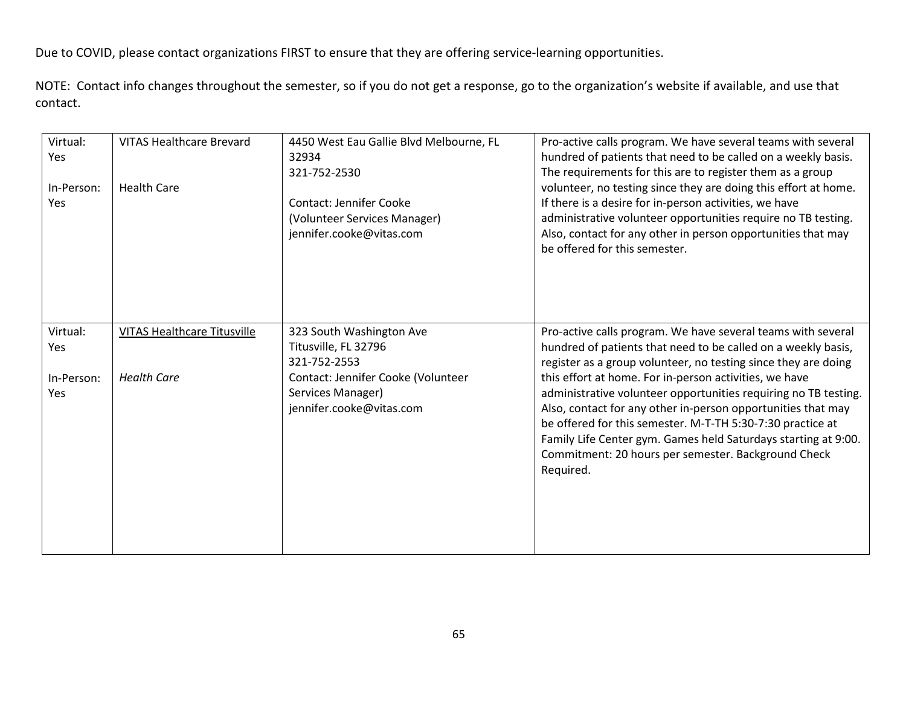Due to COVID, please contact organizations FIRST to ensure that they are offering service-learning opportunities.

NOTE: Contact info changes throughout the semester, so if you do not get a response, go to the organization's website if available, and use that contact.

| | | | |
|---|---|---|---|
| Virtual: Yes<br><br>In-Person: Yes | VITAS Healthcare Brevard<br><br>Health Care | 4450 West Eau Gallie Blvd Melbourne, FL 32934<br>321-752-2530<br><br>Contact: Jennifer Cooke<br>(Volunteer Services Manager)<br>jennifer.cooke@vitas.com | Pro-active calls program. We have several teams with several hundred of patients that need to be called on a weekly basis. The requirements for this are to register them as a group volunteer, no testing since they are doing this effort at home. If there is a desire for in-person activities, we have administrative volunteer opportunities require no TB testing. Also, contact for any other in person opportunities that may be offered for this semester. |
| Virtual: Yes<br><br>In-Person: Yes | <u>VITAS Healthcare Titusville</u><br><br>*Health Care* | 323 South Washington Ave<br>Titusville, FL 32796<br>321-752-2553<br>Contact: Jennifer Cooke (Volunteer Services Manager)<br>jennifer.cooke@vitas.com | Pro-active calls program. We have several teams with several hundred of patients that need to be called on a weekly basis, register as a group volunteer, no testing since they are doing this effort at home. For in-person activities, we have administrative volunteer opportunities requiring no TB testing. Also, contact for any other in-person opportunities that may be offered for this semester. M-T-TH 5:30-7:30 practice at Family Life Center gym. Games held Saturdays starting at 9:00. Commitment: 20 hours per semester. Background Check Required. |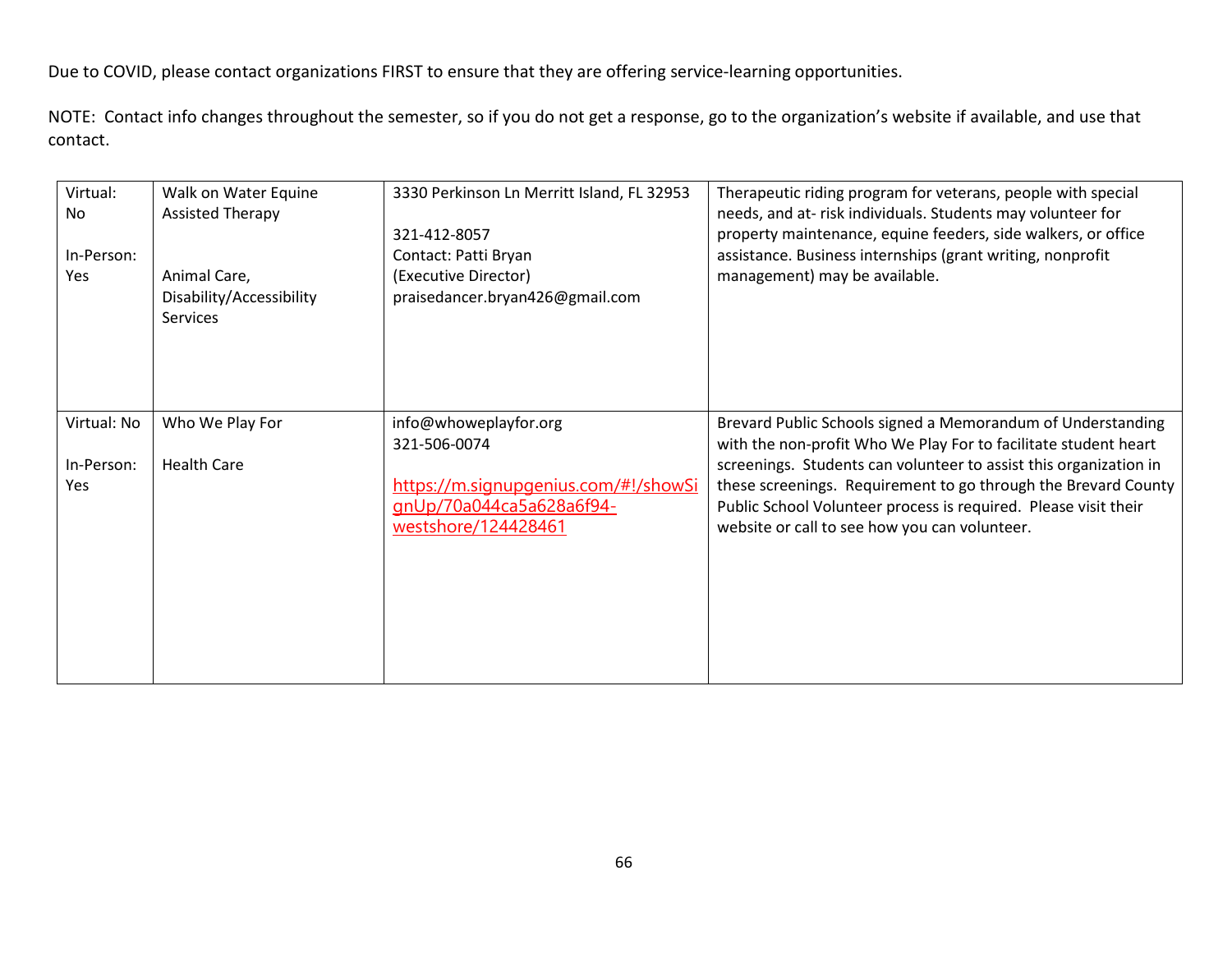Due to COVID, please contact organizations FIRST to ensure that they are offering service-learning opportunities.

NOTE: Contact info changes throughout the semester, so if you do not get a response, go to the organization's website if available, and use that contact.

| | | | |
|---|---|---|---|
| Virtual: No<br><br>In-Person: Yes | Walk on Water Equine Assisted Therapy<br><br>Animal Care, Disability/Accessibility Services | 3330 Perkinson Ln Merritt Island, FL 32953<br><br>321-412-8057<br>Contact: Patti Bryan (Executive Director)<br>praisedancer.bryan426@gmail.com | Therapeutic riding program for veterans, people with special needs, and at- risk individuals. Students may volunteer for property maintenance, equine feeders, side walkers, or office assistance. Business internships (grant writing, nonprofit management) may be available. |
| Virtual: No<br><br>In-Person: Yes | Who We Play For<br><br>Health Care | info@whoweplayfor.org<br>321-506-0074<br><br>https://m.signupgenius.com/#!/showSignUp/70a044ca5a628a6f94-westshore/124428461 | Brevard Public Schools signed a Memorandum of Understanding with the non-profit Who We Play For to facilitate student heart screenings. Students can volunteer to assist this organization in these screenings. Requirement to go through the Brevard County Public School Volunteer process is required. Please visit their website or call to see how you can volunteer. |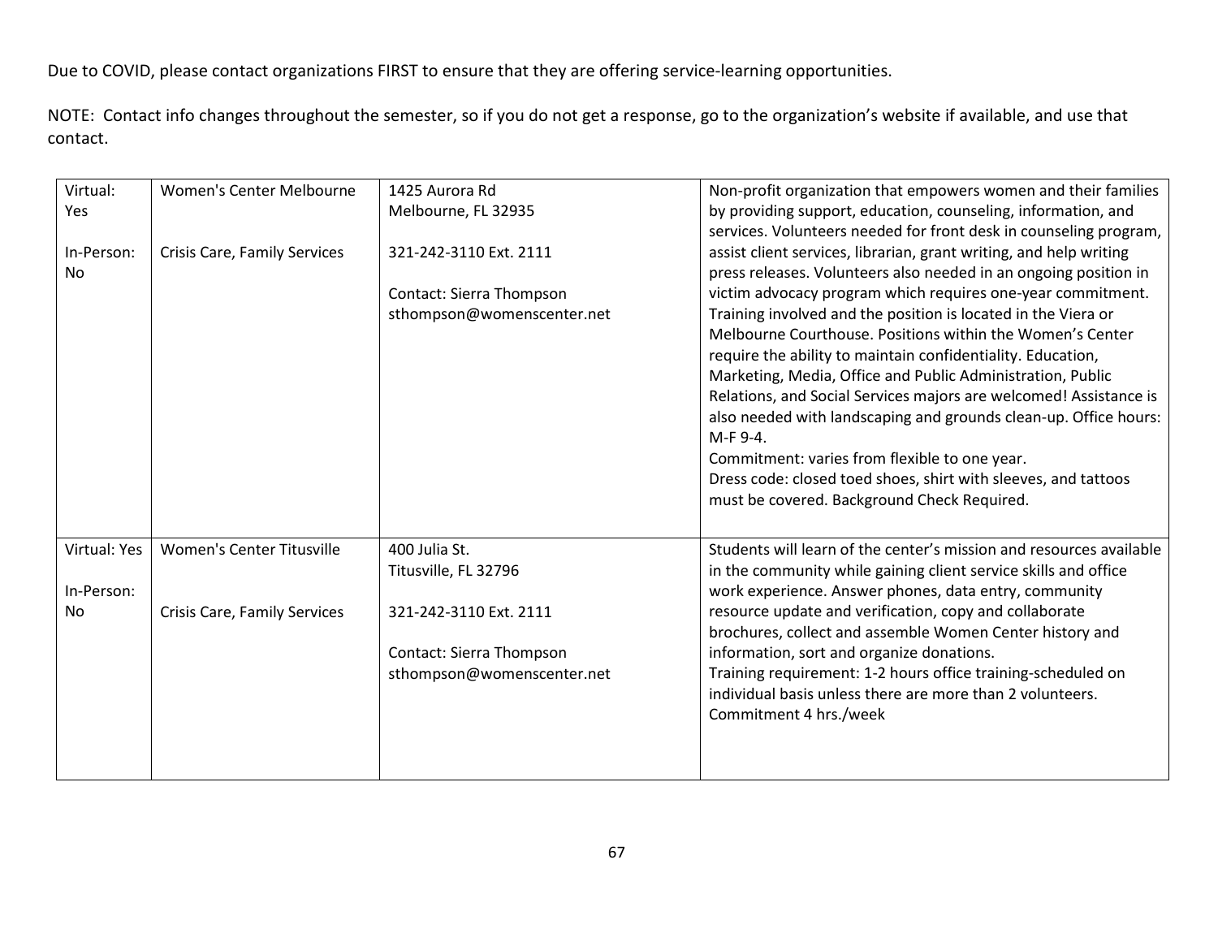Due to COVID, please contact organizations FIRST to ensure that they are offering service-learning opportunities.

NOTE: Contact info changes throughout the semester, so if you do not get a response, go to the organization's website if available, and use that contact.

| | | | |
|---|---|---|---|
| Virtual: Yes<br><br>In-Person: No | Women's Center Melbourne<br><br>Crisis Care, Family Services | 1425 Aurora Rd<br>Melbourne, FL 32935<br><br>321-242-3110 Ext. 2111<br><br>Contact: Sierra Thompson<br>sthompson@womenscenter.net | Non-profit organization that empowers women and their families by providing support, education, counseling, information, and services. Volunteers needed for front desk in counseling program, assist client services, librarian, grant writing, and help writing press releases. Volunteers also needed in an ongoing position in victim advocacy program which requires one-year commitment. Training involved and the position is located in the Viera or Melbourne Courthouse. Positions within the Women's Center require the ability to maintain confidentiality. Education, Marketing, Media, Office and Public Administration, Public Relations, and Social Services majors are welcomed! Assistance is also needed with landscaping and grounds clean-up. Office hours: M-F 9-4.<br>Commitment: varies from flexible to one year.<br>Dress code: closed toed shoes, shirt with sleeves, and tattoos must be covered. Background Check Required. |
| Virtual: Yes<br><br>In-Person: No | Women's Center Titusville<br><br>Crisis Care, Family Services | 400 Julia St.<br>Titusville, FL 32796<br><br>321-242-3110 Ext. 2111<br><br>Contact: Sierra Thompson<br>sthompson@womenscenter.net | Students will learn of the center's mission and resources available in the community while gaining client service skills and office work experience. Answer phones, data entry, community resource update and verification, copy and collaborate brochures, collect and assemble Women Center history and information, sort and organize donations.<br>Training requirement: 1-2 hours office training-scheduled on individual basis unless there are more than 2 volunteers.<br>Commitment 4 hrs./week |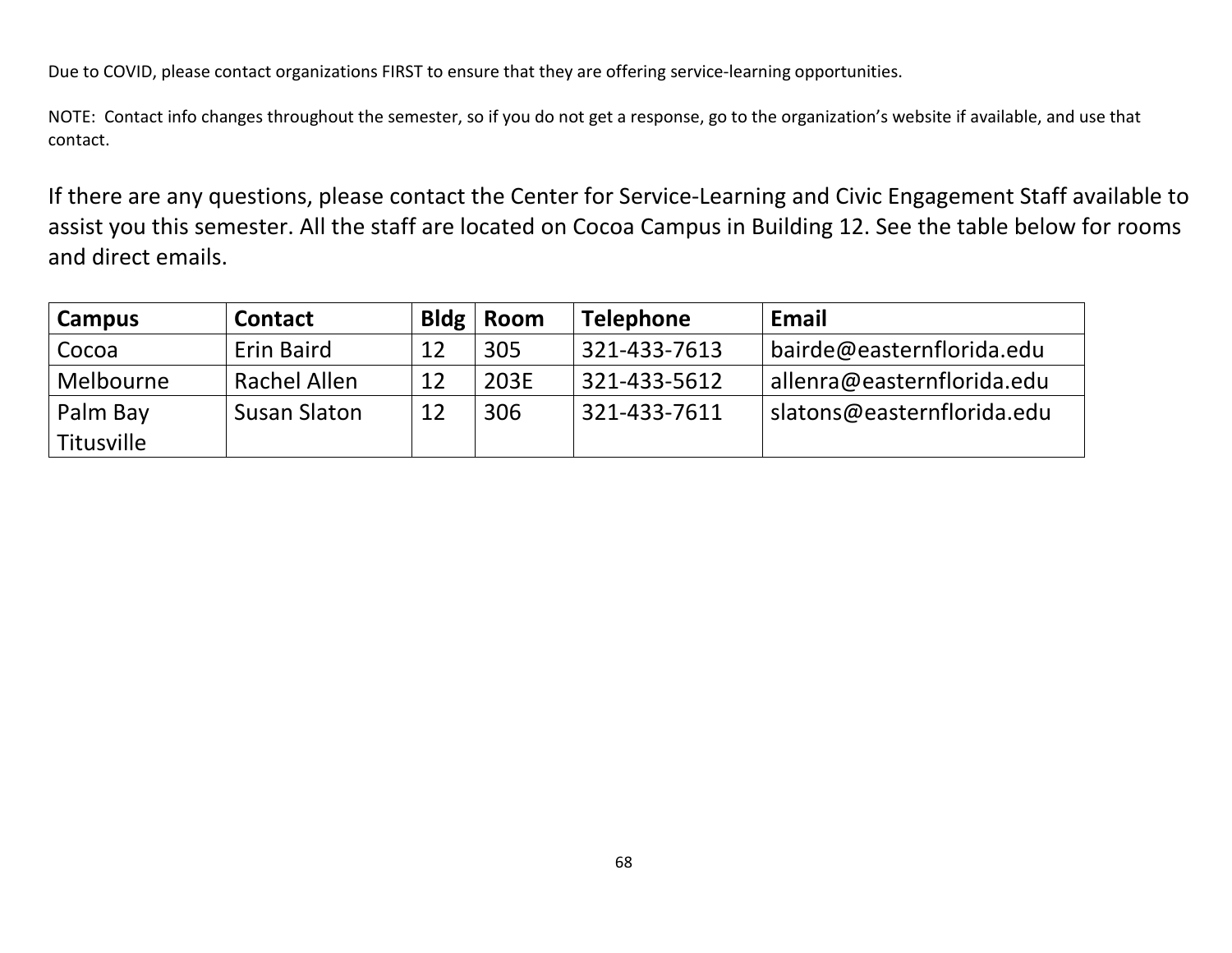Due to COVID, please contact organizations FIRST to ensure that they are offering service-learning opportunities.

NOTE: Contact info changes throughout the semester, so if you do not get a response, go to the organization's website if available, and use that contact.

If there are any questions, please contact the Center for Service-Learning and Civic Engagement Staff available to assist you this semester. All the staff are located on Cocoa Campus in Building 12. See the table below for rooms and direct emails.

| Campus | Contact | Bldg | Room | Telephone | Email |
|---|---|---|---|---|---|
| Cocoa | Erin Baird | 12 | 305 | 321-433-7613 | bairde@easternflorida.edu |
| Melbourne | Rachel Allen | 12 | 203E | 321-433-5612 | allenra@easternflorida.edu |
| Palm Bay<br>Titusville | Susan Slaton | 12 | 306 | 321-433-7611 | slatons@easternflorida.edu |